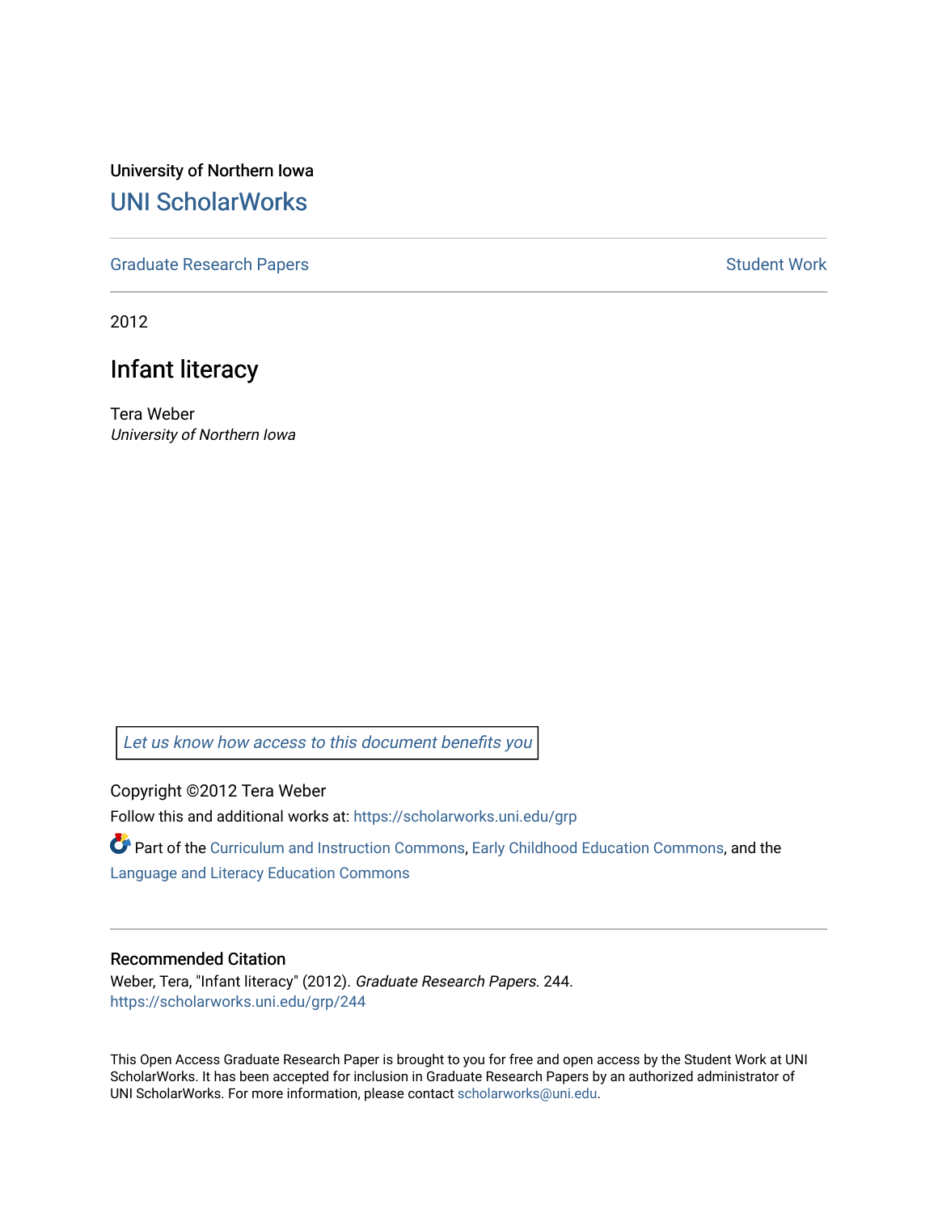University of Northern Iowa

# UNI ScholarWorks

Graduate Research Papers | Student Work

2012

## Infant literacy

Tera Weber
*University of Northern Iowa*

*Let us know how access to this document benefits you*

Copyright ©2012 Tera Weber

Follow this and additional works at: https://scholarworks.uni.edu/grp

Part of the Curriculum and Instruction Commons, Early Childhood Education Commons, and the Language and Literacy Education Commons

### Recommended Citation

Weber, Tera, "Infant literacy" (2012). *Graduate Research Papers*. 244.
https://scholarworks.uni.edu/grp/244

This Open Access Graduate Research Paper is brought to you for free and open access by the Student Work at UNI ScholarWorks. It has been accepted for inclusion in Graduate Research Papers by an authorized administrator of UNI ScholarWorks. For more information, please contact scholarworks@uni.edu.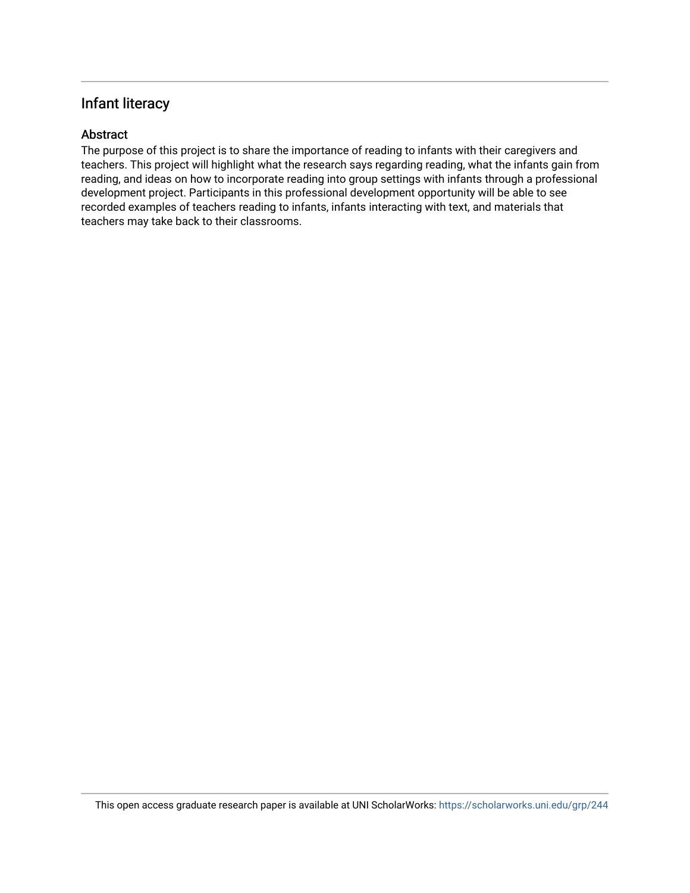## Infant literacy

### Abstract

The purpose of this project is to share the importance of reading to infants with their caregivers and teachers. This project will highlight what the research says regarding reading, what the infants gain from reading, and ideas on how to incorporate reading into group settings with infants through a professional development project. Participants in this professional development opportunity will be able to see recorded examples of teachers reading to infants, infants interacting with text, and materials that teachers may take back to their classrooms.

This open access graduate research paper is available at UNI ScholarWorks: https://scholarworks.uni.edu/grp/244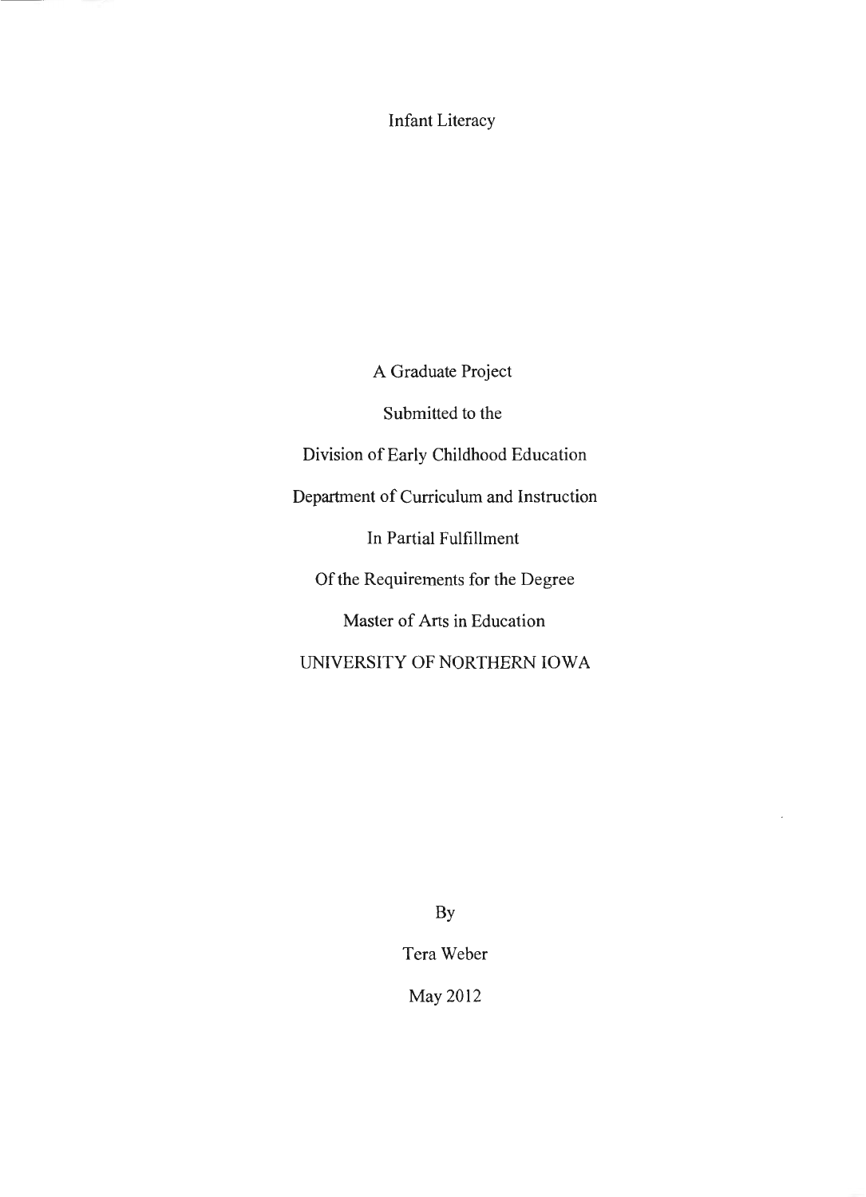# Infant Literacy

A Graduate Project

Submitted to the

Division of Early Childhood Education

Department of Curriculum and Instruction

In Partial Fulfillment

Of the Requirements for the Degree

Master of Arts in Education

UNIVERSITY OF NORTHERN IOWA

By

Tera Weber

May 2012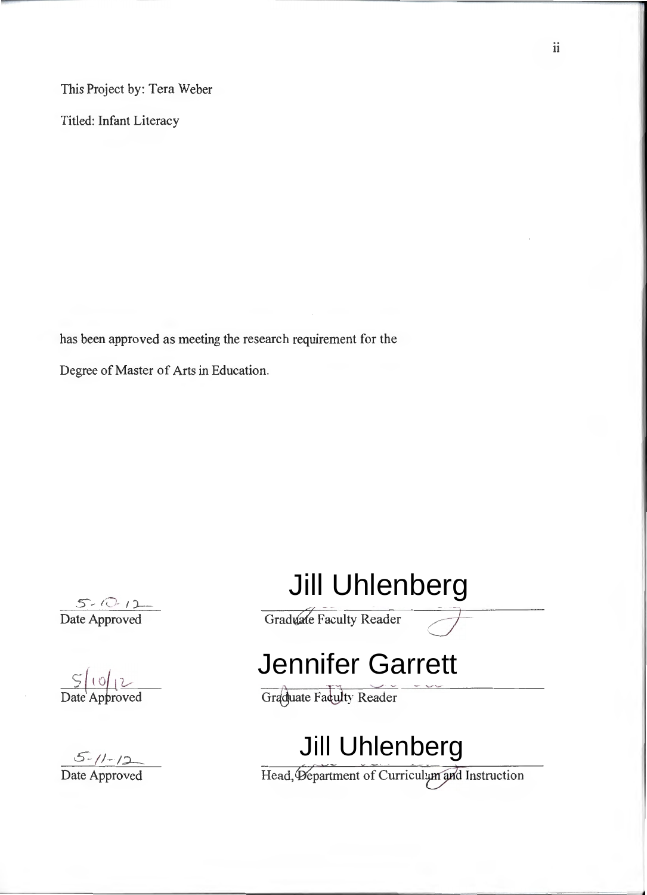This Project by: Tera Weber

Titled: Infant Literacy

has been approved as meeting the research requirement for the

Degree of Master of Arts in Education.

| | |
|---|---|
| 5-10-12 | Jill Uhlenberg |
| Date Approved | Graduate Faculty Reader |
| 5/10/12 | Jennifer Garrett |
| Date Approved | Graduate Faculty Reader |
| 5-11-12 | Jill Uhlenberg |
| Date Approved | Head, Department of Curriculum and Instruction |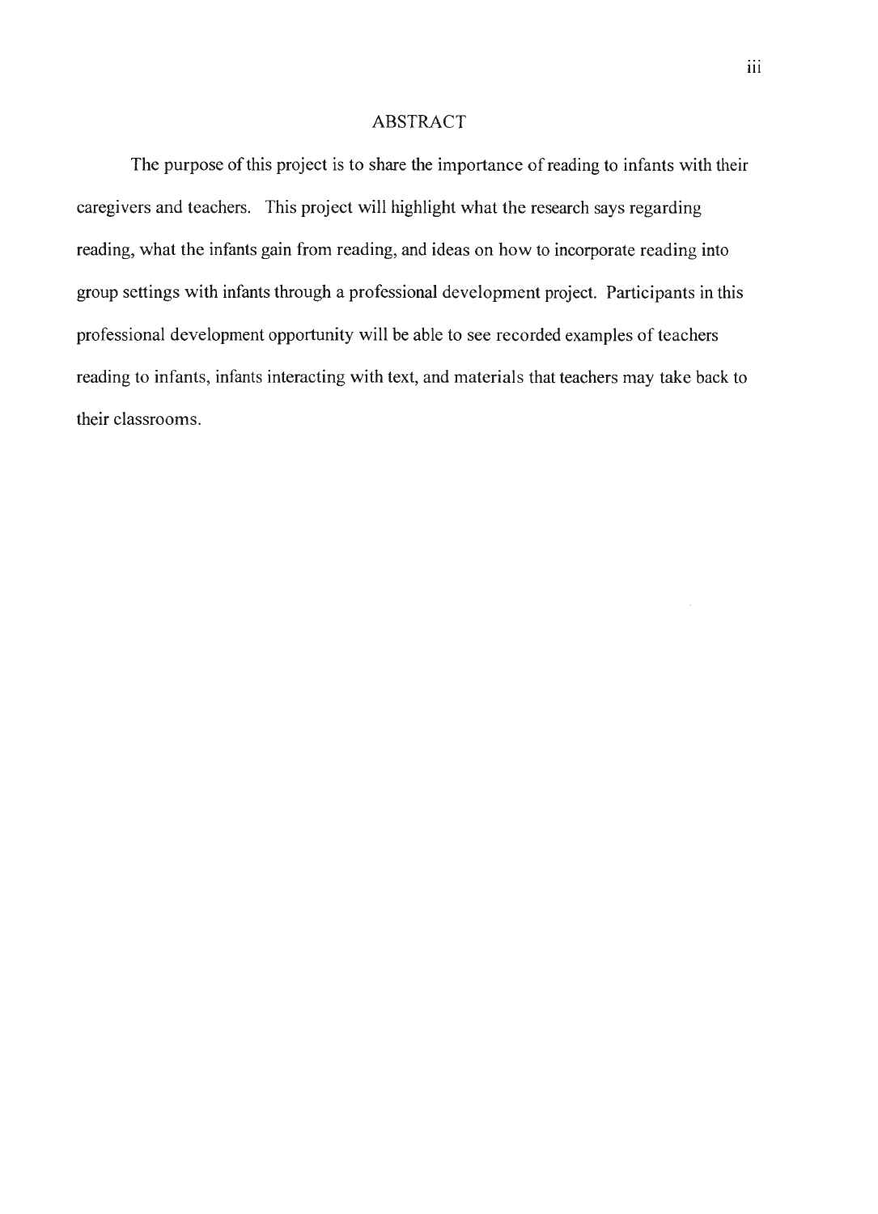# ABSTRACT

The purpose of this project is to share the importance of reading to infants with their caregivers and teachers. This project will highlight what the research says regarding reading, what the infants gain from reading, and ideas on how to incorporate reading into group settings with infants through a professional development project. Participants in this professional development opportunity will be able to see recorded examples of teachers reading to infants, infants interacting with text, and materials that teachers may take back to their classrooms.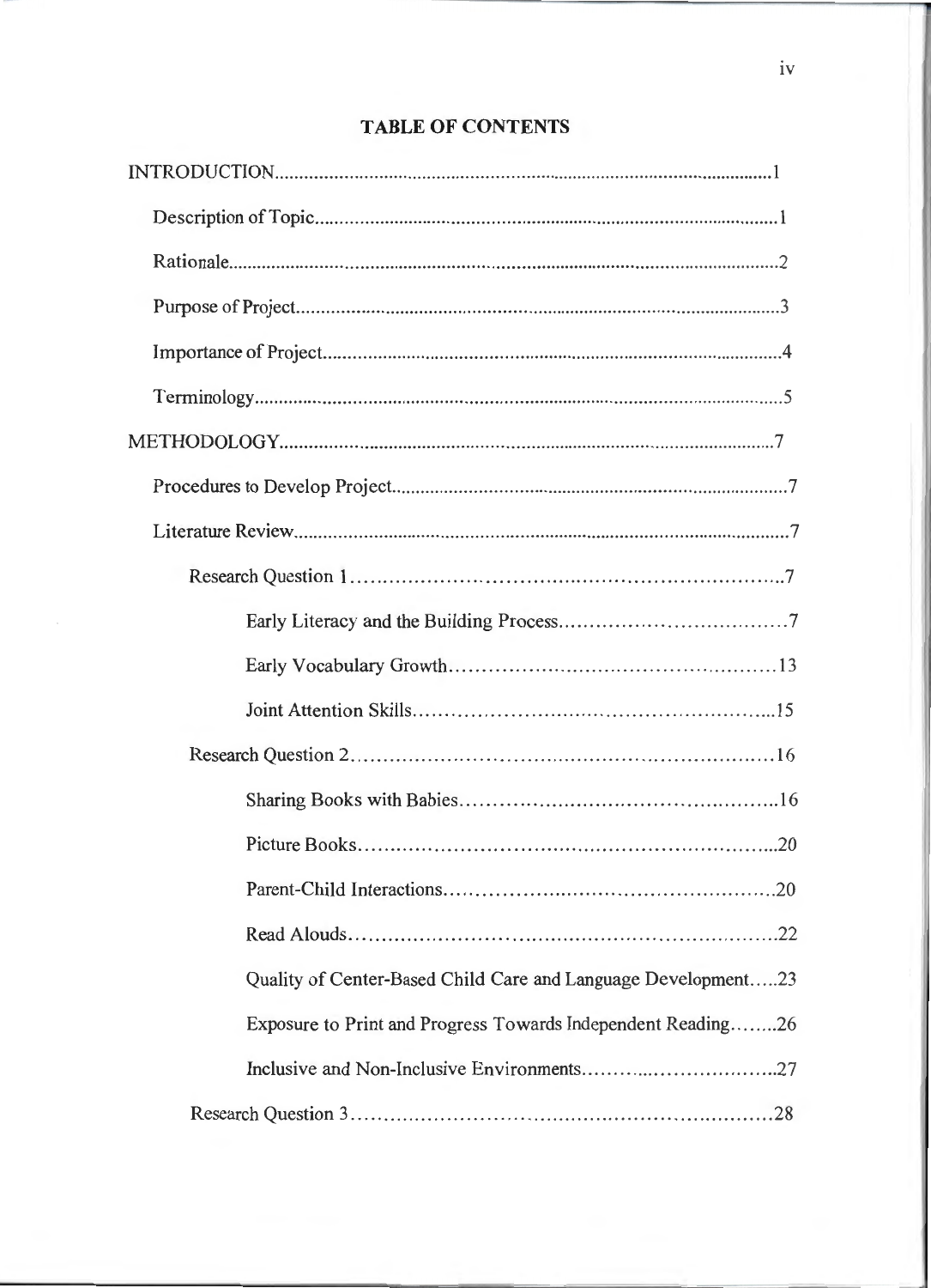# TABLE OF CONTENTS

INTRODUCTION....................................................................................................1

Description of Topic..........................................................................................1

Rationale..............................................................................................................2

Purpose of Project...............................................................................................3

Importance of Project..........................................................................................4

Terminology.........................................................................................................5

METHODOLOGY.................................................................................................7

Procedures to Develop Project............................................................................7

Literature Review................................................................................................7

Research Question 1.........................................................................7

Early Literacy and the Building Process.........................................7

Early Vocabulary Growth...............................................................13

Joint Attention Skills.......................................................................15

Research Question 2.........................................................................16

Sharing Books with Babies..............................................................16

Picture Books...................................................................................20

Parent-Child Interactions.................................................................20

Read Alouds.....................................................................................22

Quality of Center-Based Child Care and Language Development.....23

Exposure to Print and Progress Towards Independent Reading........26

Inclusive and Non-Inclusive Environments......................................27

Research Question 3.........................................................................28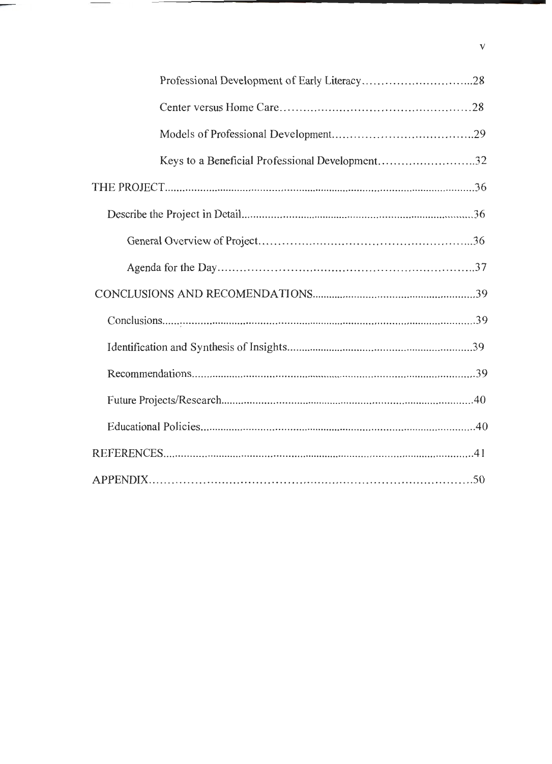Professional Development of Early Literacy..............................28

Center versus Home Care..................................................28

Models of Professional Development....................................29

Keys to a Beneficial Professional Development..........................32

THE PROJECT...........................................................................................................36

Describe the Project in Detail...............................................................................36

General Overview of Project......................................................36

Agenda for the Day...................................................................37

CONCLUSIONS AND RECOMENDATIONS.........................................................39

Conclusions..............................................................................................................39

Identification and Synthesis of Insights...............................................................39

Recommendations.....................................................................................................39

Future Projects/Research.......................................................................................40

Educational Policies.................................................................................................40

REFERENCES.............................................................................................................41

APPENDIX..................................................................................50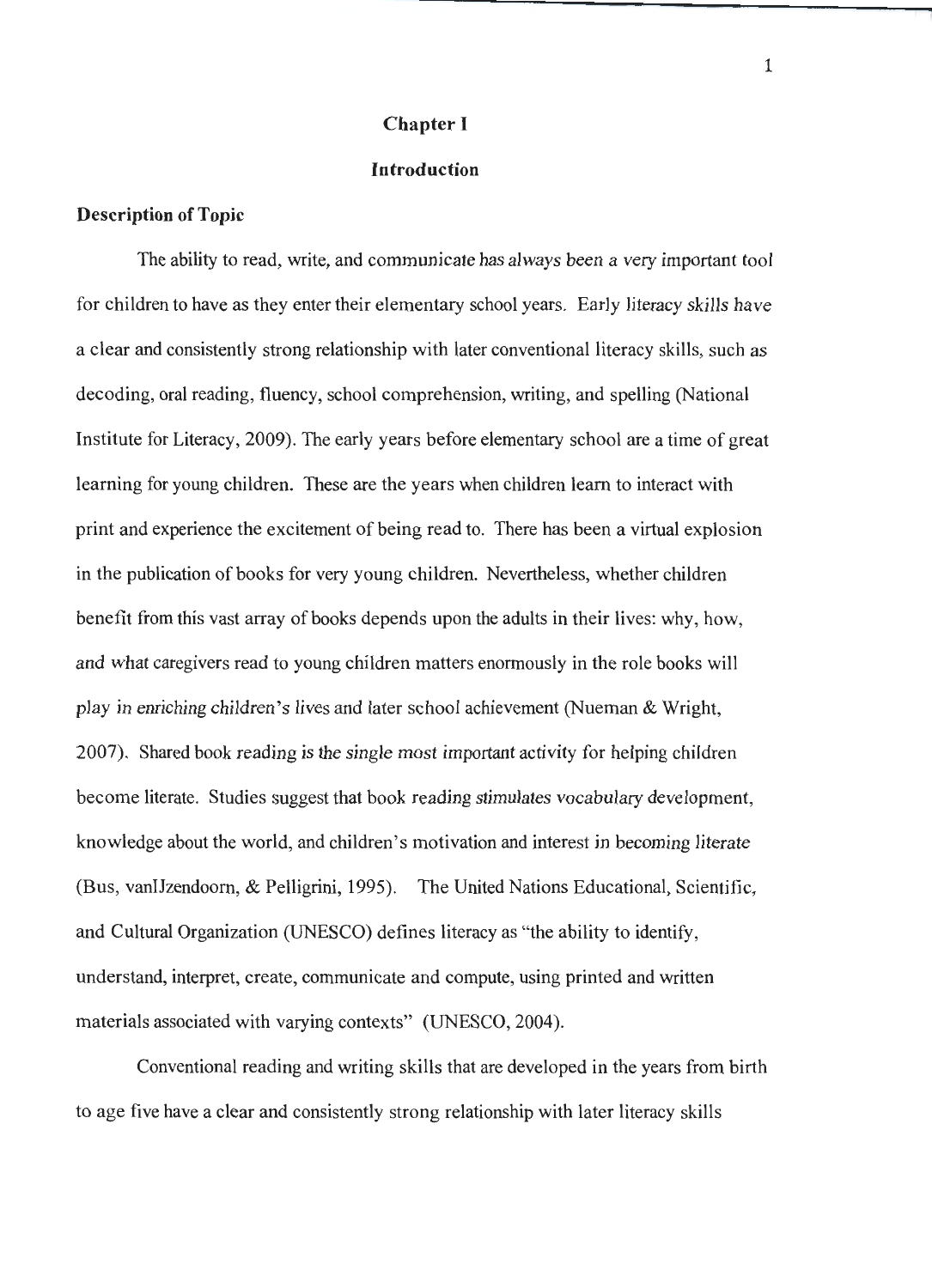# Chapter I

## Introduction

### Description of Topic

The ability to read, write, and communicate has always been a very important tool for children to have as they enter their elementary school years. Early literacy skills have a clear and consistently strong relationship with later conventional literacy skills, such as decoding, oral reading, fluency, school comprehension, writing, and spelling (National Institute for Literacy, 2009). The early years before elementary school are a time of great learning for young children. These are the years when children learn to interact with print and experience the excitement of being read to. There has been a virtual explosion in the publication of books for very young children. Nevertheless, whether children benefit from this vast array of books depends upon the adults in their lives: why, how, and what caregivers read to young children matters enormously in the role books will play in enriching children's lives and later school achievement (Nueman & Wright, 2007). Shared book reading is the single most important activity for helping children become literate. Studies suggest that book reading stimulates vocabulary development, knowledge about the world, and children's motivation and interest in becoming literate (Bus, vanIJzendoorn, & Pelligrini, 1995). The United Nations Educational, Scientific, and Cultural Organization (UNESCO) defines literacy as "the ability to identify, understand, interpret, create, communicate and compute, using printed and written materials associated with varying contexts" (UNESCO, 2004).

Conventional reading and writing skills that are developed in the years from birth to age five have a clear and consistently strong relationship with later literacy skills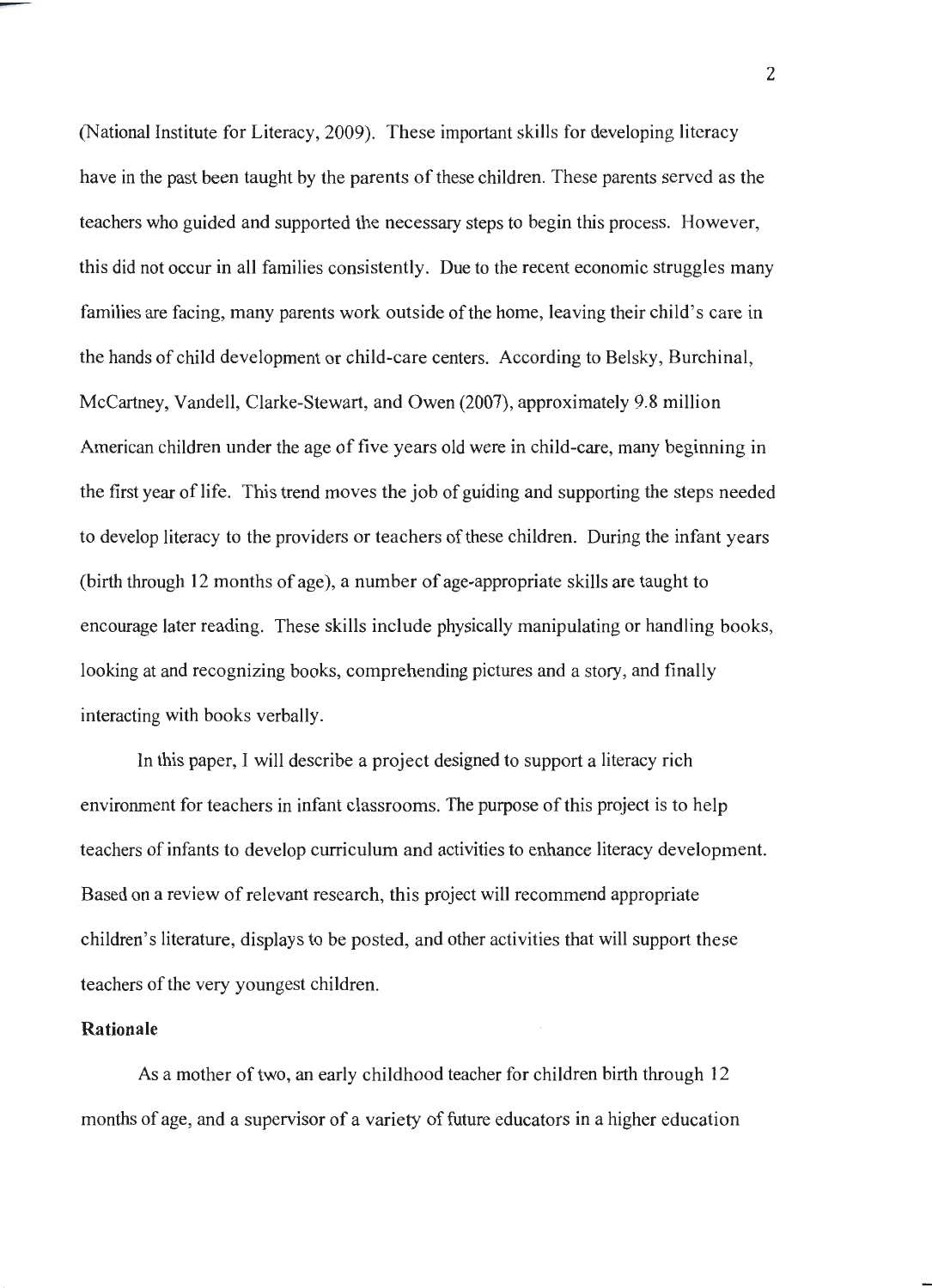(National Institute for Literacy, 2009). These important skills for developing literacy have in the past been taught by the parents of these children. These parents served as the teachers who guided and supported the necessary steps to begin this process. However, this did not occur in all families consistently. Due to the recent economic struggles many families are facing, many parents work outside of the home, leaving their child's care in the hands of child development or child-care centers. According to Belsky, Burchinal, McCartney, Vandell, Clarke-Stewart, and Owen (2007), approximately 9.8 million American children under the age of five years old were in child-care, many beginning in the first year of life. This trend moves the job of guiding and supporting the steps needed to develop literacy to the providers or teachers of these children. During the infant years (birth through 12 months of age), a number of age-appropriate skills are taught to encourage later reading. These skills include physically manipulating or handling books, looking at and recognizing books, comprehending pictures and a story, and finally interacting with books verbally.

In this paper, I will describe a project designed to support a literacy rich environment for teachers in infant classrooms. The purpose of this project is to help teachers of infants to develop curriculum and activities to enhance literacy development. Based on a review of relevant research, this project will recommend appropriate children's literature, displays to be posted, and other activities that will support these teachers of the very youngest children.

**Rationale**

As a mother of two, an early childhood teacher for children birth through 12 months of age, and a supervisor of a variety of future educators in a higher education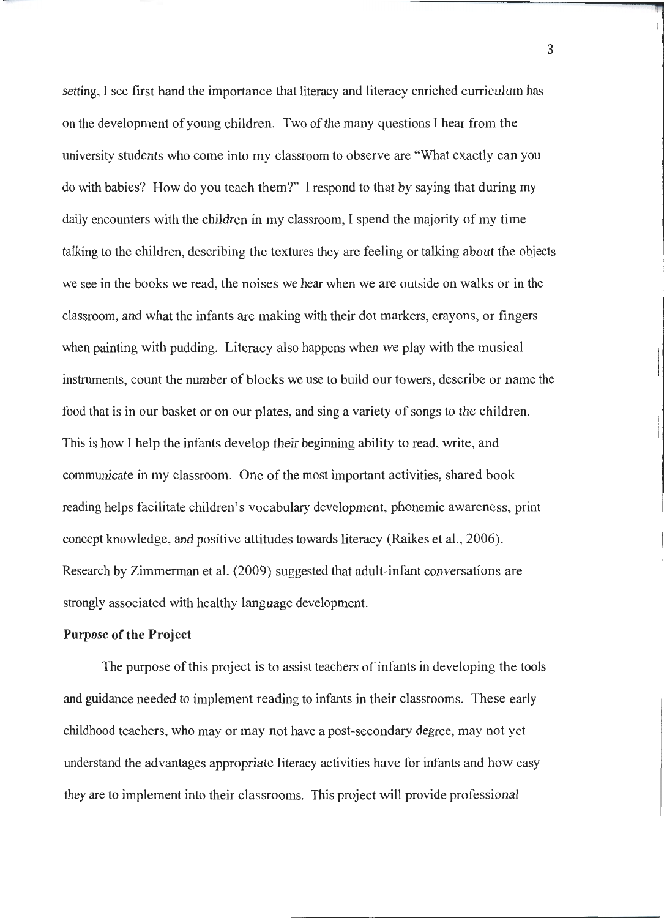setting, I see first hand the importance that literacy and literacy enriched curriculum has on the development of young children. Two of the many questions I hear from the university students who come into my classroom to observe are "What exactly can you do with babies? How do you teach them?" I respond to that by saying that during my daily encounters with the children in my classroom, I spend the majority of my time talking to the children, describing the textures they are feeling or talking about the objects we see in the books we read, the noises we hear when we are outside on walks or in the classroom, and what the infants are making with their dot markers, crayons, or fingers when painting with pudding. Literacy also happens when we play with the musical instruments, count the number of blocks we use to build our towers, describe or name the food that is in our basket or on our plates, and sing a variety of songs to the children. This is how I help the infants develop their beginning ability to read, write, and communicate in my classroom. One of the most important activities, shared book reading helps facilitate children's vocabulary development, phonemic awareness, print concept knowledge, and positive attitudes towards literacy (Raikes et al., 2006). Research by Zimmerman et al. (2009) suggested that adult-infant conversations are strongly associated with healthy language development.

**Purpose of the Project**

The purpose of this project is to assist teachers of infants in developing the tools and guidance needed to implement reading to infants in their classrooms. These early childhood teachers, who may or may not have a post-secondary degree, may not yet understand the advantages appropriate literacy activities have for infants and how easy they are to implement into their classrooms. This project will provide professional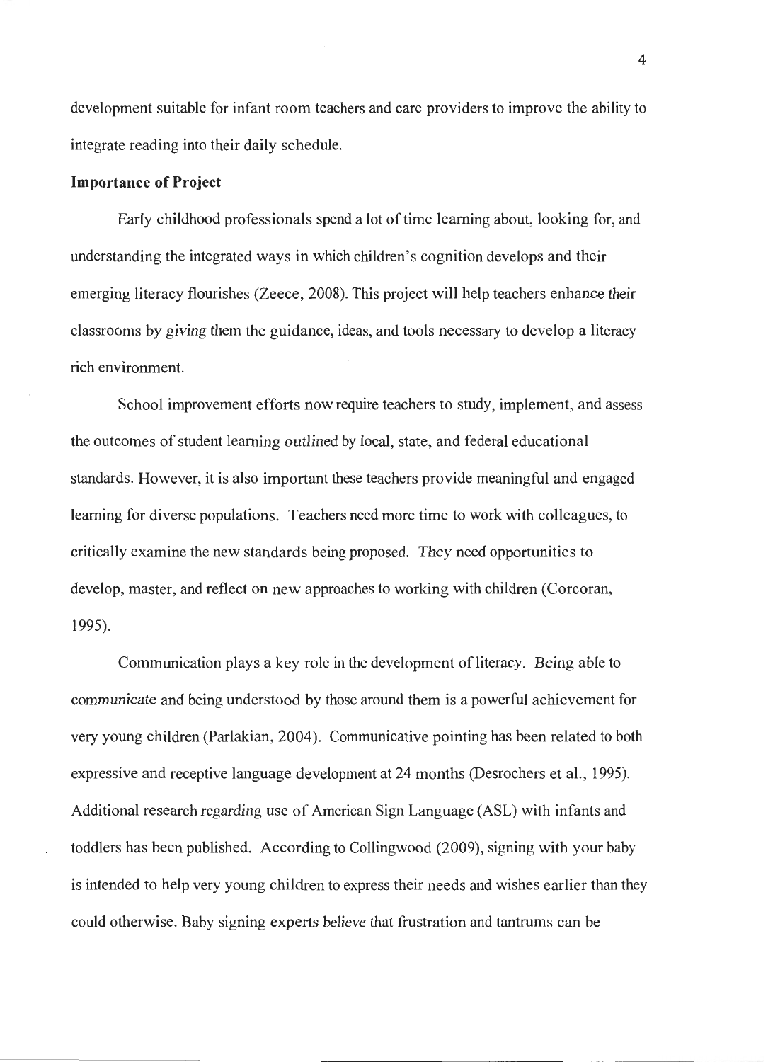development suitable for infant room teachers and care providers to improve the ability to integrate reading into their daily schedule.

**Importance of Project**

Early childhood professionals spend a lot of time learning about, looking for, and understanding the integrated ways in which children's cognition develops and their emerging literacy flourishes (Zeece, 2008). This project will help teachers enhance their classrooms by giving them the guidance, ideas, and tools necessary to develop a literacy rich environment.

School improvement efforts now require teachers to study, implement, and assess the outcomes of student learning outlined by local, state, and federal educational standards. However, it is also important these teachers provide meaningful and engaged learning for diverse populations. Teachers need more time to work with colleagues, to critically examine the new standards being proposed. They need opportunities to develop, master, and reflect on new approaches to working with children (Corcoran, 1995).

Communication plays a key role in the development of literacy. Being able to communicate and being understood by those around them is a powerful achievement for very young children (Parlakian, 2004). Communicative pointing has been related to both expressive and receptive language development at 24 months (Desrochers et al., 1995). Additional research regarding use of American Sign Language (ASL) with infants and toddlers has been published. According to Collingwood (2009), signing with your baby is intended to help very young children to express their needs and wishes earlier than they could otherwise. Baby signing experts believe that frustration and tantrums can be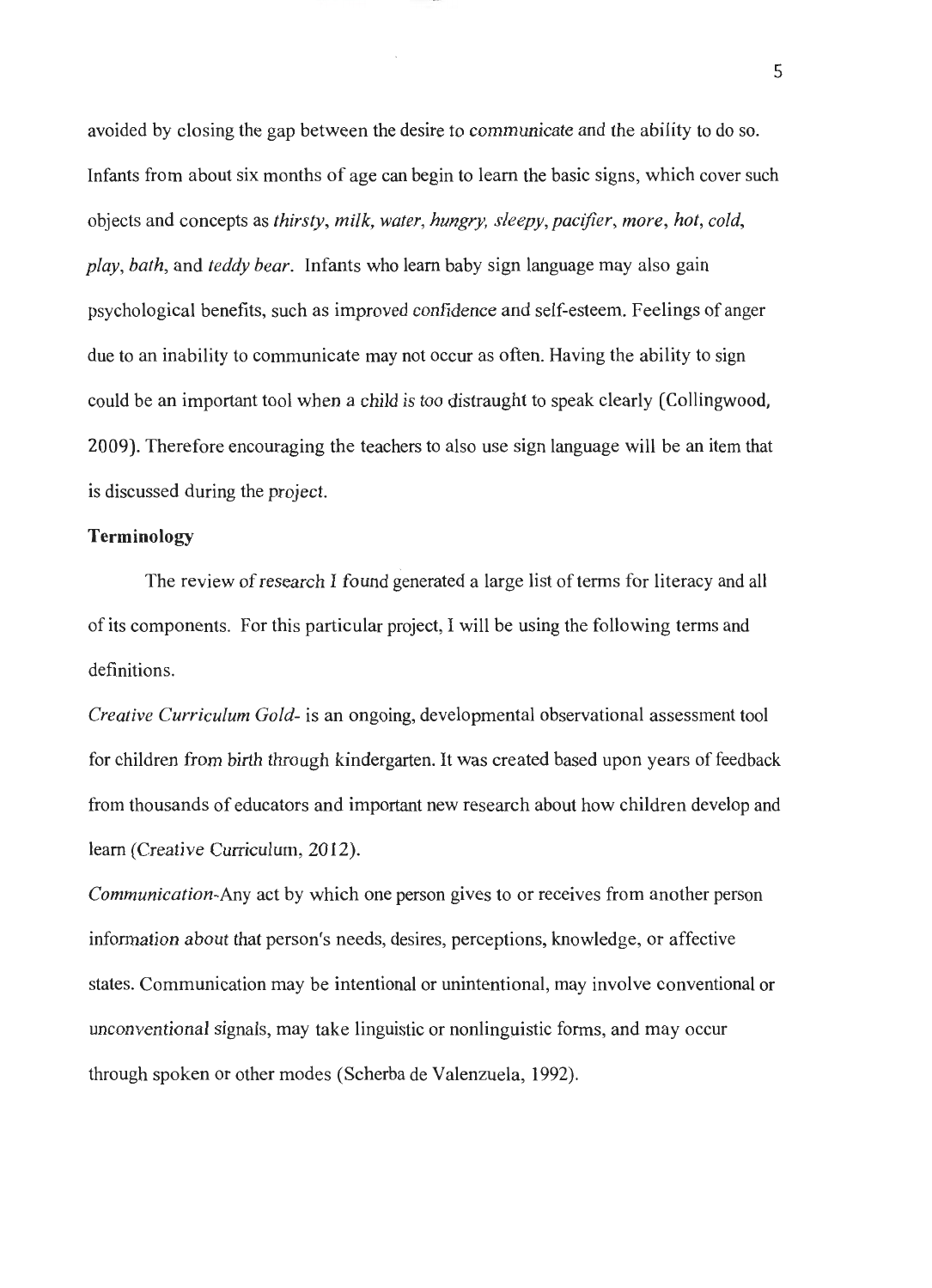avoided by closing the gap between the desire to communicate and the ability to do so. Infants from about six months of age can begin to learn the basic signs, which cover such objects and concepts as *thirsty*, *milk*, *water*, *hungry*, *sleepy*, *pacifier*, *more*, *hot*, *cold*, *play*, *bath*, and *teddy bear*. Infants who learn baby sign language may also gain psychological benefits, such as improved confidence and self-esteem. Feelings of anger due to an inability to communicate may not occur as often. Having the ability to sign could be an important tool when a child is too distraught to speak clearly (Collingwood, 2009). Therefore encouraging the teachers to also use sign language will be an item that is discussed during the project.

**Terminology**

The review of research I found generated a large list of terms for literacy and all of its components. For this particular project, I will be using the following terms and definitions.

*Creative Curriculum Gold*- is an ongoing, developmental observational assessment tool for children from birth through kindergarten. It was created based upon years of feedback from thousands of educators and important new research about how children develop and learn (Creative Curriculum, 2012).

*Communication*-Any act by which one person gives to or receives from another person information about that person's needs, desires, perceptions, knowledge, or affective states. Communication may be intentional or unintentional, may involve conventional or unconventional signals, may take linguistic or nonlinguistic forms, and may occur through spoken or other modes (Scherba de Valenzuela, 1992).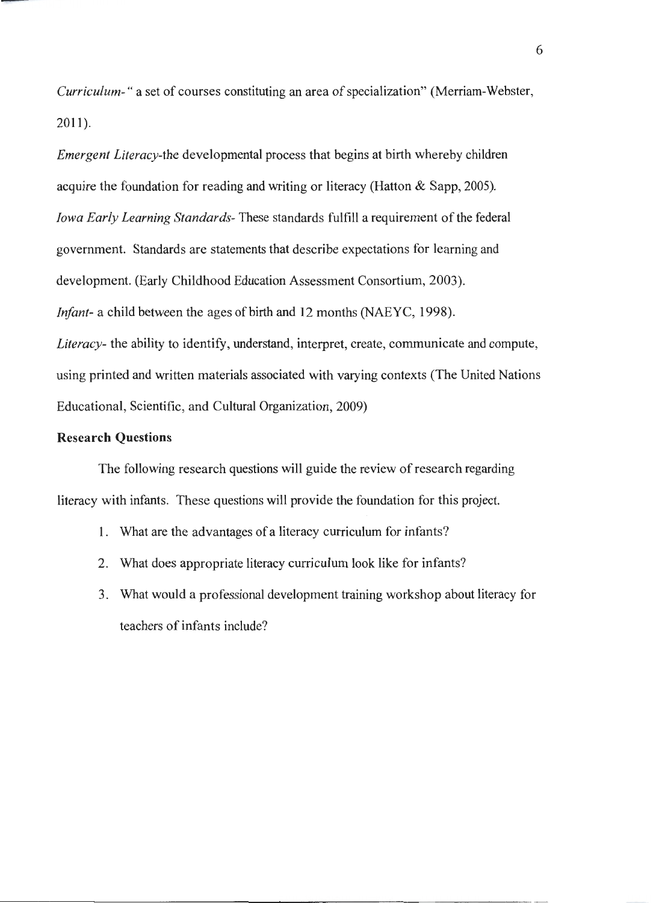*Curriculum-* " a set of courses constituting an area of specialization" (Merriam-Webster, 2011).

*Emergent Literacy*-the developmental process that begins at birth whereby children acquire the foundation for reading and writing or literacy (Hatton & Sapp, 2005).

*Iowa Early Learning Standards-* These standards fulfill a requirement of the federal government. Standards are statements that describe expectations for learning and development. (Early Childhood Education Assessment Consortium, 2003).

*Infant-* a child between the ages of birth and 12 months (NAEYC, 1998).

*Literacy-* the ability to identify, understand, interpret, create, communicate and compute, using printed and written materials associated with varying contexts (The United Nations Educational, Scientific, and Cultural Organization, 2009)

**Research Questions**

The following research questions will guide the review of research regarding literacy with infants. These questions will provide the foundation for this project.

1. What are the advantages of a literacy curriculum for infants?
2. What does appropriate literacy curriculum look like for infants?
3. What would a professional development training workshop about literacy for teachers of infants include?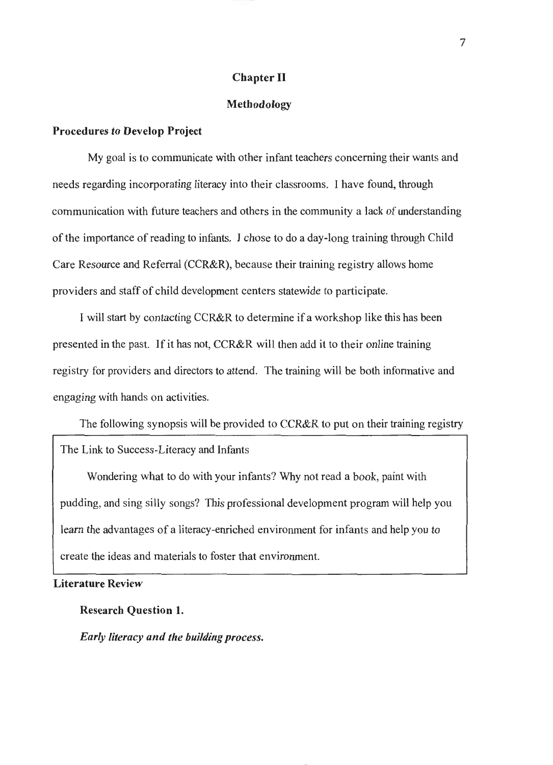# Chapter II

## Methodology

### Procedures to Develop Project

My goal is to communicate with other infant teachers concerning their wants and needs regarding incorporating literacy into their classrooms. I have found, through communication with future teachers and others in the community a lack of understanding of the importance of reading to infants. I chose to do a day-long training through Child Care Resource and Referral (CCR&R), because their training registry allows home providers and staff of child development centers statewide to participate.

I will start by contacting CCR&R to determine if a workshop like this has been presented in the past. If it has not, CCR&R will then add it to their online training registry for providers and directors to attend. The training will be both informative and engaging with hands on activities.

The following synopsis will be provided to CCR&R to put on their training registry

> The Link to Success-Literacy and Infants
>
> Wondering what to do with your infants? Why not read a book, paint with pudding, and sing silly songs? This professional development program will help you learn the advantages of a literacy-enriched environment for infants and help you to create the ideas and materials to foster that environment.

### Literature Review

#### Research Question 1.

##### *Early literacy and the building process.*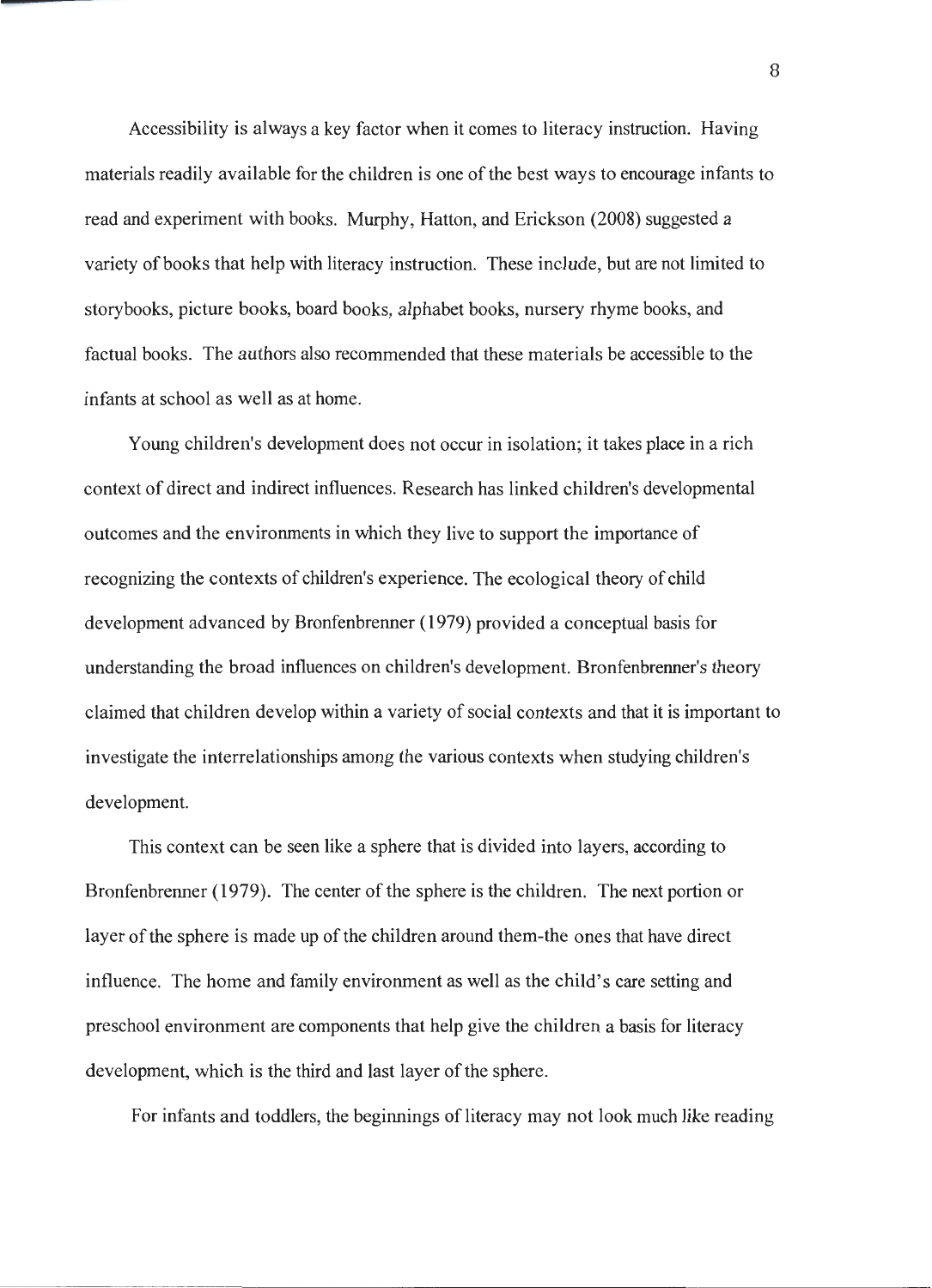Accessibility is always a key factor when it comes to literacy instruction. Having materials readily available for the children is one of the best ways to encourage infants to read and experiment with books. Murphy, Hatton, and Erickson (2008) suggested a variety of books that help with literacy instruction. These include, but are not limited to storybooks, picture books, board books, alphabet books, nursery rhyme books, and factual books. The authors also recommended that these materials be accessible to the infants at school as well as at home.

Young children's development does not occur in isolation; it takes place in a rich context of direct and indirect influences. Research has linked children's developmental outcomes and the environments in which they live to support the importance of recognizing the contexts of children's experience. The ecological theory of child development advanced by Bronfenbrenner (1979) provided a conceptual basis for understanding the broad influences on children's development. Bronfenbrenner's theory claimed that children develop within a variety of social contexts and that it is important to investigate the interrelationships among the various contexts when studying children's development.

This context can be seen like a sphere that is divided into layers, according to Bronfenbrenner (1979). The center of the sphere is the children. The next portion or layer of the sphere is made up of the children around them-the ones that have direct influence. The home and family environment as well as the child's care setting and preschool environment are components that help give the children a basis for literacy development, which is the third and last layer of the sphere.

For infants and toddlers, the beginnings of literacy may not look much like reading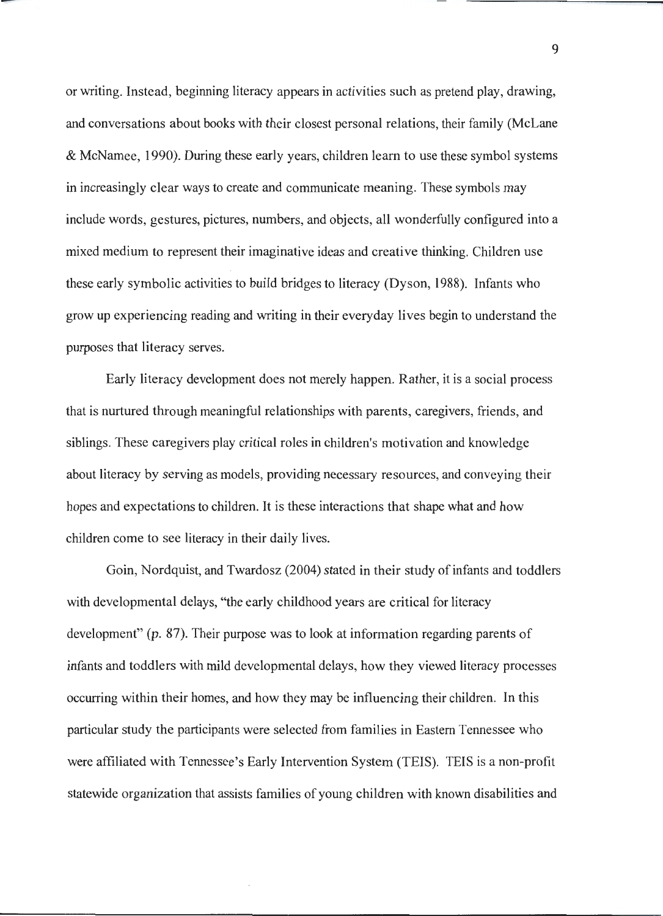or writing. Instead, beginning literacy appears in activities such as pretend play, drawing, and conversations about books with their closest personal relations, their family (McLane & McNamee, 1990). During these early years, children learn to use these symbol systems in increasingly clear ways to create and communicate meaning. These symbols may include words, gestures, pictures, numbers, and objects, all wonderfully configured into a mixed medium to represent their imaginative ideas and creative thinking. Children use these early symbolic activities to build bridges to literacy (Dyson, 1988). Infants who grow up experiencing reading and writing in their everyday lives begin to understand the purposes that literacy serves.

Early literacy development does not merely happen. Rather, it is a social process that is nurtured through meaningful relationships with parents, caregivers, friends, and siblings. These caregivers play critical roles in children's motivation and knowledge about literacy by serving as models, providing necessary resources, and conveying their hopes and expectations to children. It is these interactions that shape what and how children come to see literacy in their daily lives.

Goin, Nordquist, and Twardosz (2004) stated in their study of infants and toddlers with developmental delays, "the early childhood years are critical for literacy development" (p. 87). Their purpose was to look at information regarding parents of infants and toddlers with mild developmental delays, how they viewed literacy processes occurring within their homes, and how they may be influencing their children. In this particular study the participants were selected from families in Eastern Tennessee who were affiliated with Tennessee's Early Intervention System (TEIS). TEIS is a non-profit statewide organization that assists families of young children with known disabilities and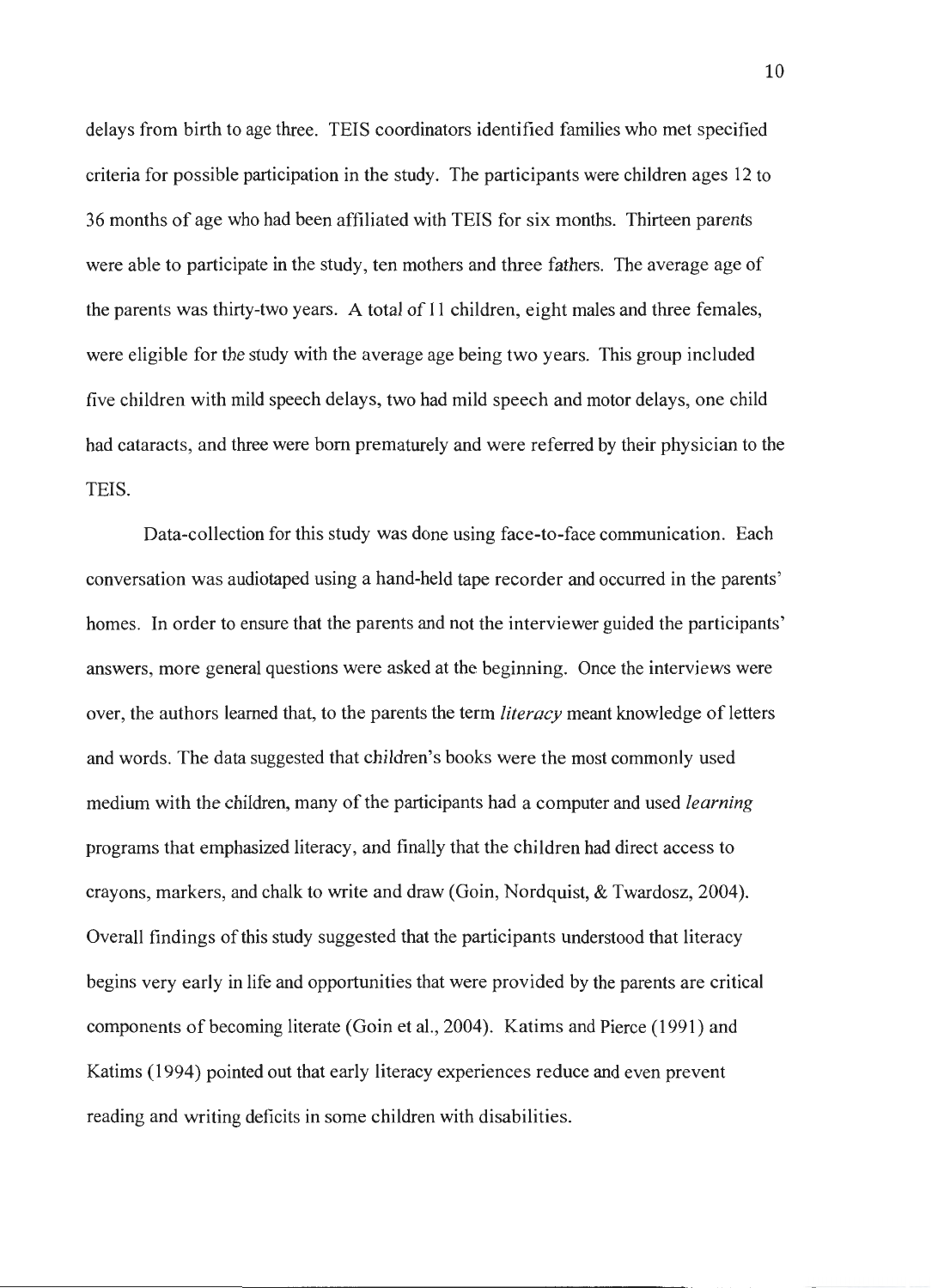delays from birth to age three. TEIS coordinators identified families who met specified criteria for possible participation in the study. The participants were children ages 12 to 36 months of age who had been affiliated with TEIS for six months. Thirteen parents were able to participate in the study, ten mothers and three fathers. The average age of the parents was thirty-two years. A total of 11 children, eight males and three females, were eligible for the study with the average age being two years. This group included five children with mild speech delays, two had mild speech and motor delays, one child had cataracts, and three were born prematurely and were referred by their physician to the TEIS.

Data-collection for this study was done using face-to-face communication. Each conversation was audiotaped using a hand-held tape recorder and occurred in the parents' homes. In order to ensure that the parents and not the interviewer guided the participants' answers, more general questions were asked at the beginning. Once the interviews were over, the authors learned that, to the parents the term *literacy* meant knowledge of letters and words. The data suggested that children's books were the most commonly used medium with the children, many of the participants had a computer and used *learning* programs that emphasized literacy, and finally that the children had direct access to crayons, markers, and chalk to write and draw (Goin, Nordquist, & Twardosz, 2004). Overall findings of this study suggested that the participants understood that literacy begins very early in life and opportunities that were provided by the parents are critical components of becoming literate (Goin et al., 2004). Katims and Pierce (1991) and Katims (1994) pointed out that early literacy experiences reduce and even prevent reading and writing deficits in some children with disabilities.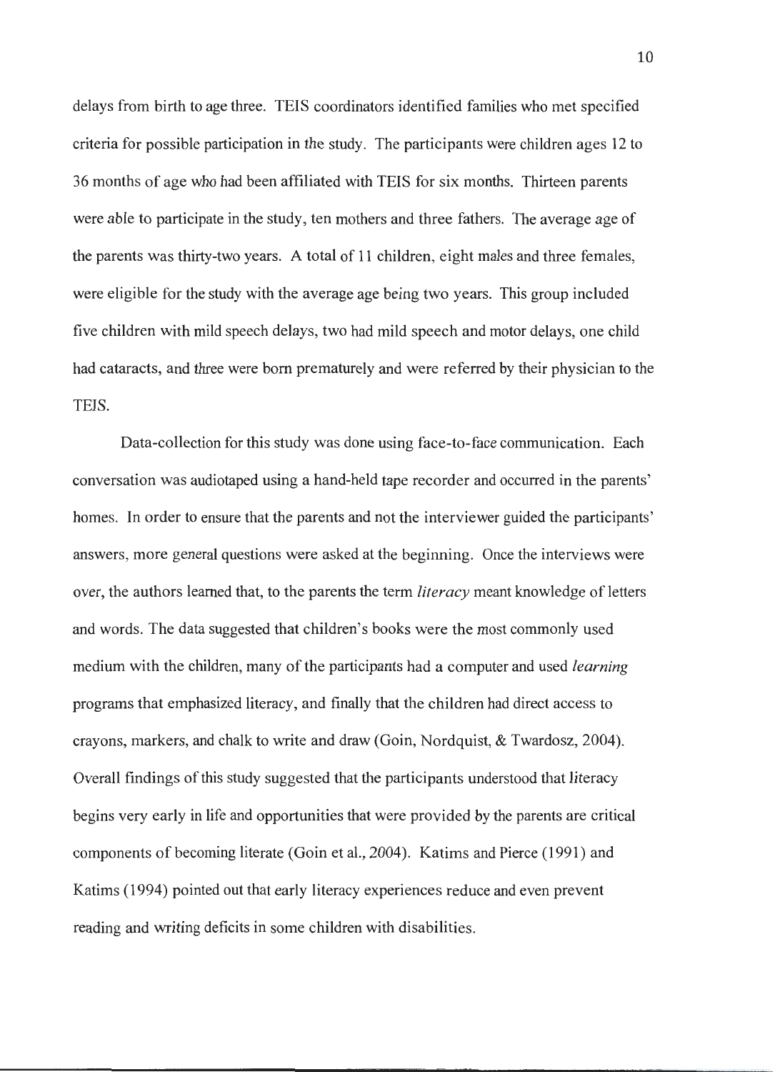delays from birth to age three. TEIS coordinators identified families who met specified criteria for possible participation in the study. The participants were children ages 12 to 36 months of age who had been affiliated with TEIS for six months. Thirteen parents were able to participate in the study, ten mothers and three fathers. The average age of the parents was thirty-two years. A total of 11 children, eight males and three females, were eligible for the study with the average age being two years. This group included five children with mild speech delays, two had mild speech and motor delays, one child had cataracts, and three were born prematurely and were referred by their physician to the TEIS.

Data-collection for this study was done using face-to-face communication. Each conversation was audiotaped using a hand-held tape recorder and occurred in the parents' homes. In order to ensure that the parents and not the interviewer guided the participants' answers, more general questions were asked at the beginning. Once the interviews were over, the authors learned that, to the parents the term *literacy* meant knowledge of letters and words. The data suggested that children's books were the most commonly used medium with the children, many of the participants had a computer and used *learning* programs that emphasized literacy, and finally that the children had direct access to crayons, markers, and chalk to write and draw (Goin, Nordquist, & Twardosz, 2004). Overall findings of this study suggested that the participants understood that literacy begins very early in life and opportunities that were provided by the parents are critical components of becoming literate (Goin et al., 2004). Katims and Pierce (1991) and Katims (1994) pointed out that early literacy experiences reduce and even prevent reading and writing deficits in some children with disabilities.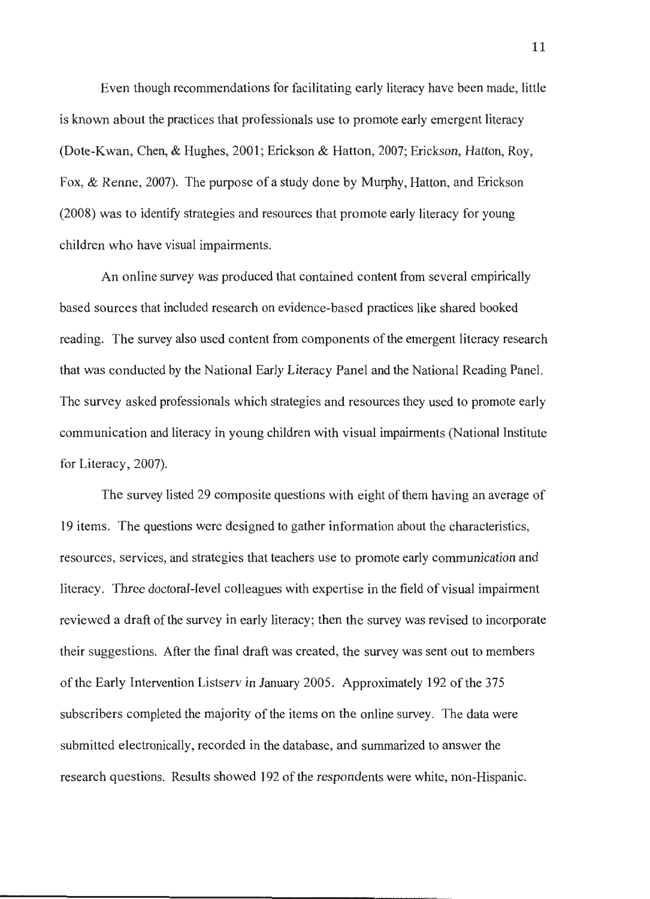Even though recommendations for facilitating early literacy have been made, little is known about the practices that professionals use to promote early emergent literacy (Dote-Kwan, Chen, & Hughes, 2001; Erickson & Hatton, 2007; Erickson, Hatton, Roy, Fox, & Renne, 2007). The purpose of a study done by Murphy, Hatton, and Erickson (2008) was to identify strategies and resources that promote early literacy for young children who have visual impairments.

An online survey was produced that contained content from several empirically based sources that included research on evidence-based practices like shared booked reading. The survey also used content from components of the emergent literacy research that was conducted by the National Early Literacy Panel and the National Reading Panel. The survey asked professionals which strategies and resources they used to promote early communication and literacy in young children with visual impairments (National Institute for Literacy, 2007).

The survey listed 29 composite questions with eight of them having an average of 19 items. The questions were designed to gather information about the characteristics, resources, services, and strategies that teachers use to promote early communication and literacy. Three doctoral-level colleagues with expertise in the field of visual impairment reviewed a draft of the survey in early literacy; then the survey was revised to incorporate their suggestions. After the final draft was created, the survey was sent out to members of the Early Intervention Listserv in January 2005. Approximately 192 of the 375 subscribers completed the majority of the items on the online survey. The data were submitted electronically, recorded in the database, and summarized to answer the research questions. Results showed 192 of the respondents were white, non-Hispanic.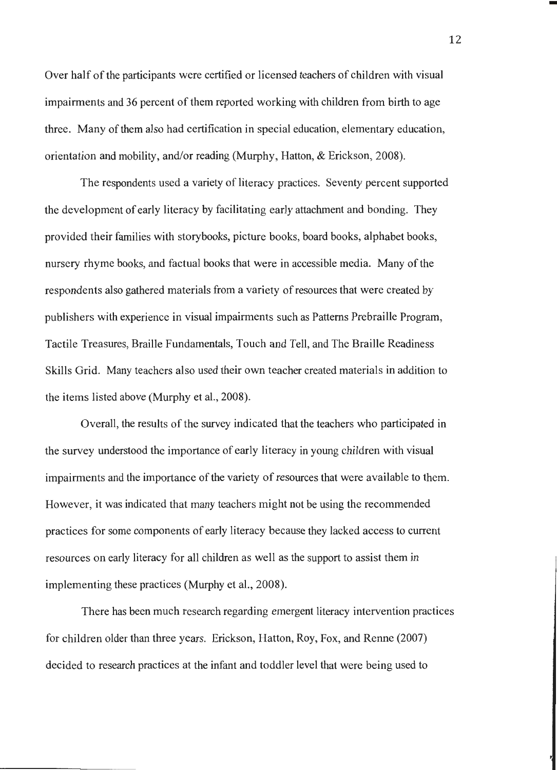Over half of the participants were certified or licensed teachers of children with visual impairments and 36 percent of them reported working with children from birth to age three. Many of them also had certification in special education, elementary education, orientation and mobility, and/or reading (Murphy, Hatton, & Erickson, 2008).

The respondents used a variety of literacy practices. Seventy percent supported the development of early literacy by facilitating early attachment and bonding. They provided their families with storybooks, picture books, board books, alphabet books, nursery rhyme books, and factual books that were in accessible media. Many of the respondents also gathered materials from a variety of resources that were created by publishers with experience in visual impairments such as Patterns Prebraille Program, Tactile Treasures, Braille Fundamentals, Touch and Tell, and The Braille Readiness Skills Grid. Many teachers also used their own teacher created materials in addition to the items listed above (Murphy et al., 2008).

Overall, the results of the survey indicated that the teachers who participated in the survey understood the importance of early literacy in young children with visual impairments and the importance of the variety of resources that were available to them. However, it was indicated that many teachers might not be using the recommended practices for some components of early literacy because they lacked access to current resources on early literacy for all children as well as the support to assist them in implementing these practices (Murphy et al., 2008).

There has been much research regarding emergent literacy intervention practices for children older than three years. Erickson, Hatton, Roy, Fox, and Renne (2007) decided to research practices at the infant and toddler level that were being used to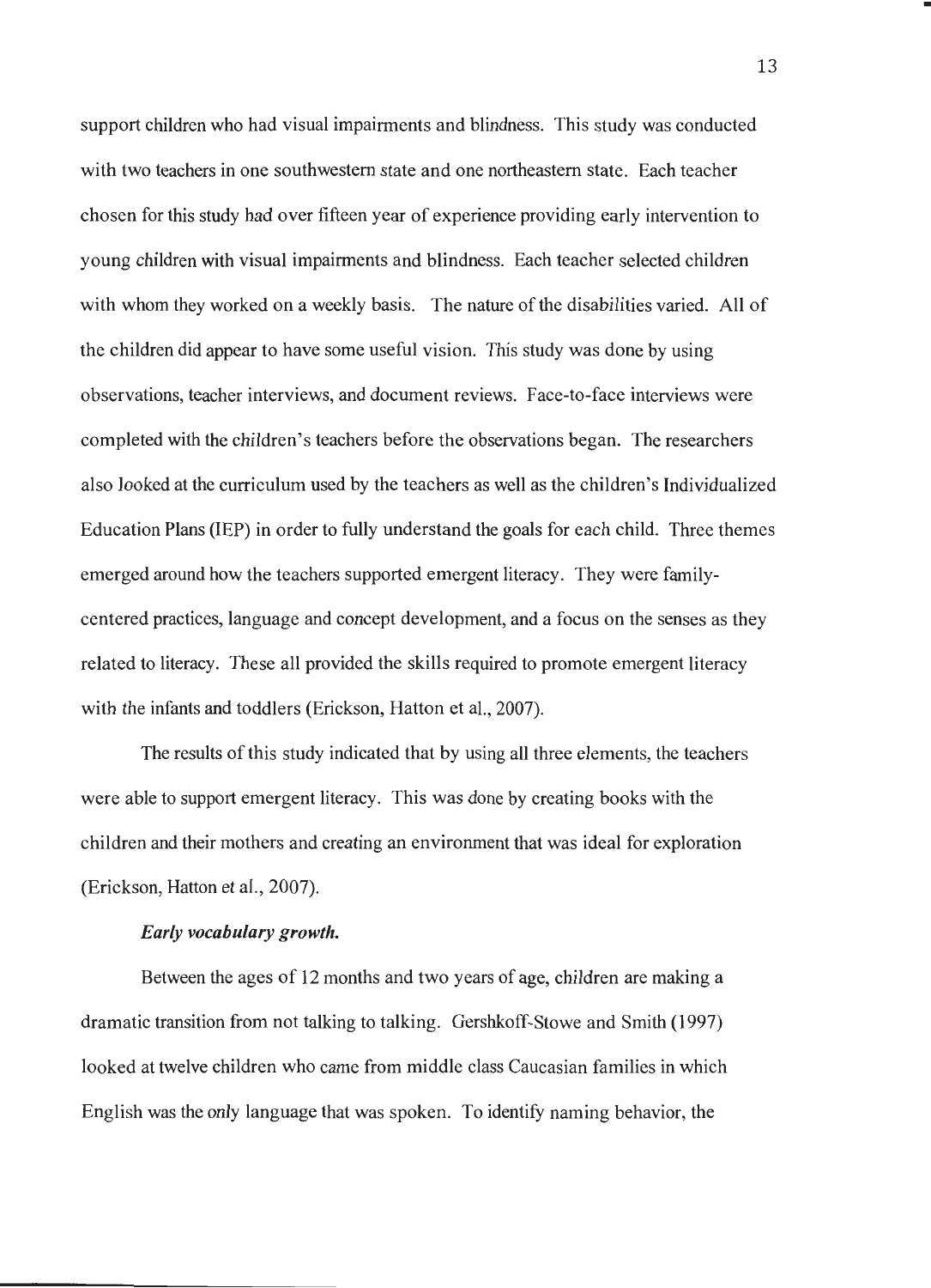support children who had visual impairments and blindness. This study was conducted with two teachers in one southwestern state and one northeastern state. Each teacher chosen for this study had over fifteen year of experience providing early intervention to young children with visual impairments and blindness. Each teacher selected children with whom they worked on a weekly basis. The nature of the disabilities varied. All of the children did appear to have some useful vision. This study was done by using observations, teacher interviews, and document reviews. Face-to-face interviews were completed with the children's teachers before the observations began. The researchers also looked at the curriculum used by the teachers as well as the children's Individualized Education Plans (IEP) in order to fully understand the goals for each child. Three themes emerged around how the teachers supported emergent literacy. They were family-centered practices, language and concept development, and a focus on the senses as they related to literacy. These all provided the skills required to promote emergent literacy with the infants and toddlers (Erickson, Hatton et al., 2007).

The results of this study indicated that by using all three elements, the teachers were able to support emergent literacy. This was done by creating books with the children and their mothers and creating an environment that was ideal for exploration (Erickson, Hatton et al., 2007).

#### *Early vocabulary growth.*

Between the ages of 12 months and two years of age, children are making a dramatic transition from not talking to talking. Gershkoff-Stowe and Smith (1997) looked at twelve children who came from middle class Caucasian families in which English was the only language that was spoken. To identify naming behavior, the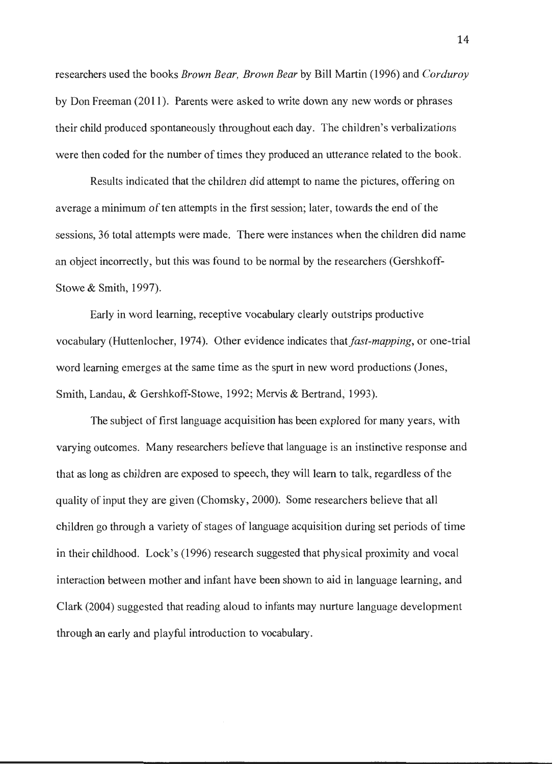researchers used the books *Brown Bear, Brown Bear* by Bill Martin (1996) and *Corduroy* by Don Freeman (2011). Parents were asked to write down any new words or phrases their child produced spontaneously throughout each day. The children's verbalizations were then coded for the number of times they produced an utterance related to the book.

Results indicated that the children did attempt to name the pictures, offering on average a minimum of ten attempts in the first session; later, towards the end of the sessions, 36 total attempts were made. There were instances when the children did name an object incorrectly, but this was found to be normal by the researchers (Gershkoff-Stowe & Smith, 1997).

Early in word learning, receptive vocabulary clearly outstrips productive vocabulary (Huttenlocher, 1974). Other evidence indicates that *fast-mapping*, or one-trial word learning emerges at the same time as the spurt in new word productions (Jones, Smith, Landau, & Gershkoff-Stowe, 1992; Mervis & Bertrand, 1993).

The subject of first language acquisition has been explored for many years, with varying outcomes. Many researchers believe that language is an instinctive response and that as long as children are exposed to speech, they will learn to talk, regardless of the quality of input they are given (Chomsky, 2000). Some researchers believe that all children go through a variety of stages of language acquisition during set periods of time in their childhood. Lock's (1996) research suggested that physical proximity and vocal interaction between mother and infant have been shown to aid in language learning, and Clark (2004) suggested that reading aloud to infants may nurture language development through an early and playful introduction to vocabulary.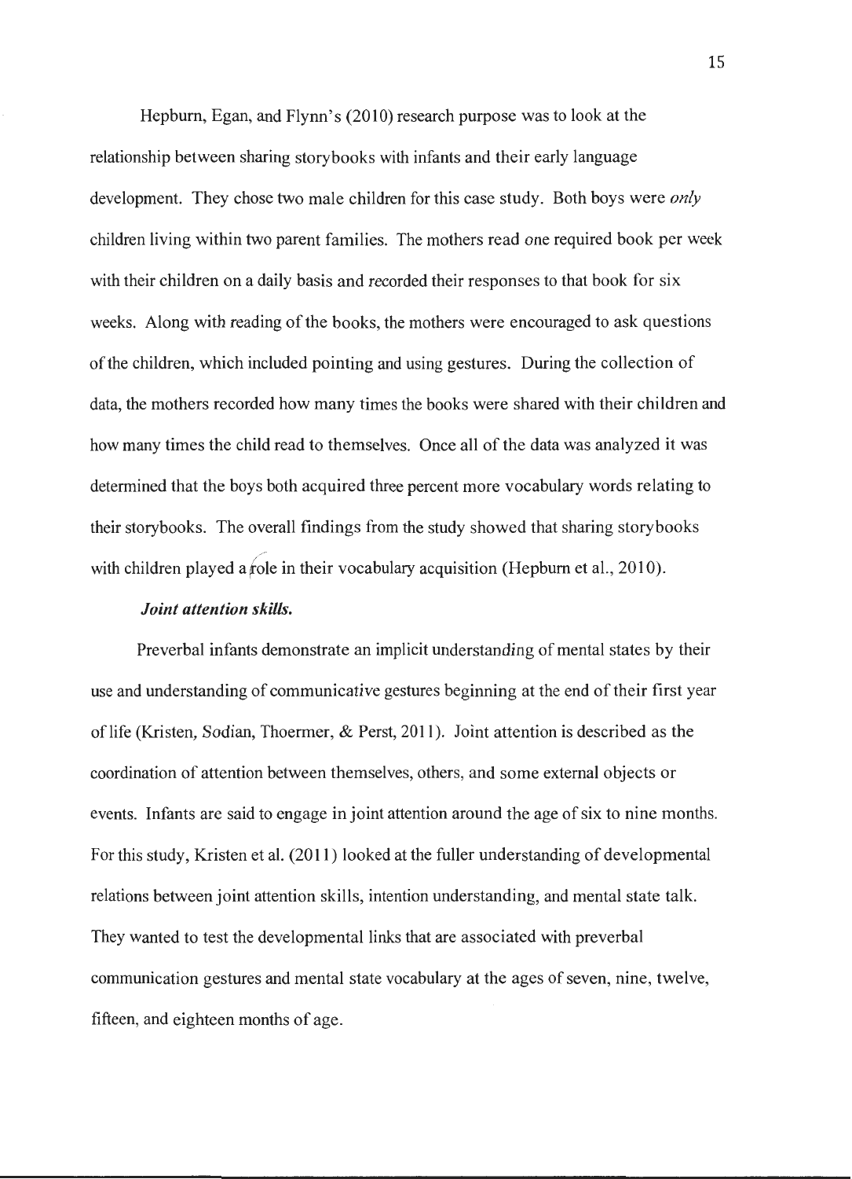Hepburn, Egan, and Flynn's (2010) research purpose was to look at the relationship between sharing storybooks with infants and their early language development. They chose two male children for this case study. Both boys were *only* children living within two parent families. The mothers read one required book per week with their children on a daily basis and recorded their responses to that book for six weeks. Along with reading of the books, the mothers were encouraged to ask questions of the children, which included pointing and using gestures. During the collection of data, the mothers recorded how many times the books were shared with their children and how many times the child read to themselves. Once all of the data was analyzed it was determined that the boys both acquired three percent more vocabulary words relating to their storybooks. The overall findings from the study showed that sharing storybooks with children played a role in their vocabulary acquisition (Hepburn et al., 2010).

***Joint attention skills.***

Preverbal infants demonstrate an implicit understanding of mental states by their use and understanding of communicative gestures beginning at the end of their first year of life (Kristen, Sodian, Thoermer, & Perst, 2011). Joint attention is described as the coordination of attention between themselves, others, and some external objects or events. Infants are said to engage in joint attention around the age of six to nine months. For this study, Kristen et al. (2011) looked at the fuller understanding of developmental relations between joint attention skills, intention understanding, and mental state talk. They wanted to test the developmental links that are associated with preverbal communication gestures and mental state vocabulary at the ages of seven, nine, twelve, fifteen, and eighteen months of age.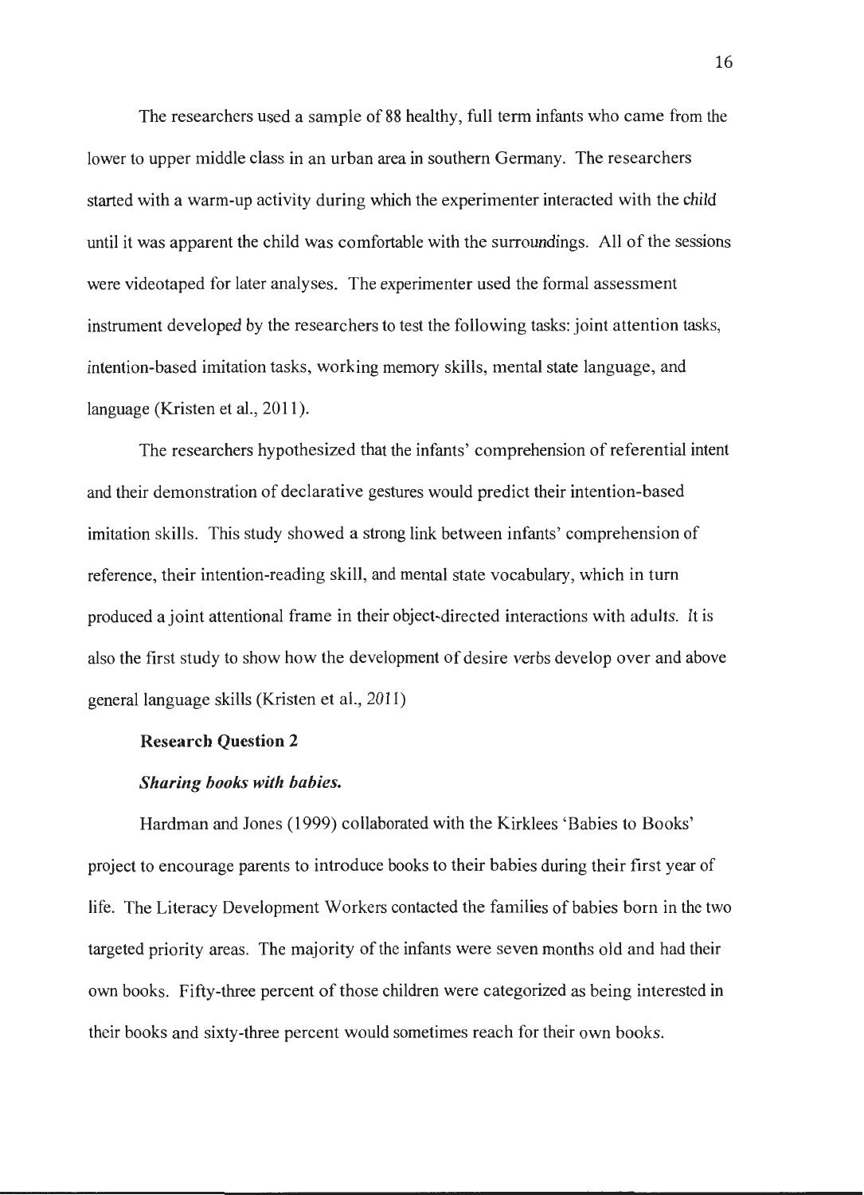The researchers used a sample of 88 healthy, full term infants who came from the lower to upper middle class in an urban area in southern Germany. The researchers started with a warm-up activity during which the experimenter interacted with the child until it was apparent the child was comfortable with the surroundings. All of the sessions were videotaped for later analyses. The experimenter used the formal assessment instrument developed by the researchers to test the following tasks: joint attention tasks, intention-based imitation tasks, working memory skills, mental state language, and language (Kristen et al., 2011).

The researchers hypothesized that the infants' comprehension of referential intent and their demonstration of declarative gestures would predict their intention-based imitation skills. This study showed a strong link between infants' comprehension of reference, their intention-reading skill, and mental state vocabulary, which in turn produced a joint attentional frame in their object-directed interactions with adults. It is also the first study to show how the development of desire verbs develop over and above general language skills (Kristen et al., 2011)

**Research Question 2**

***Sharing books with babies.***

Hardman and Jones (1999) collaborated with the Kirklees 'Babies to Books' project to encourage parents to introduce books to their babies during their first year of life. The Literacy Development Workers contacted the families of babies born in the two targeted priority areas. The majority of the infants were seven months old and had their own books. Fifty-three percent of those children were categorized as being interested in their books and sixty-three percent would sometimes reach for their own books.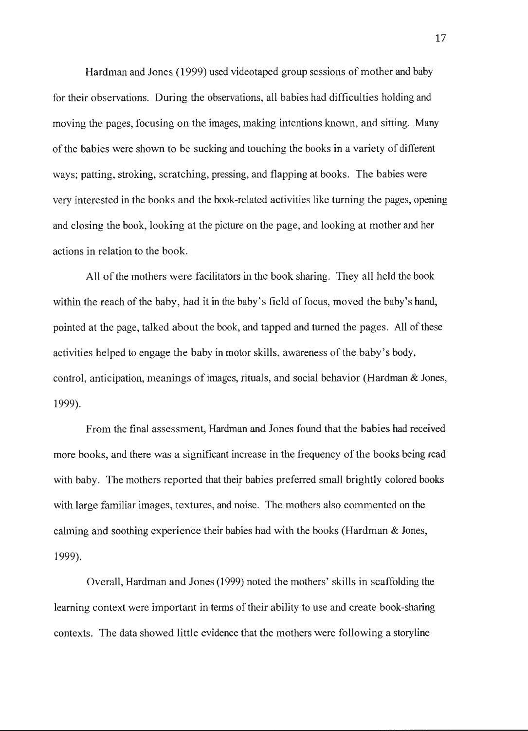Hardman and Jones (1999) used videotaped group sessions of mother and baby for their observations. During the observations, all babies had difficulties holding and moving the pages, focusing on the images, making intentions known, and sitting. Many of the babies were shown to be sucking and touching the books in a variety of different ways; patting, stroking, scratching, pressing, and flapping at books. The babies were very interested in the books and the book-related activities like turning the pages, opening and closing the book, looking at the picture on the page, and looking at mother and her actions in relation to the book.

All of the mothers were facilitators in the book sharing. They all held the book within the reach of the baby, had it in the baby's field of focus, moved the baby's hand, pointed at the page, talked about the book, and tapped and turned the pages. All of these activities helped to engage the baby in motor skills, awareness of the baby's body, control, anticipation, meanings of images, rituals, and social behavior (Hardman & Jones, 1999).

From the final assessment, Hardman and Jones found that the babies had received more books, and there was a significant increase in the frequency of the books being read with baby. The mothers reported that their babies preferred small brightly colored books with large familiar images, textures, and noise. The mothers also commented on the calming and soothing experience their babies had with the books (Hardman & Jones, 1999).

Overall, Hardman and Jones (1999) noted the mothers' skills in scaffolding the learning context were important in terms of their ability to use and create book-sharing contexts. The data showed little evidence that the mothers were following a storyline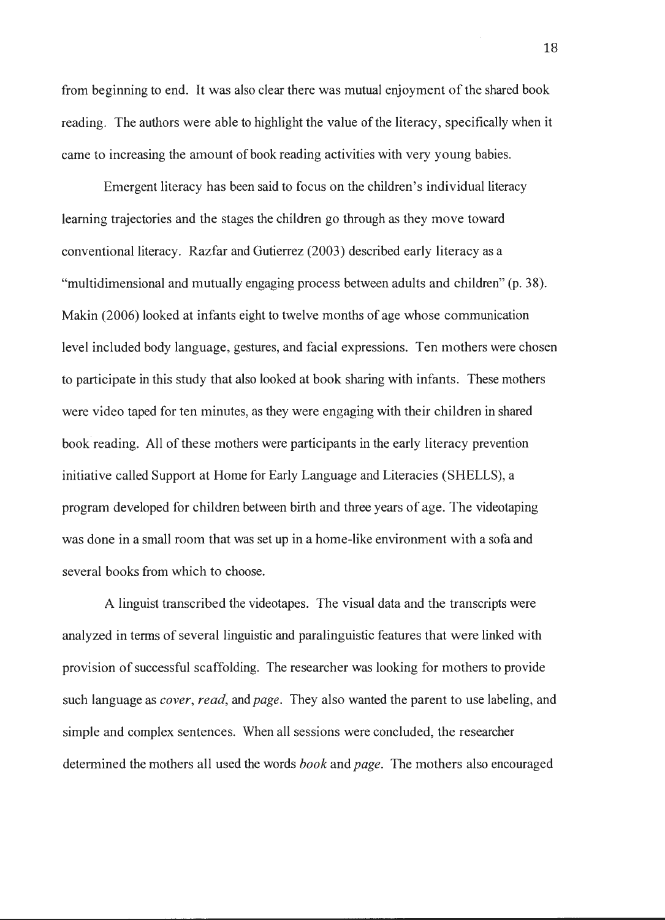from beginning to end. It was also clear there was mutual enjoyment of the shared book reading. The authors were able to highlight the value of the literacy, specifically when it came to increasing the amount of book reading activities with very young babies.

Emergent literacy has been said to focus on the children's individual literacy learning trajectories and the stages the children go through as they move toward conventional literacy. Razfar and Gutierrez (2003) described early literacy as a "multidimensional and mutually engaging process between adults and children" (p. 38). Makin (2006) looked at infants eight to twelve months of age whose communication level included body language, gestures, and facial expressions. Ten mothers were chosen to participate in this study that also looked at book sharing with infants. These mothers were video taped for ten minutes, as they were engaging with their children in shared book reading. All of these mothers were participants in the early literacy prevention initiative called Support at Home for Early Language and Literacies (SHELLS), a program developed for children between birth and three years of age. The videotaping was done in a small room that was set up in a home-like environment with a sofa and several books from which to choose.

A linguist transcribed the videotapes. The visual data and the transcripts were analyzed in terms of several linguistic and paralinguistic features that were linked with provision of successful scaffolding. The researcher was looking for mothers to provide such language as *cover*, *read*, and *page*. They also wanted the parent to use labeling, and simple and complex sentences. When all sessions were concluded, the researcher determined the mothers all used the words *book* and *page*. The mothers also encouraged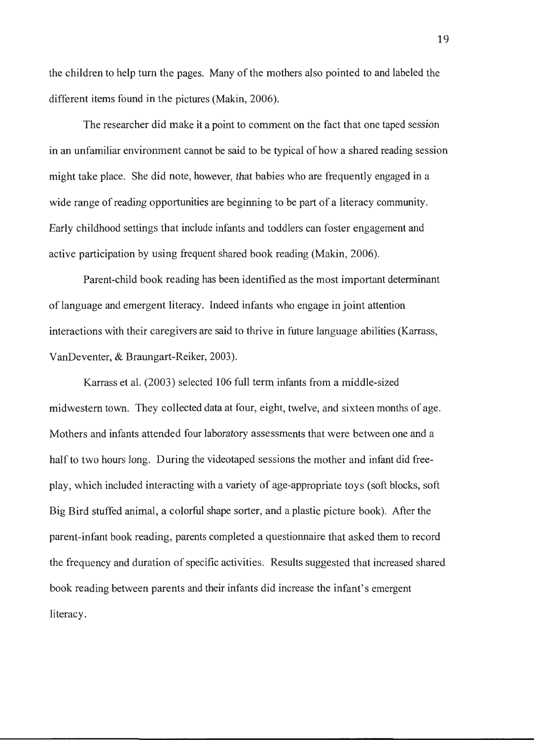the children to help turn the pages. Many of the mothers also pointed to and labeled the different items found in the pictures (Makin, 2006).

The researcher did make it a point to comment on the fact that one taped session in an unfamiliar environment cannot be said to be typical of how a shared reading session might take place. She did note, however, that babies who are frequently engaged in a wide range of reading opportunities are beginning to be part of a literacy community. Early childhood settings that include infants and toddlers can foster engagement and active participation by using frequent shared book reading (Makin, 2006).

Parent-child book reading has been identified as the most important determinant of language and emergent literacy. Indeed infants who engage in joint attention interactions with their caregivers are said to thrive in future language abilities (Karrass, VanDeventer, & Braungart-Reiker, 2003).

Karrass et al. (2003) selected 106 full term infants from a middle-sized midwestern town. They collected data at four, eight, twelve, and sixteen months of age. Mothers and infants attended four laboratory assessments that were between one and a half to two hours long. During the videotaped sessions the mother and infant did free-play, which included interacting with a variety of age-appropriate toys (soft blocks, soft Big Bird stuffed animal, a colorful shape sorter, and a plastic picture book). After the parent-infant book reading, parents completed a questionnaire that asked them to record the frequency and duration of specific activities. Results suggested that increased shared book reading between parents and their infants did increase the infant's emergent literacy.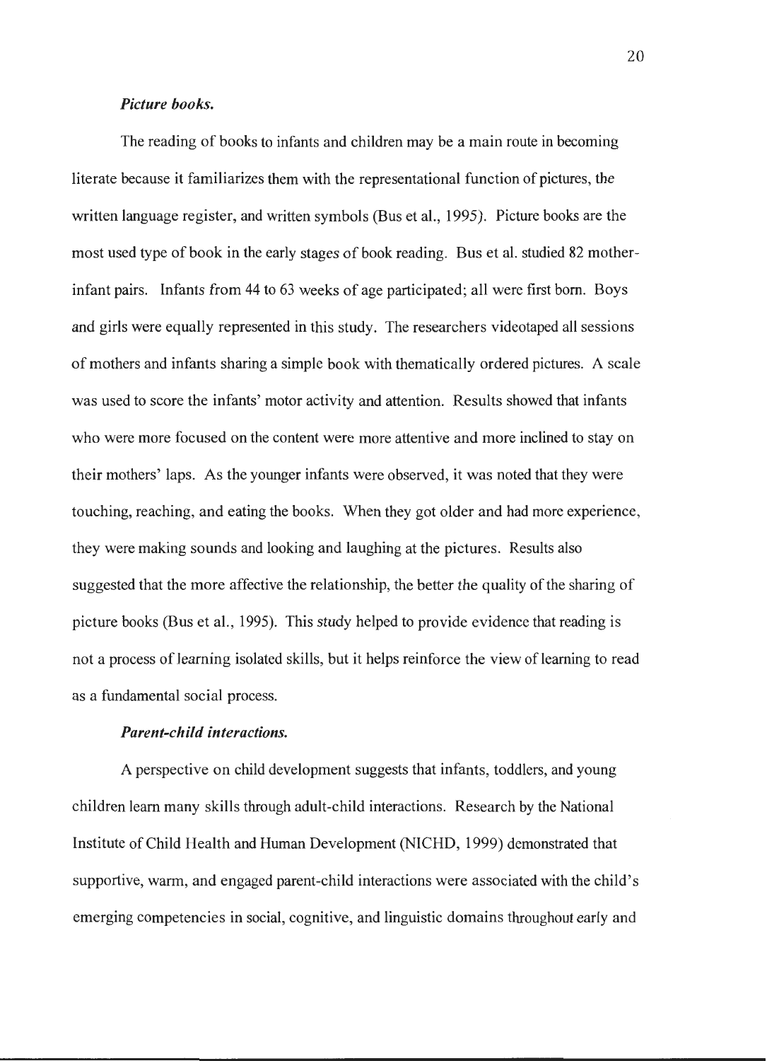#### *Picture books.*

The reading of books to infants and children may be a main route in becoming literate because it familiarizes them with the representational function of pictures, the written language register, and written symbols (Bus et al., 1995). Picture books are the most used type of book in the early stages of book reading. Bus et al. studied 82 mother-infant pairs. Infants from 44 to 63 weeks of age participated; all were first born. Boys and girls were equally represented in this study. The researchers videotaped all sessions of mothers and infants sharing a simple book with thematically ordered pictures. A scale was used to score the infants' motor activity and attention. Results showed that infants who were more focused on the content were more attentive and more inclined to stay on their mothers' laps. As the younger infants were observed, it was noted that they were touching, reaching, and eating the books. When they got older and had more experience, they were making sounds and looking and laughing at the pictures. Results also suggested that the more affective the relationship, the better the quality of the sharing of picture books (Bus et al., 1995). This study helped to provide evidence that reading is not a process of learning isolated skills, but it helps reinforce the view of learning to read as a fundamental social process.

#### *Parent-child interactions.*

A perspective on child development suggests that infants, toddlers, and young children learn many skills through adult-child interactions. Research by the National Institute of Child Health and Human Development (NICHD, 1999) demonstrated that supportive, warm, and engaged parent-child interactions were associated with the child's emerging competencies in social, cognitive, and linguistic domains throughout early and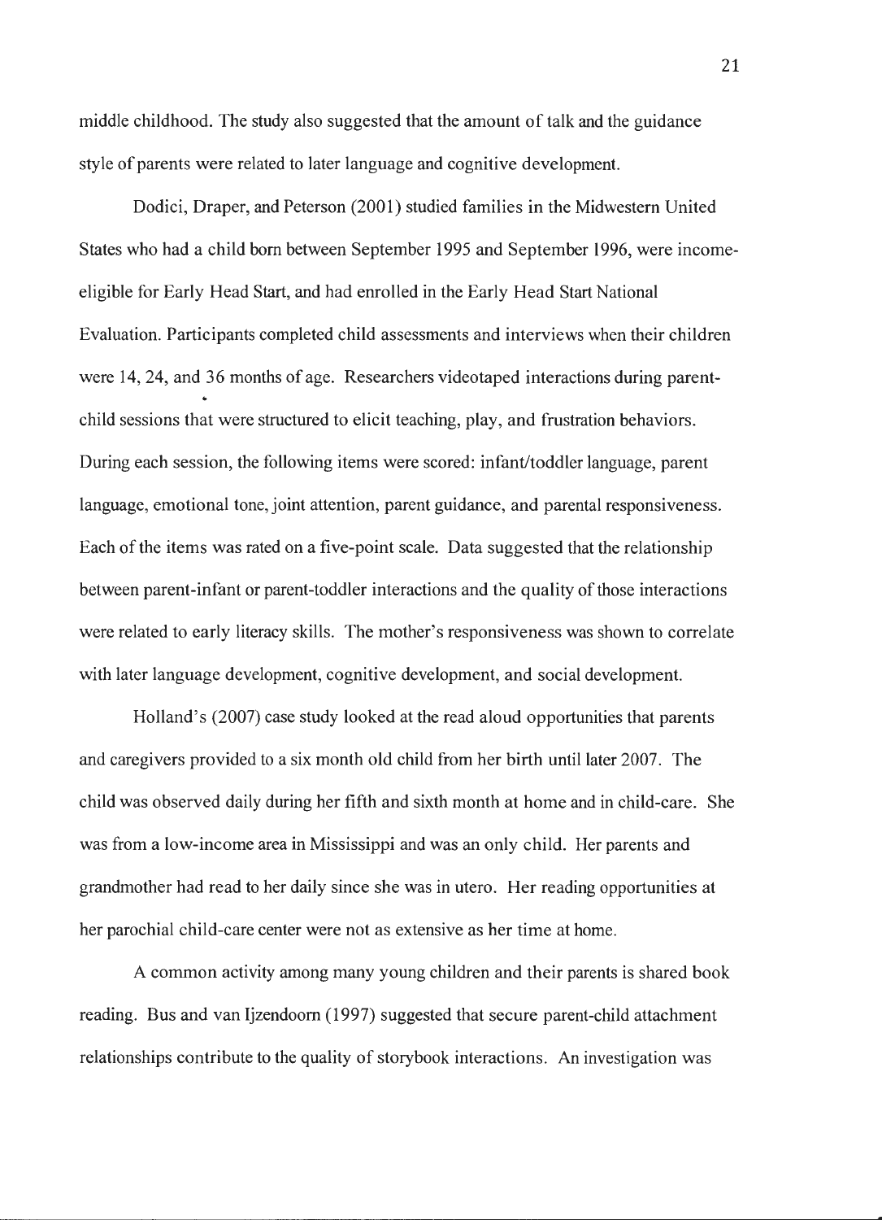middle childhood. The study also suggested that the amount of talk and the guidance style of parents were related to later language and cognitive development.

Dodici, Draper, and Peterson (2001) studied families in the Midwestern United States who had a child born between September 1995 and September 1996, were income-eligible for Early Head Start, and had enrolled in the Early Head Start National Evaluation. Participants completed child assessments and interviews when their children were 14, 24, and 36 months of age. Researchers videotaped interactions during parent-child sessions that were structured to elicit teaching, play, and frustration behaviors. During each session, the following items were scored: infant/toddler language, parent language, emotional tone, joint attention, parent guidance, and parental responsiveness. Each of the items was rated on a five-point scale. Data suggested that the relationship between parent-infant or parent-toddler interactions and the quality of those interactions were related to early literacy skills. The mother's responsiveness was shown to correlate with later language development, cognitive development, and social development.

Holland's (2007) case study looked at the read aloud opportunities that parents and caregivers provided to a six month old child from her birth until later 2007. The child was observed daily during her fifth and sixth month at home and in child-care. She was from a low-income area in Mississippi and was an only child. Her parents and grandmother had read to her daily since she was in utero. Her reading opportunities at her parochial child-care center were not as extensive as her time at home.

A common activity among many young children and their parents is shared book reading. Bus and van Ijzendoorn (1997) suggested that secure parent-child attachment relationships contribute to the quality of storybook interactions. An investigation was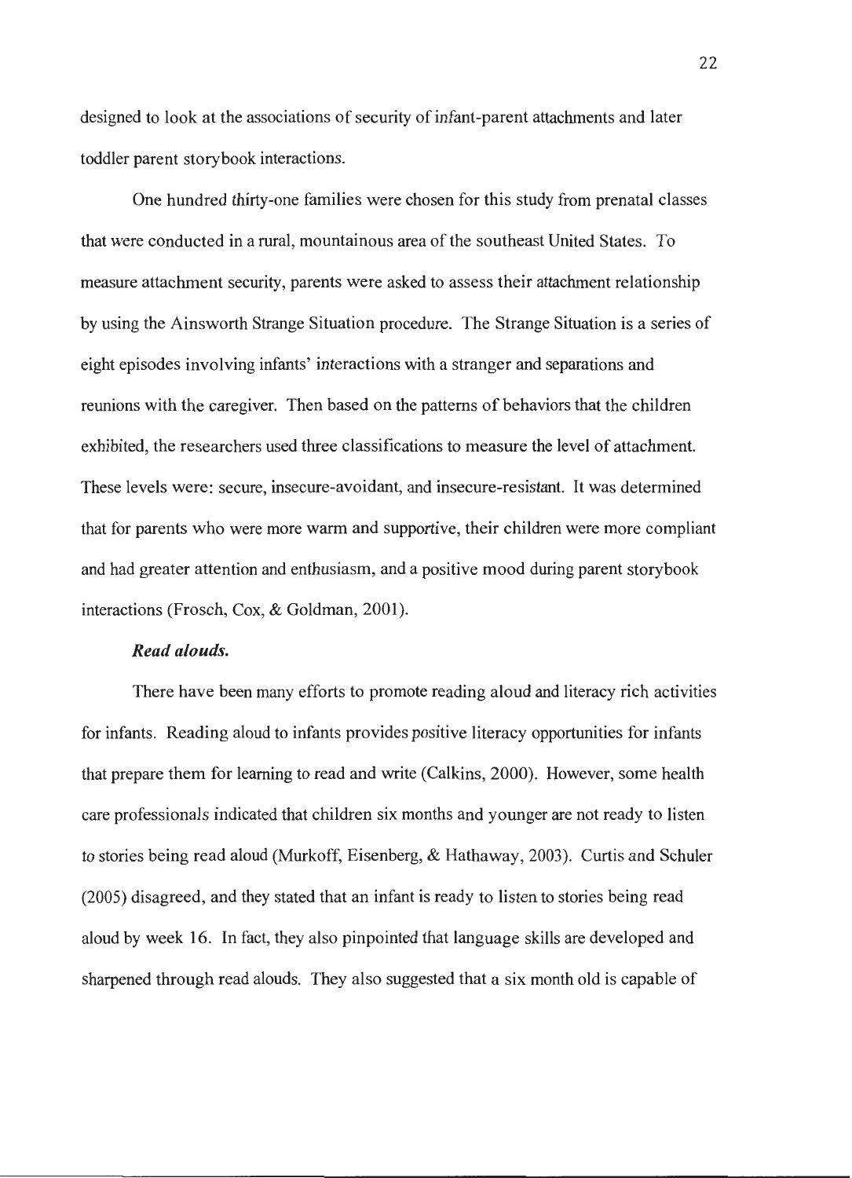designed to look at the associations of security of infant-parent attachments and later toddler parent storybook interactions.

One hundred thirty-one families were chosen for this study from prenatal classes that were conducted in a rural, mountainous area of the southeast United States. To measure attachment security, parents were asked to assess their attachment relationship by using the Ainsworth Strange Situation procedure. The Strange Situation is a series of eight episodes involving infants' interactions with a stranger and separations and reunions with the caregiver. Then based on the patterns of behaviors that the children exhibited, the researchers used three classifications to measure the level of attachment. These levels were: secure, insecure-avoidant, and insecure-resistant. It was determined that for parents who were more warm and supportive, their children were more compliant and had greater attention and enthusiasm, and a positive mood during parent storybook interactions (Frosch, Cox, & Goldman, 2001).

***Read alouds.***

There have been many efforts to promote reading aloud and literacy rich activities for infants. Reading aloud to infants provides positive literacy opportunities for infants that prepare them for learning to read and write (Calkins, 2000). However, some health care professionals indicated that children six months and younger are not ready to listen to stories being read aloud (Murkoff, Eisenberg, & Hathaway, 2003). Curtis and Schuler (2005) disagreed, and they stated that an infant is ready to listen to stories being read aloud by week 16. In fact, they also pinpointed that language skills are developed and sharpened through read alouds. They also suggested that a six month old is capable of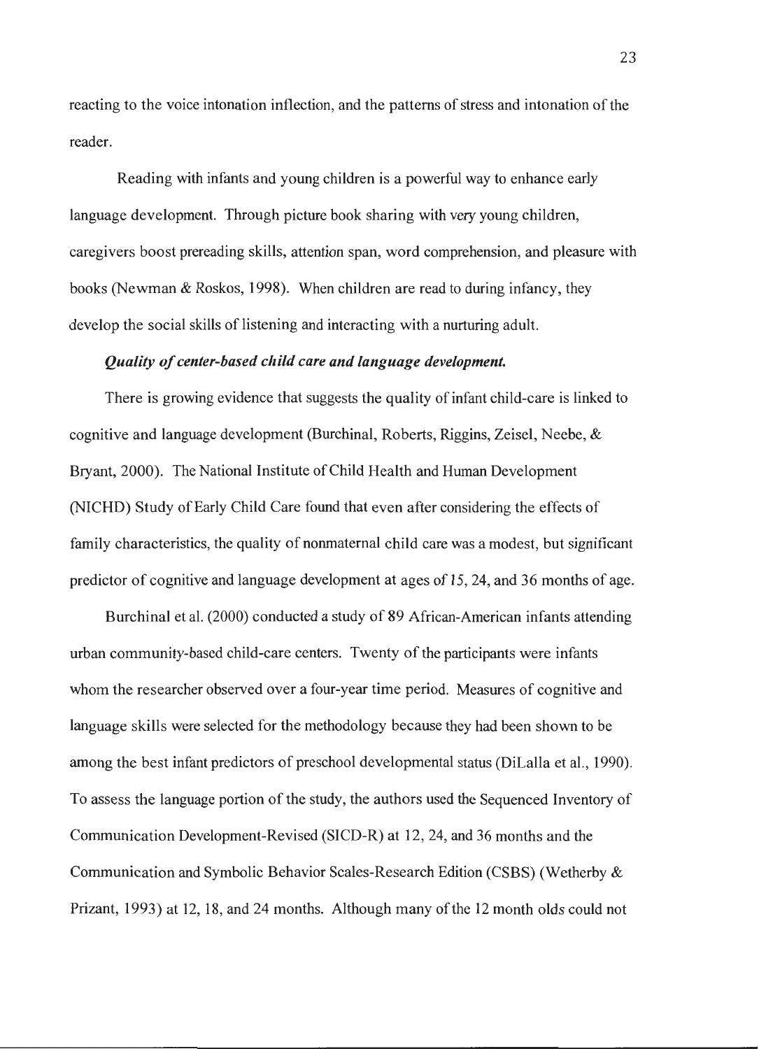reacting to the voice intonation inflection, and the patterns of stress and intonation of the reader.

Reading with infants and young children is a powerful way to enhance early language development. Through picture book sharing with very young children, caregivers boost prereading skills, attention span, word comprehension, and pleasure with books (Newman & Roskos, 1998). When children are read to during infancy, they develop the social skills of listening and interacting with a nurturing adult.

***Quality of center-based child care and language development.***

There is growing evidence that suggests the quality of infant child-care is linked to cognitive and language development (Burchinal, Roberts, Riggins, Zeisel, Neebe, & Bryant, 2000). The National Institute of Child Health and Human Development (NICHD) Study of Early Child Care found that even after considering the effects of family characteristics, the quality of nonmaternal child care was a modest, but significant predictor of cognitive and language development at ages of 15, 24, and 36 months of age.

Burchinal et al. (2000) conducted a study of 89 African-American infants attending urban community-based child-care centers. Twenty of the participants were infants whom the researcher observed over a four-year time period. Measures of cognitive and language skills were selected for the methodology because they had been shown to be among the best infant predictors of preschool developmental status (DiLalla et al., 1990). To assess the language portion of the study, the authors used the Sequenced Inventory of Communication Development-Revised (SICD-R) at 12, 24, and 36 months and the Communication and Symbolic Behavior Scales-Research Edition (CSBS) (Wetherby & Prizant, 1993) at 12, 18, and 24 months. Although many of the 12 month olds could not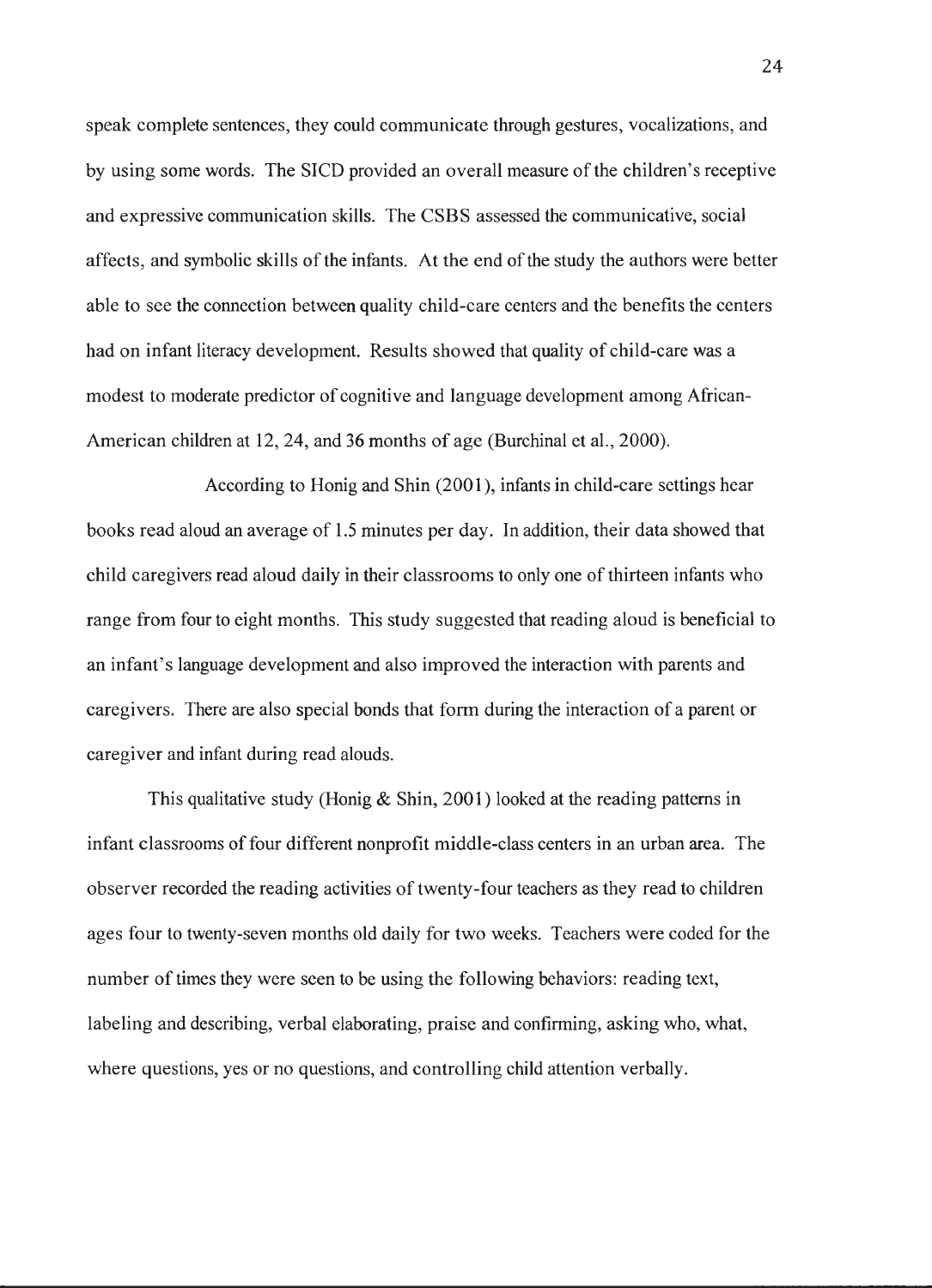speak complete sentences, they could communicate through gestures, vocalizations, and by using some words. The SICD provided an overall measure of the children's receptive and expressive communication skills. The CSBS assessed the communicative, social affects, and symbolic skills of the infants. At the end of the study the authors were better able to see the connection between quality child-care centers and the benefits the centers had on infant literacy development. Results showed that quality of child-care was a modest to moderate predictor of cognitive and language development among African-American children at 12, 24, and 36 months of age (Burchinal et al., 2000).

According to Honig and Shin (2001), infants in child-care settings hear books read aloud an average of 1.5 minutes per day. In addition, their data showed that child caregivers read aloud daily in their classrooms to only one of thirteen infants who range from four to eight months. This study suggested that reading aloud is beneficial to an infant's language development and also improved the interaction with parents and caregivers. There are also special bonds that form during the interaction of a parent or caregiver and infant during read alouds.

This qualitative study (Honig & Shin, 2001) looked at the reading patterns in infant classrooms of four different nonprofit middle-class centers in an urban area. The observer recorded the reading activities of twenty-four teachers as they read to children ages four to twenty-seven months old daily for two weeks. Teachers were coded for the number of times they were seen to be using the following behaviors: reading text, labeling and describing, verbal elaborating, praise and confirming, asking who, what, where questions, yes or no questions, and controlling child attention verbally.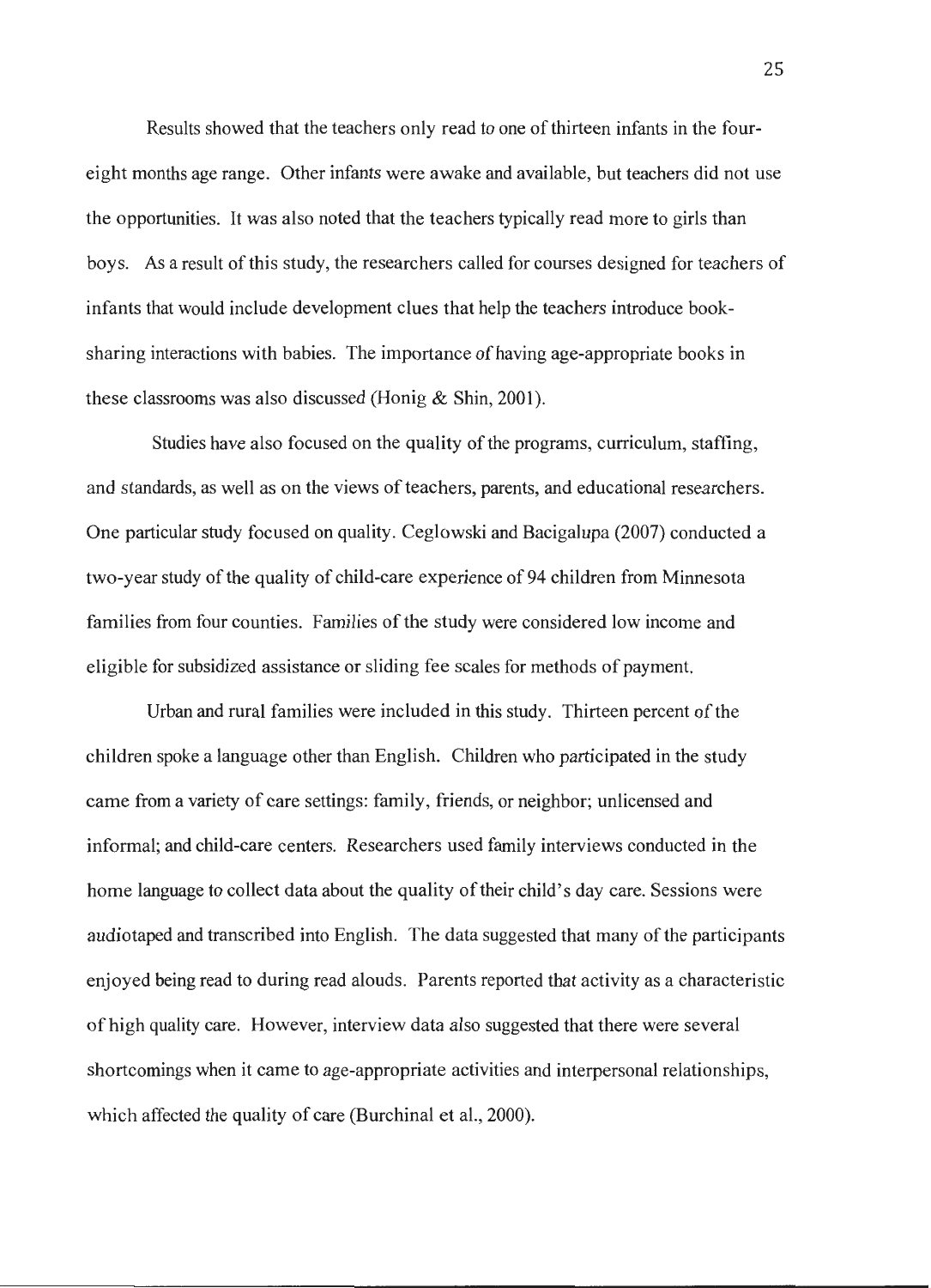Results showed that the teachers only read to one of thirteen infants in the four-eight months age range. Other infants were awake and available, but teachers did not use the opportunities. It was also noted that the teachers typically read more to girls than boys. As a result of this study, the researchers called for courses designed for teachers of infants that would include development clues that help the teachers introduce book-sharing interactions with babies. The importance of having age-appropriate books in these classrooms was also discussed (Honig & Shin, 2001).

Studies have also focused on the quality of the programs, curriculum, staffing, and standards, as well as on the views of teachers, parents, and educational researchers. One particular study focused on quality. Ceglowski and Bacigalupa (2007) conducted a two-year study of the quality of child-care experience of 94 children from Minnesota families from four counties. Families of the study were considered low income and eligible for subsidized assistance or sliding fee scales for methods of payment.

Urban and rural families were included in this study. Thirteen percent of the children spoke a language other than English. Children who participated in the study came from a variety of care settings: family, friends, or neighbor; unlicensed and informal; and child-care centers. Researchers used family interviews conducted in the home language to collect data about the quality of their child's day care. Sessions were audiotaped and transcribed into English. The data suggested that many of the participants enjoyed being read to during read alouds. Parents reported that activity as a characteristic of high quality care. However, interview data also suggested that there were several shortcomings when it came to age-appropriate activities and interpersonal relationships, which affected the quality of care (Burchinal et al., 2000).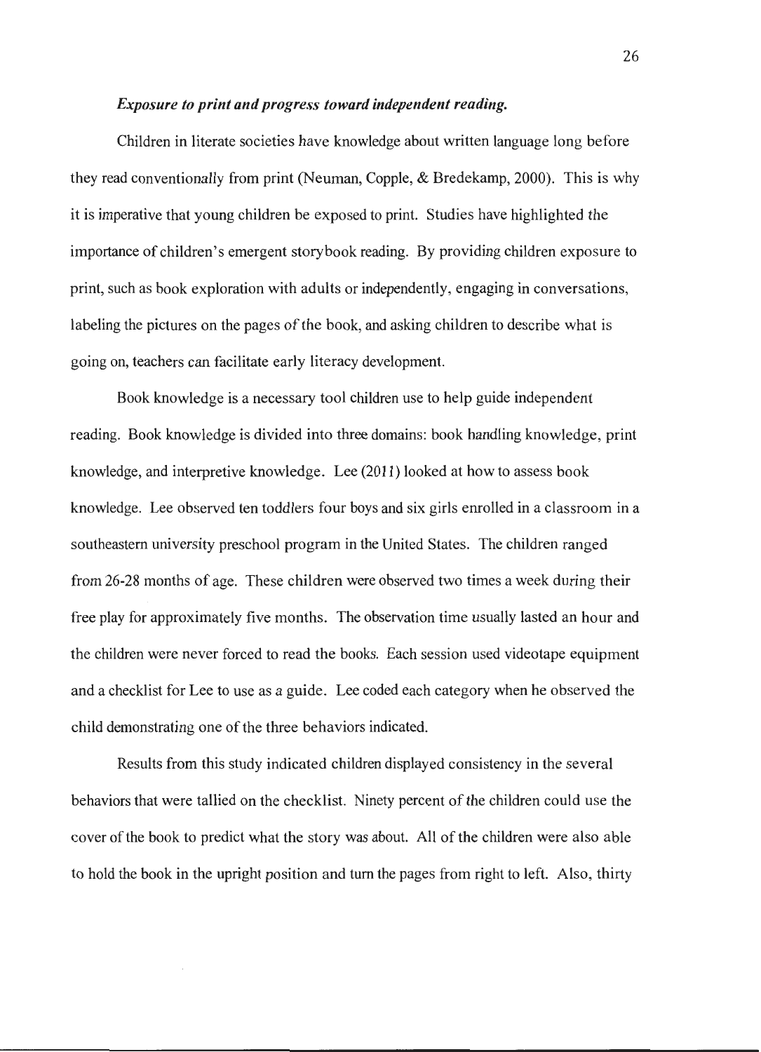***Exposure to print and progress toward independent reading.***

Children in literate societies have knowledge about written language long before they read conventionally from print (Neuman, Copple, & Bredekamp, 2000). This is why it is imperative that young children be exposed to print. Studies have highlighted the importance of children's emergent storybook reading. By providing children exposure to print, such as book exploration with adults or independently, engaging in conversations, labeling the pictures on the pages of the book, and asking children to describe what is going on, teachers can facilitate early literacy development.

Book knowledge is a necessary tool children use to help guide independent reading. Book knowledge is divided into three domains: book handling knowledge, print knowledge, and interpretive knowledge. Lee (2011) looked at how to assess book knowledge. Lee observed ten toddlers four boys and six girls enrolled in a classroom in a southeastern university preschool program in the United States. The children ranged from 26-28 months of age. These children were observed two times a week during their free play for approximately five months. The observation time usually lasted an hour and the children were never forced to read the books. Each session used videotape equipment and a checklist for Lee to use as a guide. Lee coded each category when he observed the child demonstrating one of the three behaviors indicated.

Results from this study indicated children displayed consistency in the several behaviors that were tallied on the checklist. Ninety percent of the children could use the cover of the book to predict what the story was about. All of the children were also able to hold the book in the upright position and turn the pages from right to left. Also, thirty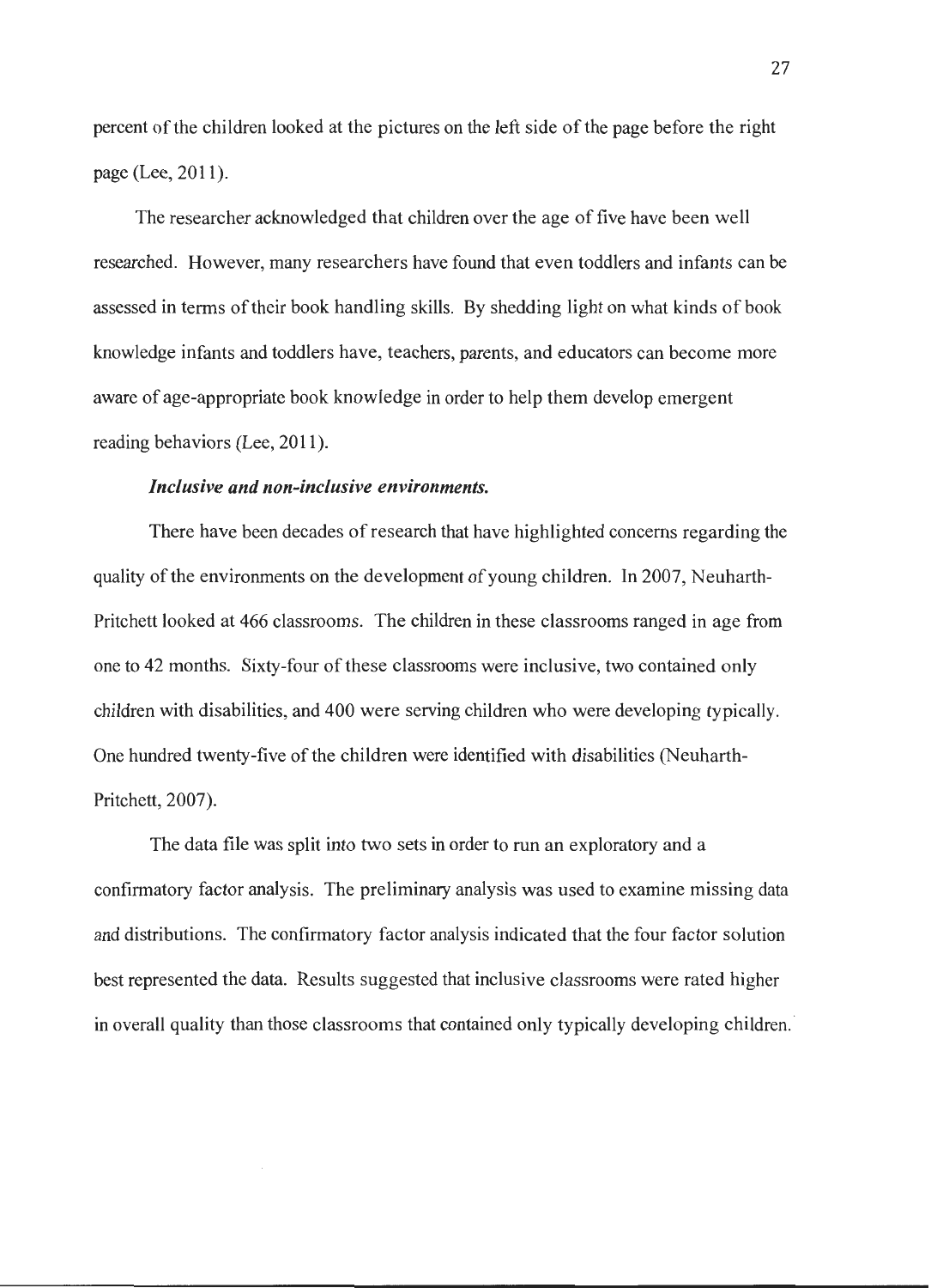percent of the children looked at the pictures on the left side of the page before the right page (Lee, 2011).

The researcher acknowledged that children over the age of five have been well researched. However, many researchers have found that even toddlers and infants can be assessed in terms of their book handling skills. By shedding light on what kinds of book knowledge infants and toddlers have, teachers, parents, and educators can become more aware of age-appropriate book knowledge in order to help them develop emergent reading behaviors (Lee, 2011).

***Inclusive and non-inclusive environments.***

There have been decades of research that have highlighted concerns regarding the quality of the environments on the development of young children. In 2007, Neuharth-Pritchett looked at 466 classrooms. The children in these classrooms ranged in age from one to 42 months. Sixty-four of these classrooms were inclusive, two contained only children with disabilities, and 400 were serving children who were developing typically. One hundred twenty-five of the children were identified with disabilities (Neuharth-Pritchett, 2007).

The data file was split into two sets in order to run an exploratory and a confirmatory factor analysis. The preliminary analysis was used to examine missing data and distributions. The confirmatory factor analysis indicated that the four factor solution best represented the data. Results suggested that inclusive classrooms were rated higher in overall quality than those classrooms that contained only typically developing children.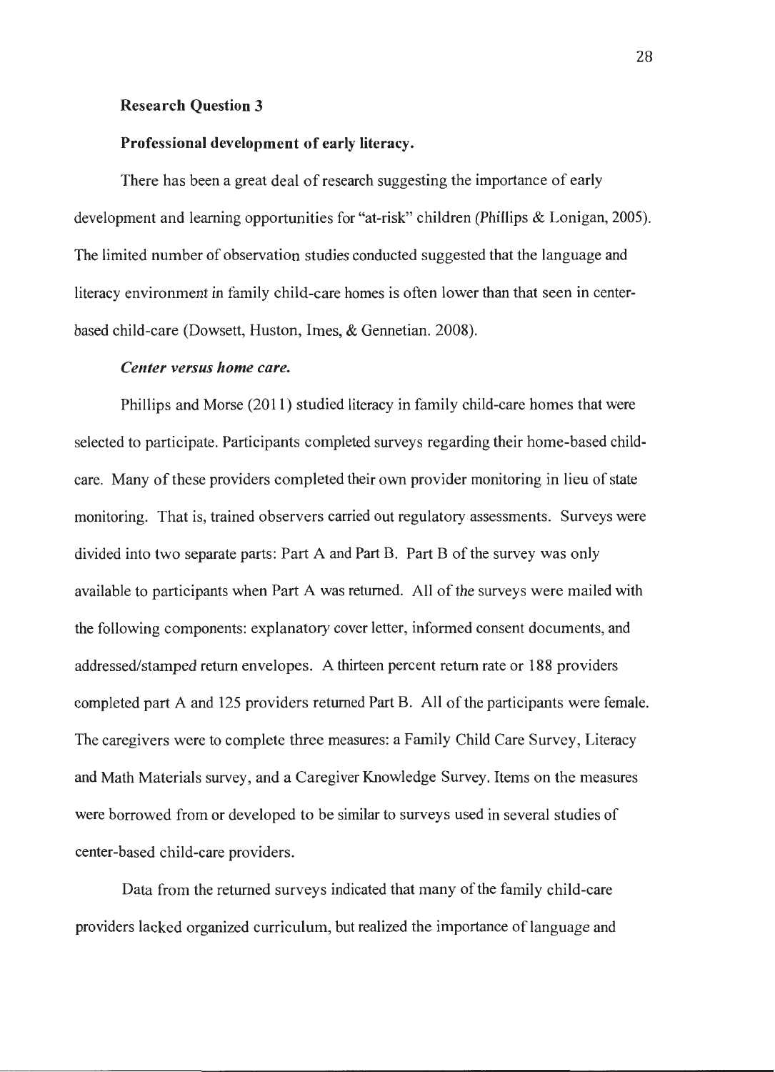### Research Question 3

#### Professional development of early literacy.

There has been a great deal of research suggesting the importance of early development and learning opportunities for "at-risk" children (Phillips & Lonigan, 2005). The limited number of observation studies conducted suggested that the language and literacy environment in family child-care homes is often lower than that seen in center-based child-care (Dowsett, Huston, Imes, & Gennetian. 2008).

##### *Center versus home care.*

Phillips and Morse (2011) studied literacy in family child-care homes that were selected to participate. Participants completed surveys regarding their home-based child-care. Many of these providers completed their own provider monitoring in lieu of state monitoring. That is, trained observers carried out regulatory assessments. Surveys were divided into two separate parts: Part A and Part B. Part B of the survey was only available to participants when Part A was returned. All of the surveys were mailed with the following components: explanatory cover letter, informed consent documents, and addressed/stamped return envelopes. A thirteen percent return rate or 188 providers completed part A and 125 providers returned Part B. All of the participants were female. The caregivers were to complete three measures: a Family Child Care Survey, Literacy and Math Materials survey, and a Caregiver Knowledge Survey. Items on the measures were borrowed from or developed to be similar to surveys used in several studies of center-based child-care providers.

Data from the returned surveys indicated that many of the family child-care providers lacked organized curriculum, but realized the importance of language and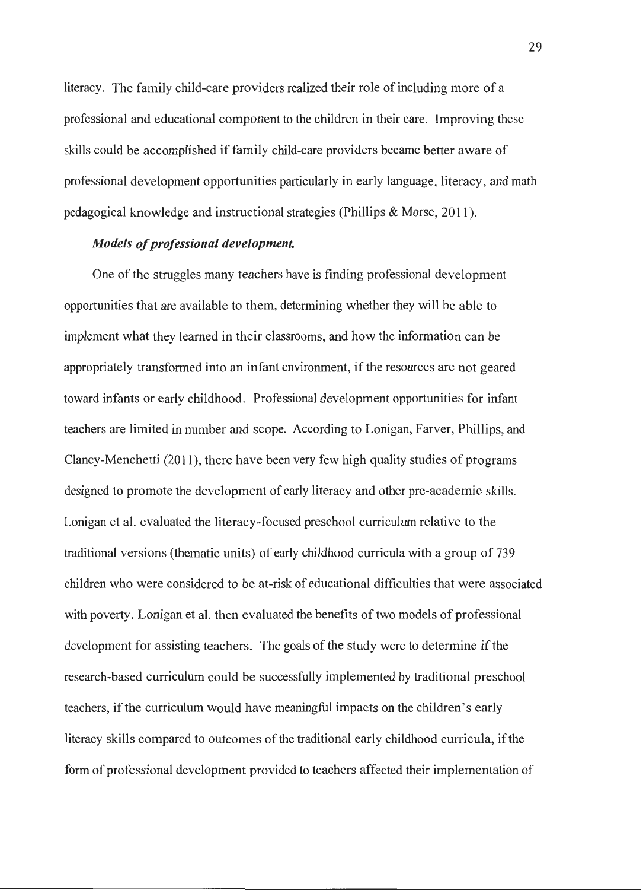literacy. The family child-care providers realized their role of including more of a professional and educational component to the children in their care. Improving these skills could be accomplished if family child-care providers became better aware of professional development opportunities particularly in early language, literacy, and math pedagogical knowledge and instructional strategies (Phillips & Morse, 2011).

***Models of professional development.***

One of the struggles many teachers have is finding professional development opportunities that are available to them, determining whether they will be able to implement what they learned in their classrooms, and how the information can be appropriately transformed into an infant environment, if the resources are not geared toward infants or early childhood. Professional development opportunities for infant teachers are limited in number and scope. According to Lonigan, Farver, Phillips, and Clancy-Menchetti (2011), there have been very few high quality studies of programs designed to promote the development of early literacy and other pre-academic skills. Lonigan et al. evaluated the literacy-focused preschool curriculum relative to the traditional versions (thematic units) of early childhood curricula with a group of 739 children who were considered to be at-risk of educational difficulties that were associated with poverty. Lonigan et al. then evaluated the benefits of two models of professional development for assisting teachers. The goals of the study were to determine if the research-based curriculum could be successfully implemented by traditional preschool teachers, if the curriculum would have meaningful impacts on the children's early literacy skills compared to outcomes of the traditional early childhood curricula, if the form of professional development provided to teachers affected their implementation of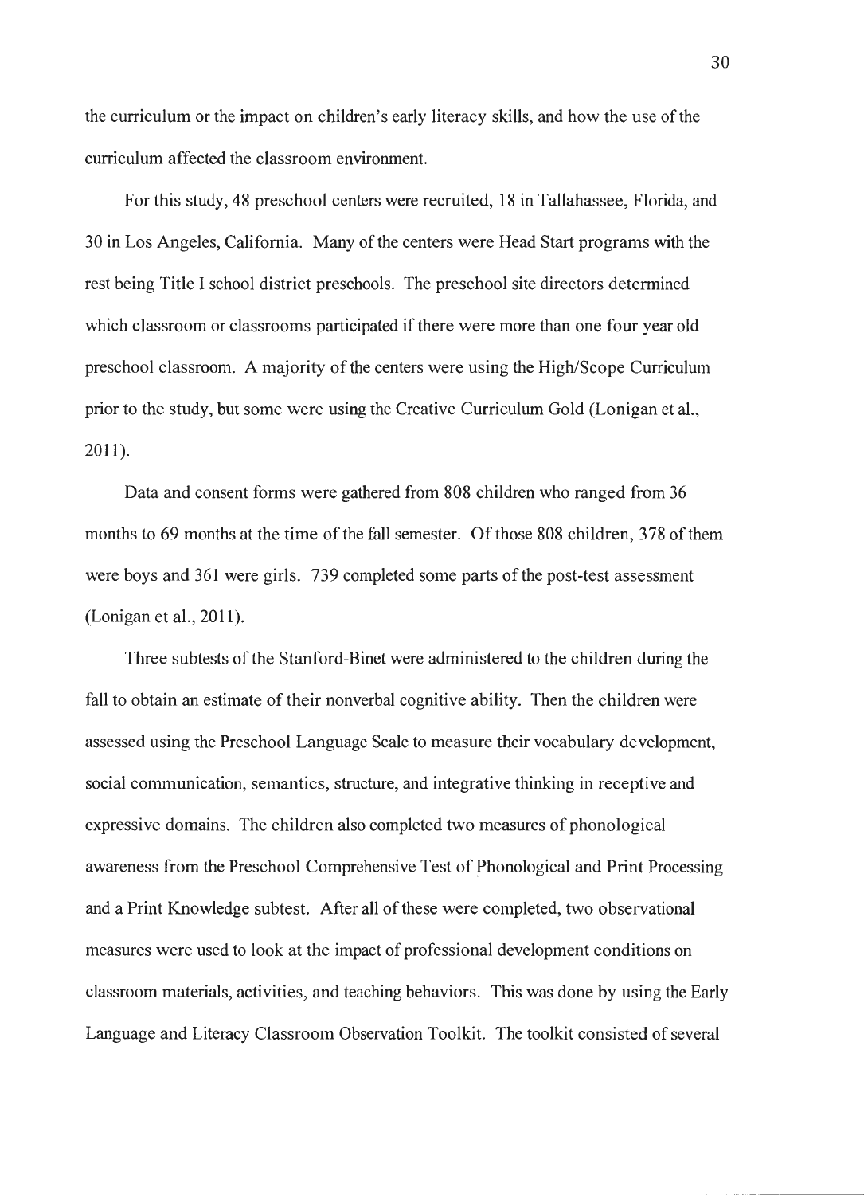the curriculum or the impact on children's early literacy skills, and how the use of the curriculum affected the classroom environment.

For this study, 48 preschool centers were recruited, 18 in Tallahassee, Florida, and 30 in Los Angeles, California. Many of the centers were Head Start programs with the rest being Title I school district preschools. The preschool site directors determined which classroom or classrooms participated if there were more than one four year old preschool classroom. A majority of the centers were using the High/Scope Curriculum prior to the study, but some were using the Creative Curriculum Gold (Lonigan et al., 2011).

Data and consent forms were gathered from 808 children who ranged from 36 months to 69 months at the time of the fall semester. Of those 808 children, 378 of them were boys and 361 were girls. 739 completed some parts of the post-test assessment (Lonigan et al., 2011).

Three subtests of the Stanford-Binet were administered to the children during the fall to obtain an estimate of their nonverbal cognitive ability. Then the children were assessed using the Preschool Language Scale to measure their vocabulary development, social communication, semantics, structure, and integrative thinking in receptive and expressive domains. The children also completed two measures of phonological awareness from the Preschool Comprehensive Test of Phonological and Print Processing and a Print Knowledge subtest. After all of these were completed, two observational measures were used to look at the impact of professional development conditions on classroom materials, activities, and teaching behaviors. This was done by using the Early Language and Literacy Classroom Observation Toolkit. The toolkit consisted of several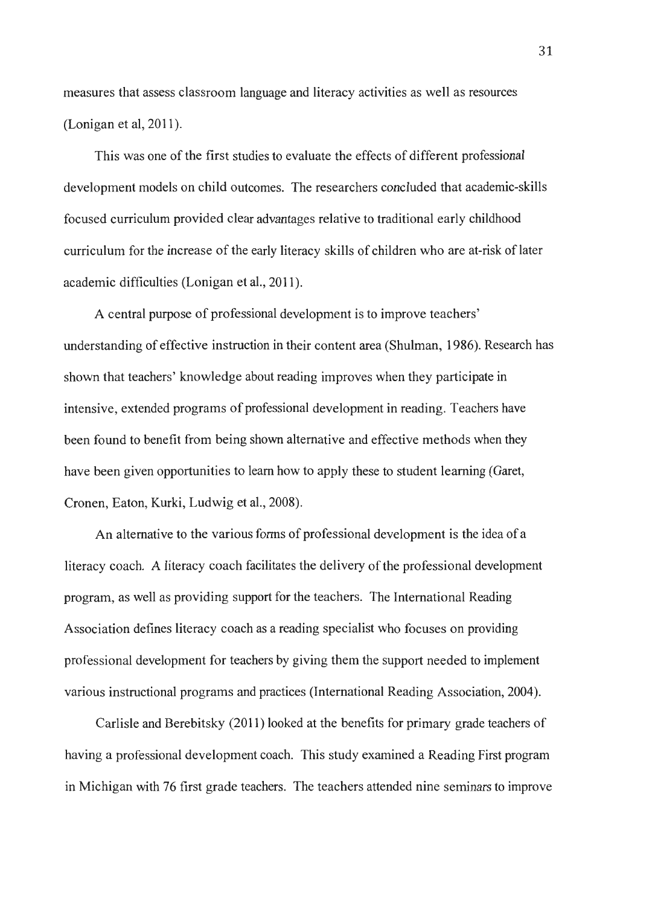measures that assess classroom language and literacy activities as well as resources (Lonigan et al, 2011).

This was one of the first studies to evaluate the effects of different professional development models on child outcomes. The researchers concluded that academic-skills focused curriculum provided clear advantages relative to traditional early childhood curriculum for the increase of the early literacy skills of children who are at-risk of later academic difficulties (Lonigan et al., 2011).

A central purpose of professional development is to improve teachers' understanding of effective instruction in their content area (Shulman, 1986). Research has shown that teachers' knowledge about reading improves when they participate in intensive, extended programs of professional development in reading. Teachers have been found to benefit from being shown alternative and effective methods when they have been given opportunities to learn how to apply these to student learning (Garet, Cronen, Eaton, Kurki, Ludwig et al., 2008).

An alternative to the various forms of professional development is the idea of a literacy coach. A literacy coach facilitates the delivery of the professional development program, as well as providing support for the teachers. The International Reading Association defines literacy coach as a reading specialist who focuses on providing professional development for teachers by giving them the support needed to implement various instructional programs and practices (International Reading Association, 2004).

Carlisle and Berebitsky (2011) looked at the benefits for primary grade teachers of having a professional development coach. This study examined a Reading First program in Michigan with 76 first grade teachers. The teachers attended nine seminars to improve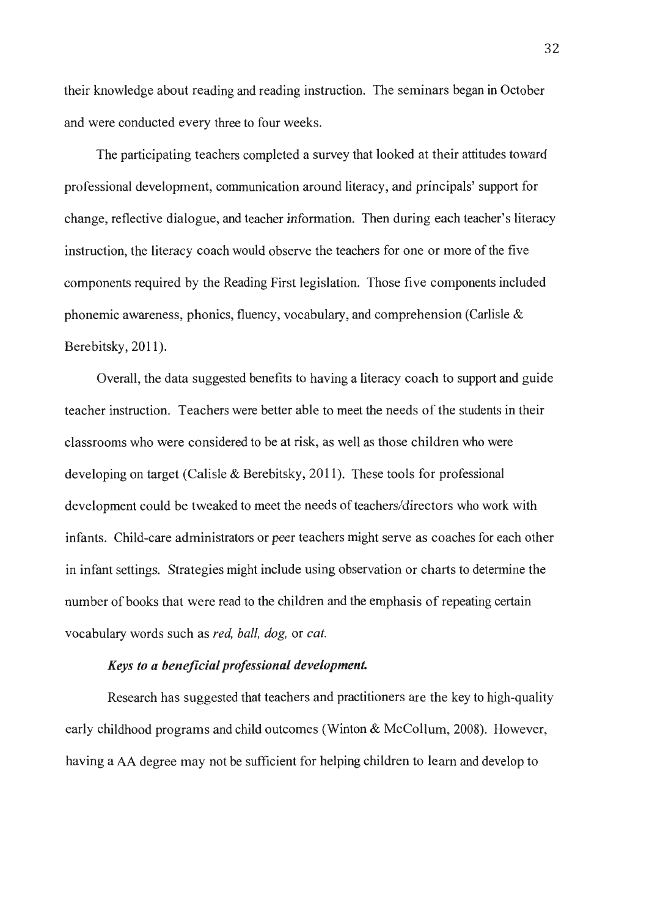their knowledge about reading and reading instruction. The seminars began in October and were conducted every three to four weeks.

The participating teachers completed a survey that looked at their attitudes toward professional development, communication around literacy, and principals' support for change, reflective dialogue, and teacher information. Then during each teacher's literacy instruction, the literacy coach would observe the teachers for one or more of the five components required by the Reading First legislation. Those five components included phonemic awareness, phonics, fluency, vocabulary, and comprehension (Carlisle & Berebitsky, 2011).

Overall, the data suggested benefits to having a literacy coach to support and guide teacher instruction. Teachers were better able to meet the needs of the students in their classrooms who were considered to be at risk, as well as those children who were developing on target (Calisle & Berebitsky, 2011). These tools for professional development could be tweaked to meet the needs of teachers/directors who work with infants. Child-care administrators or peer teachers might serve as coaches for each other in infant settings. Strategies might include using observation or charts to determine the number of books that were read to the children and the emphasis of repeating certain vocabulary words such as *red, ball, dog,* or *cat.*

***Keys to a beneficial professional development.***

Research has suggested that teachers and practitioners are the key to high-quality early childhood programs and child outcomes (Winton & McCollum, 2008). However, having a AA degree may not be sufficient for helping children to learn and develop to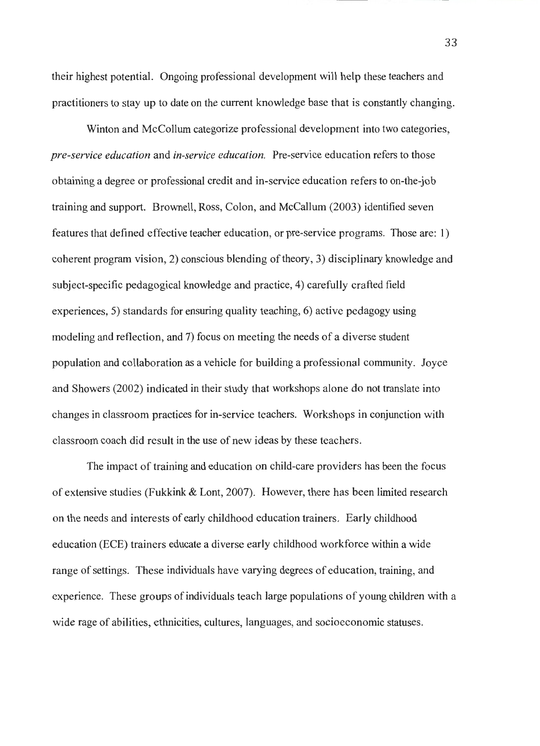their highest potential. Ongoing professional development will help these teachers and practitioners to stay up to date on the current knowledge base that is constantly changing.

Winton and McCollum categorize professional development into two categories, *pre-service education* and *in-service education.* Pre-service education refers to those obtaining a degree or professional credit and in-service education refers to on-the-job training and support. Brownell, Ross, Colon, and McCallum (2003) identified seven features that defined effective teacher education, or pre-service programs. Those are: 1) coherent program vision, 2) conscious blending of theory, 3) disciplinary knowledge and subject-specific pedagogical knowledge and practice, 4) carefully crafted field experiences, 5) standards for ensuring quality teaching, 6) active pedagogy using modeling and reflection, and 7) focus on meeting the needs of a diverse student population and collaboration as a vehicle for building a professional community. Joyce and Showers (2002) indicated in their study that workshops alone do not translate into changes in classroom practices for in-service teachers. Workshops in conjunction with classroom coach did result in the use of new ideas by these teachers.

The impact of training and education on child-care providers has been the focus of extensive studies (Fukkink & Lont, 2007). However, there has been limited research on the needs and interests of early childhood education trainers. Early childhood education (ECE) trainers educate a diverse early childhood workforce within a wide range of settings. These individuals have varying degrees of education, training, and experience. These groups of individuals teach large populations of young children with a wide rage of abilities, ethnicities, cultures, languages, and socioeconomic statuses.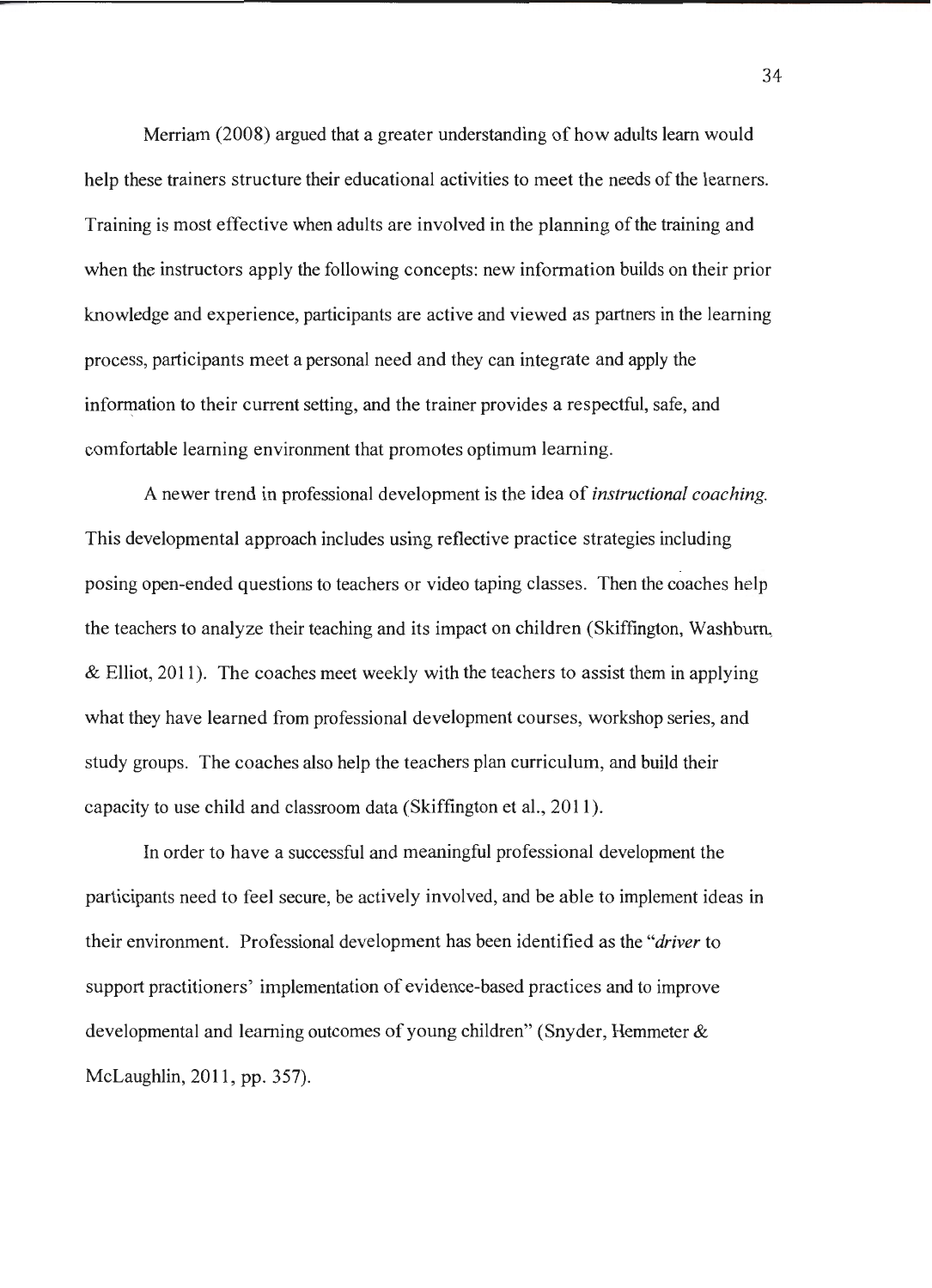Merriam (2008) argued that a greater understanding of how adults learn would help these trainers structure their educational activities to meet the needs of the learners. Training is most effective when adults are involved in the planning of the training and when the instructors apply the following concepts: new information builds on their prior knowledge and experience, participants are active and viewed as partners in the learning process, participants meet a personal need and they can integrate and apply the information to their current setting, and the trainer provides a respectful, safe, and comfortable learning environment that promotes optimum learning.

A newer trend in professional development is the idea of *instructional coaching.* This developmental approach includes using reflective practice strategies including posing open-ended questions to teachers or video taping classes. Then the coaches help the teachers to analyze their teaching and its impact on children (Skiffington, Washburn, & Elliot, 2011). The coaches meet weekly with the teachers to assist them in applying what they have learned from professional development courses, workshop series, and study groups. The coaches also help the teachers plan curriculum, and build their capacity to use child and classroom data (Skiffington et al., 2011).

In order to have a successful and meaningful professional development the participants need to feel secure, be actively involved, and be able to implement ideas in their environment. Professional development has been identified as the "*driver* to support practitioners' implementation of evidence-based practices and to improve developmental and learning outcomes of young children" (Snyder, Hemmeter & McLaughlin, 2011, pp. 357).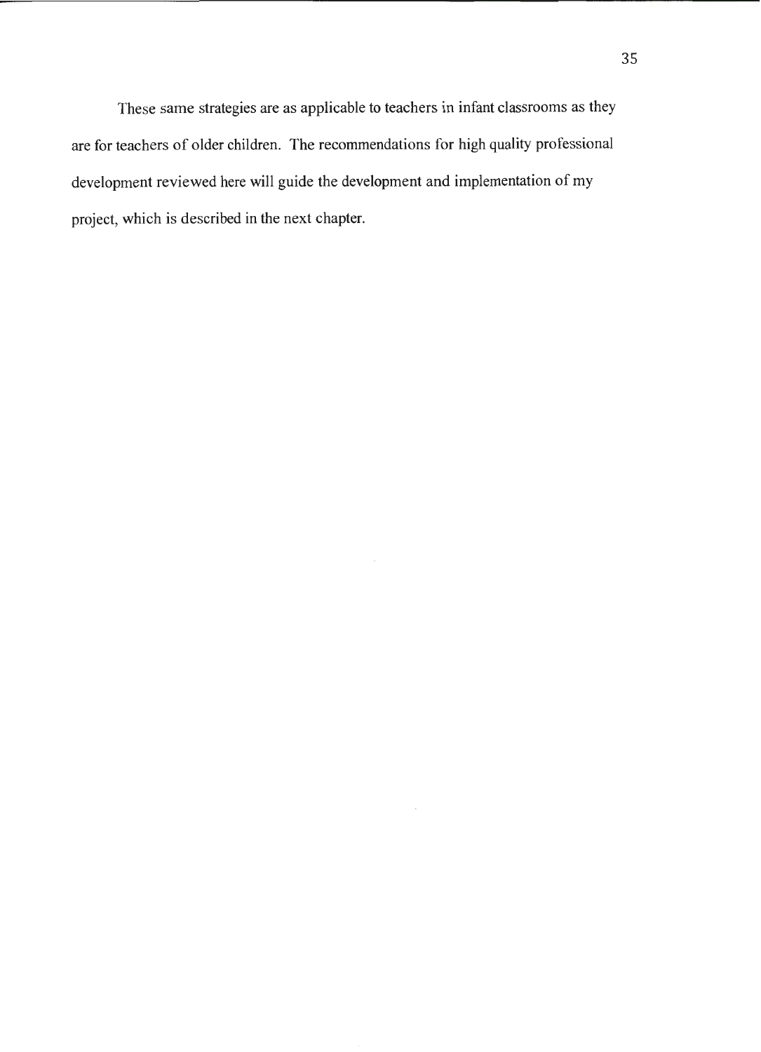These same strategies are as applicable to teachers in infant classrooms as they are for teachers of older children. The recommendations for high quality professional development reviewed here will guide the development and implementation of my project, which is described in the next chapter.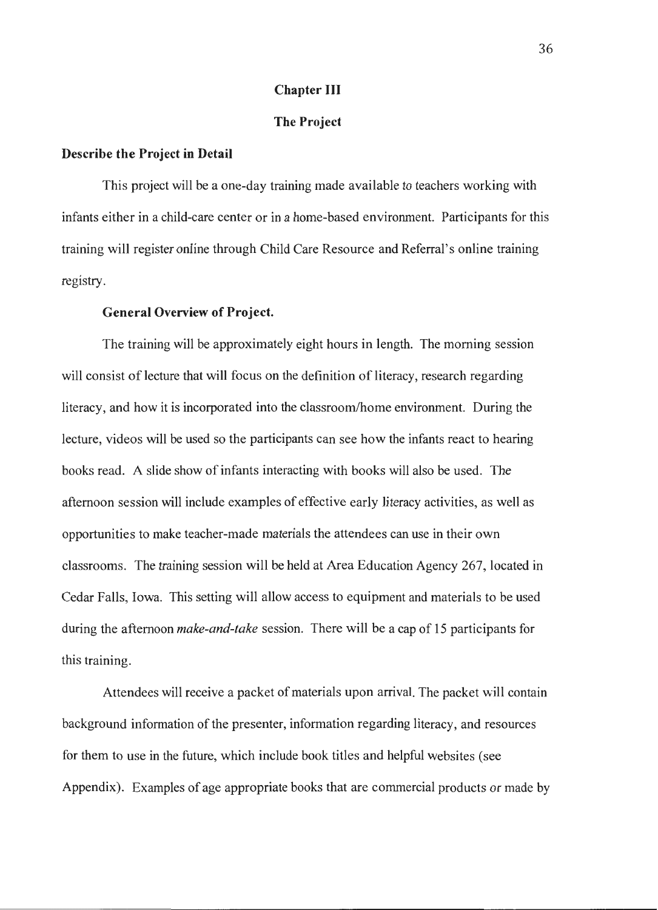# Chapter III

## The Project

### Describe the Project in Detail

This project will be a one-day training made available to teachers working with infants either in a child-care center or in a home-based environment. Participants for this training will register online through Child Care Resource and Referral's online training registry.

#### General Overview of Project.

The training will be approximately eight hours in length. The morning session will consist of lecture that will focus on the definition of literacy, research regarding literacy, and how it is incorporated into the classroom/home environment. During the lecture, videos will be used so the participants can see how the infants react to hearing books read. A slide show of infants interacting with books will also be used. The afternoon session will include examples of effective early literacy activities, as well as opportunities to make teacher-made materials the attendees can use in their own classrooms. The training session will be held at Area Education Agency 267, located in Cedar Falls, Iowa. This setting will allow access to equipment and materials to be used during the afternoon *make-and-take* session. There will be a cap of 15 participants for this training.

Attendees will receive a packet of materials upon arrival. The packet will contain background information of the presenter, information regarding literacy, and resources for them to use in the future, which include book titles and helpful websites (see Appendix). Examples of age appropriate books that are commercial products or made by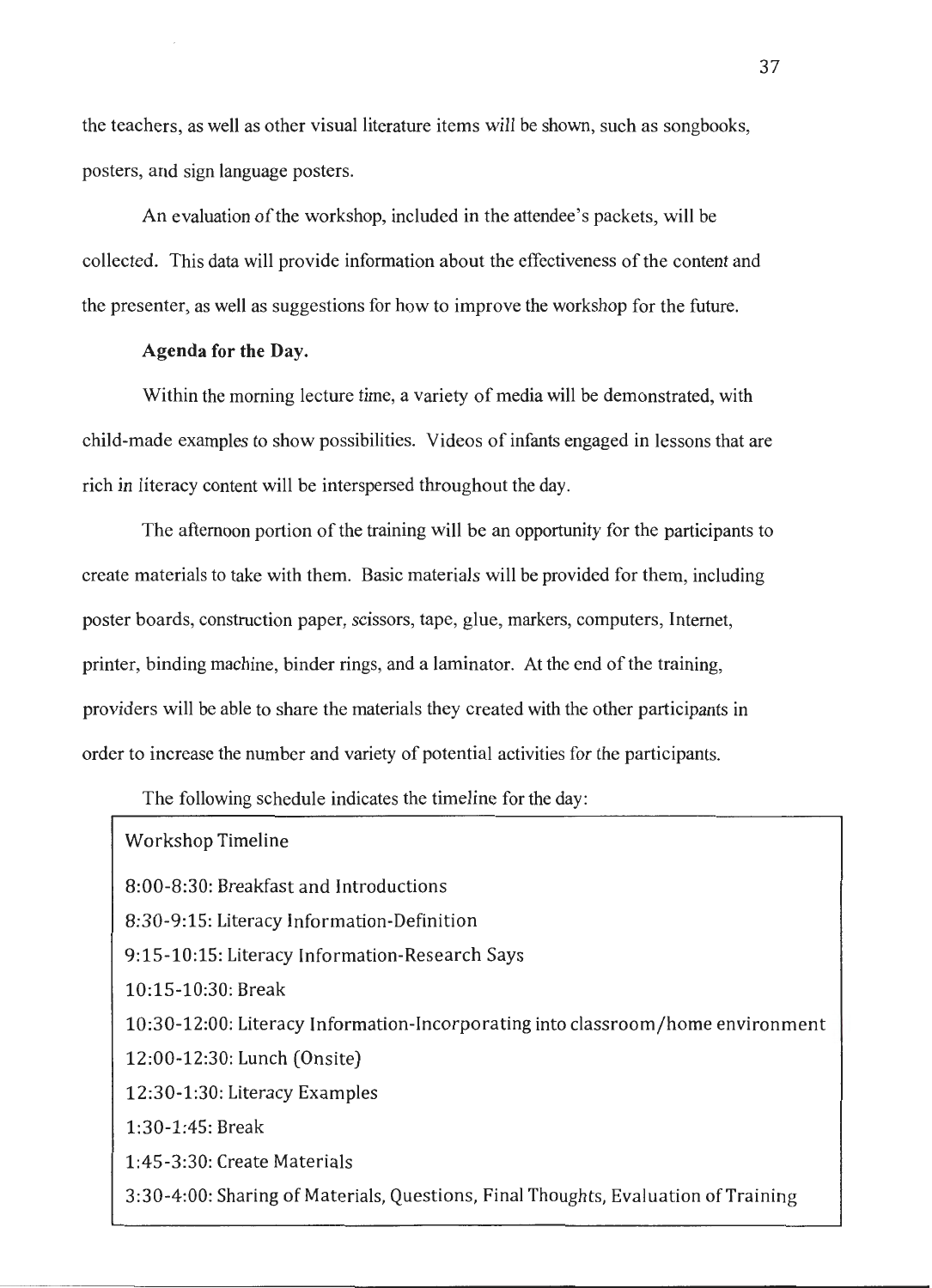the teachers, as well as other visual literature items will be shown, such as songbooks, posters, and sign language posters.

An evaluation of the workshop, included in the attendee's packets, will be collected. This data will provide information about the effectiveness of the content and the presenter, as well as suggestions for how to improve the workshop for the future.

**Agenda for the Day.**

Within the morning lecture time, a variety of media will be demonstrated, with child-made examples to show possibilities. Videos of infants engaged in lessons that are rich in literacy content will be interspersed throughout the day.

The afternoon portion of the training will be an opportunity for the participants to create materials to take with them. Basic materials will be provided for them, including poster boards, construction paper, scissors, tape, glue, markers, computers, Internet, printer, binding machine, binder rings, and a laminator. At the end of the training, providers will be able to share the materials they created with the other participants in order to increase the number and variety of potential activities for the participants.

The following schedule indicates the timeline for the day:

Workshop Timeline

8:00-8:30: Breakfast and Introductions

8:30-9:15: Literacy Information-Definition

9:15-10:15: Literacy Information-Research Says

10:15-10:30: Break

10:30-12:00: Literacy Information-Incorporating into classroom/home environment

12:00-12:30: Lunch (Onsite)

12:30-1:30: Literacy Examples

1:30-1:45: Break

1:45-3:30: Create Materials

3:30-4:00: Sharing of Materials, Questions, Final Thoughts, Evaluation of Training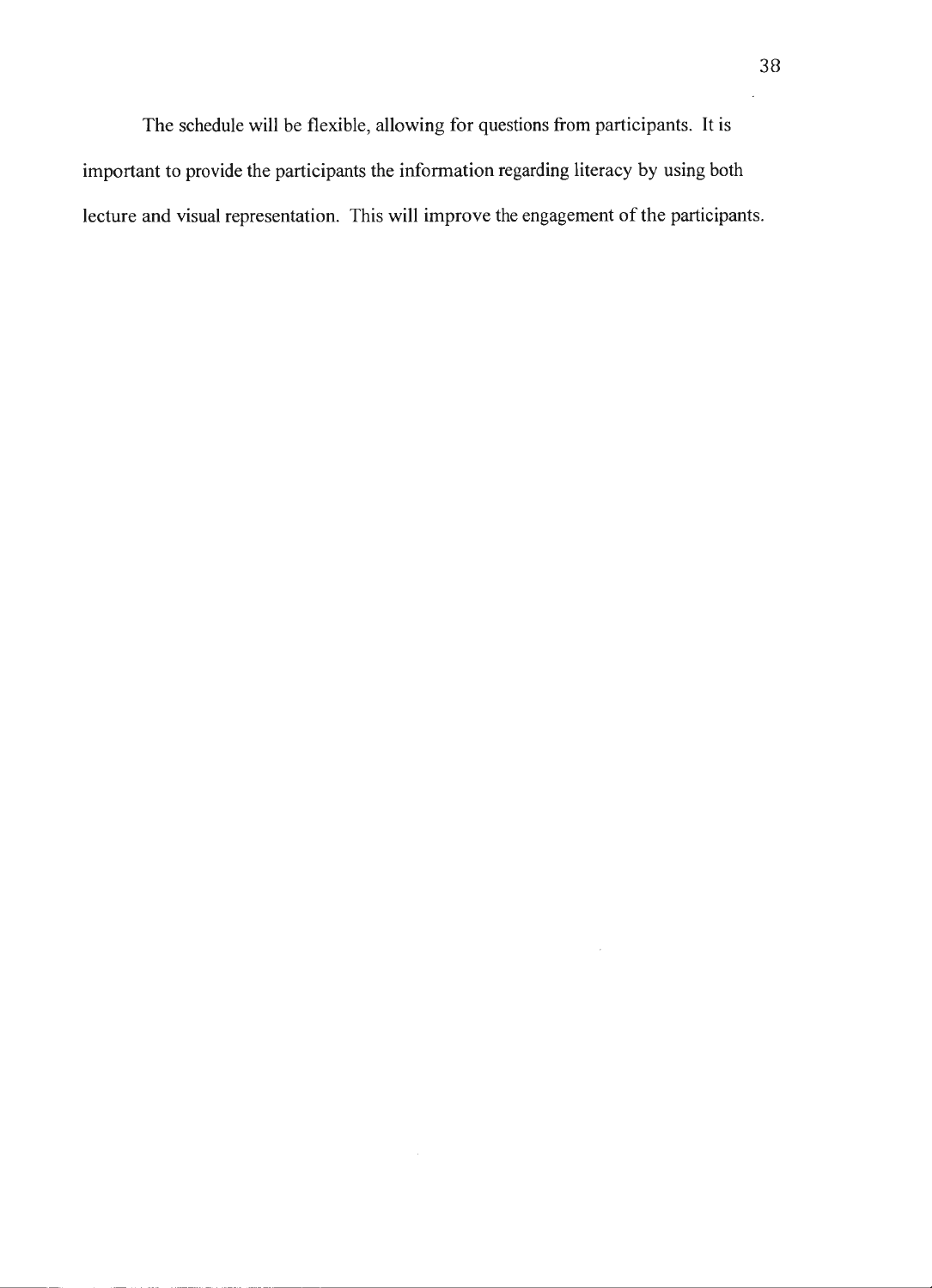The schedule will be flexible, allowing for questions from participants. It is important to provide the participants the information regarding literacy by using both lecture and visual representation. This will improve the engagement of the participants.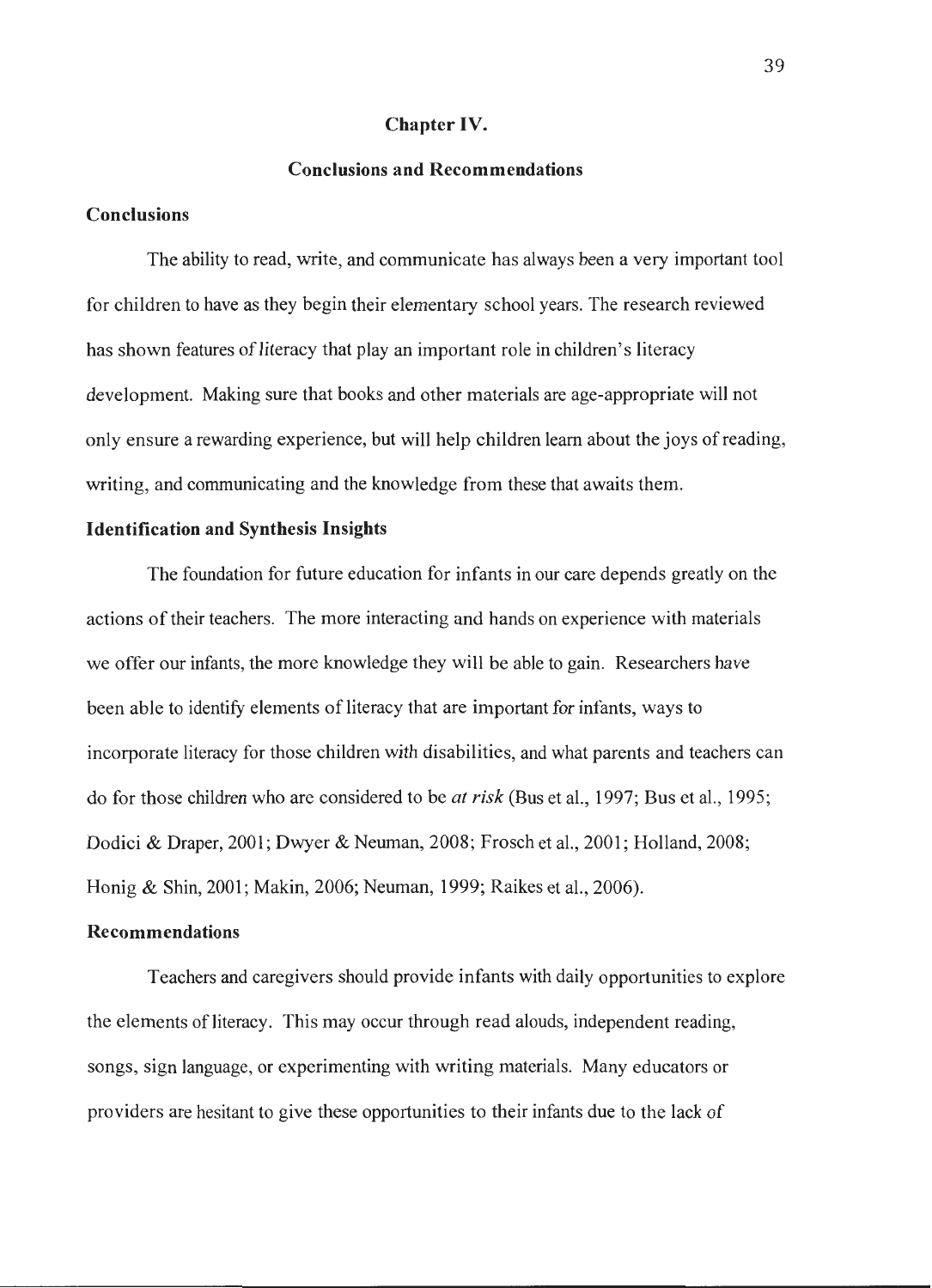# Chapter IV.

## Conclusions and Recommendations

### Conclusions

The ability to read, write, and communicate has always been a very important tool for children to have as they begin their elementary school years. The research reviewed has shown features of literacy that play an important role in children's literacy development. Making sure that books and other materials are age-appropriate will not only ensure a rewarding experience, but will help children learn about the joys of reading, writing, and communicating and the knowledge from these that awaits them.

### Identification and Synthesis Insights

The foundation for future education for infants in our care depends greatly on the actions of their teachers. The more interacting and hands on experience with materials we offer our infants, the more knowledge they will be able to gain. Researchers have been able to identify elements of literacy that are important for infants, ways to incorporate literacy for those children with disabilities, and what parents and teachers can do for those children who are considered to be *at risk* (Bus et al., 1997; Bus et al., 1995; Dodici & Draper, 2001; Dwyer & Neuman, 2008; Frosch et al., 2001; Holland, 2008; Honig & Shin, 2001; Makin, 2006; Neuman, 1999; Raikes et al., 2006).

### Recommendations

Teachers and caregivers should provide infants with daily opportunities to explore the elements of literacy. This may occur through read alouds, independent reading, songs, sign language, or experimenting with writing materials. Many educators or providers are hesitant to give these opportunities to their infants due to the lack of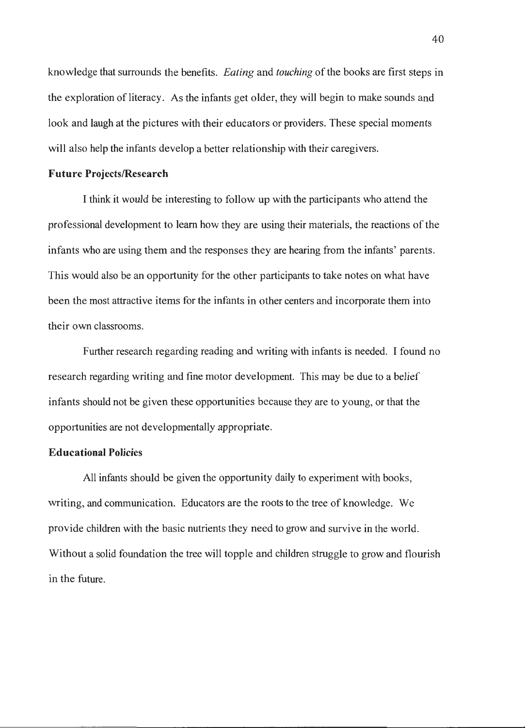knowledge that surrounds the benefits. *Eating* and *touching* of the books are first steps in the exploration of literacy. As the infants get older, they will begin to make sounds and look and laugh at the pictures with their educators or providers. These special moments will also help the infants develop a better relationship with their caregivers.

**Future Projects/Research**

I think it would be interesting to follow up with the participants who attend the professional development to learn how they are using their materials, the reactions of the infants who are using them and the responses they are hearing from the infants' parents. This would also be an opportunity for the other participants to take notes on what have been the most attractive items for the infants in other centers and incorporate them into their own classrooms.

Further research regarding reading and writing with infants is needed. I found no research regarding writing and fine motor development. This may be due to a belief infants should not be given these opportunities because they are to young, or that the opportunities are not developmentally appropriate.

**Educational Policies**

All infants should be given the opportunity daily to experiment with books, writing, and communication. Educators are the roots to the tree of knowledge. We provide children with the basic nutrients they need to grow and survive in the world. Without a solid foundation the tree will topple and children struggle to grow and flourish in the future.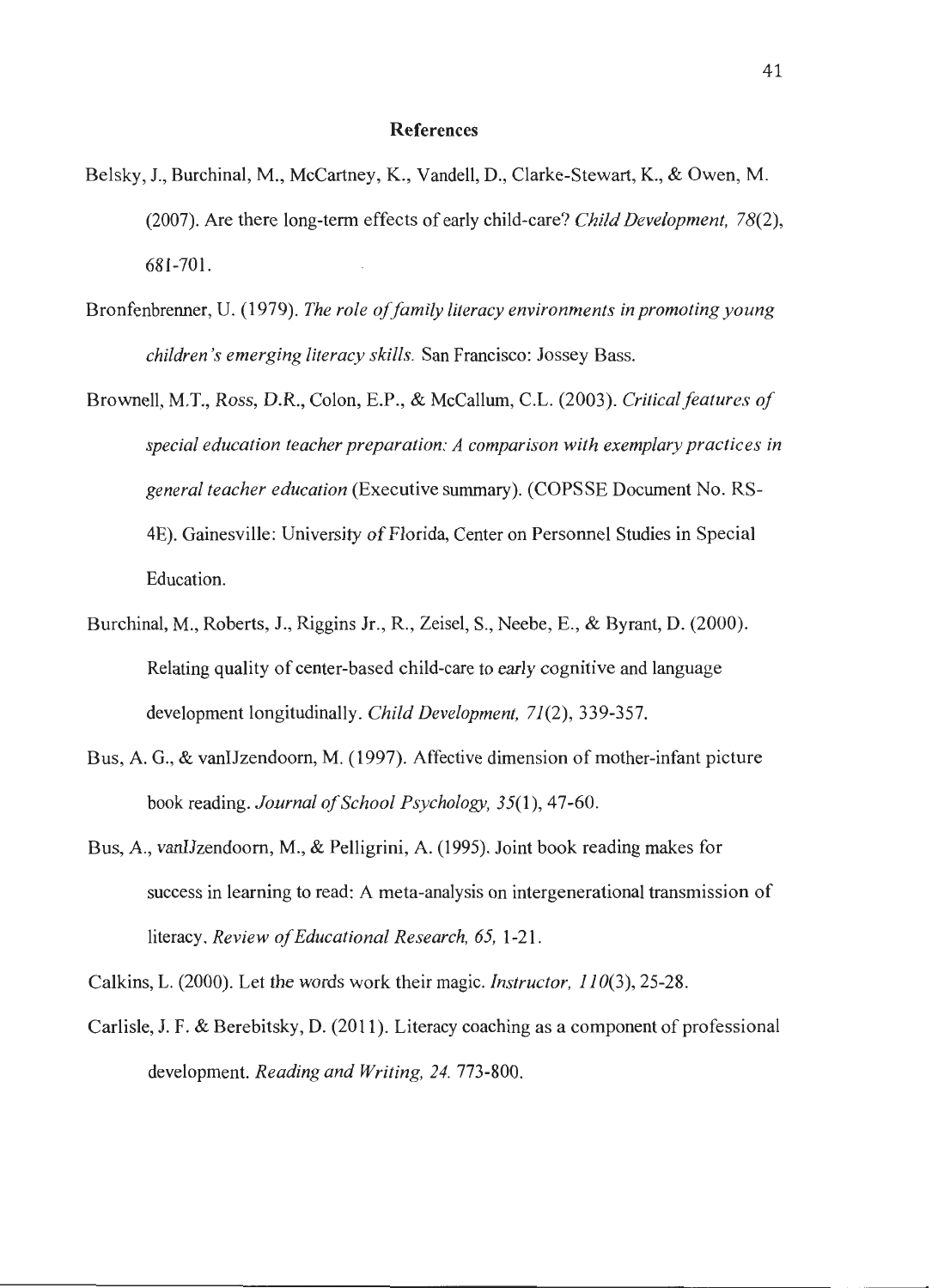# References

Belsky, J., Burchinal, M., McCartney, K., Vandell, D., Clarke-Stewart, K., & Owen, M. (2007). Are there long-term effects of early child-care? *Child Development, 78*(2), 681-701.

Bronfenbrenner, U. (1979). *The role of family literacy environments in promoting young children's emerging literacy skills.* San Francisco: Jossey Bass.

Brownell, M.T., Ross, D.R., Colon, E.P., & McCallum, C.L. (2003). *Critical features of special education teacher preparation: A comparison with exemplary practices in general teacher education* (Executive summary). (COPSSE Document No. RS-4E). Gainesville: University of Florida, Center on Personnel Studies in Special Education.

Burchinal, M., Roberts, J., Riggins Jr., R., Zeisel, S., Neebe, E., & Byrant, D. (2000). Relating quality of center-based child-care to early cognitive and language development longitudinally. *Child Development, 71*(2), 339-357.

Bus, A. G., & vanIJzendoorn, M. (1997). Affective dimension of mother-infant picture book reading. *Journal of School Psychology, 35*(1), 47-60.

Bus, A., vanIJzendoorn, M., & Pelligrini, A. (1995). Joint book reading makes for success in learning to read: A meta-analysis on intergenerational transmission of literacy. *Review of Educational Research, 65,* 1-21.

Calkins, L. (2000). Let the words work their magic. *Instructor, 110*(3), 25-28.

Carlisle, J. F. & Berebitsky, D. (2011). Literacy coaching as a component of professional development. *Reading and Writing, 24.* 773-800.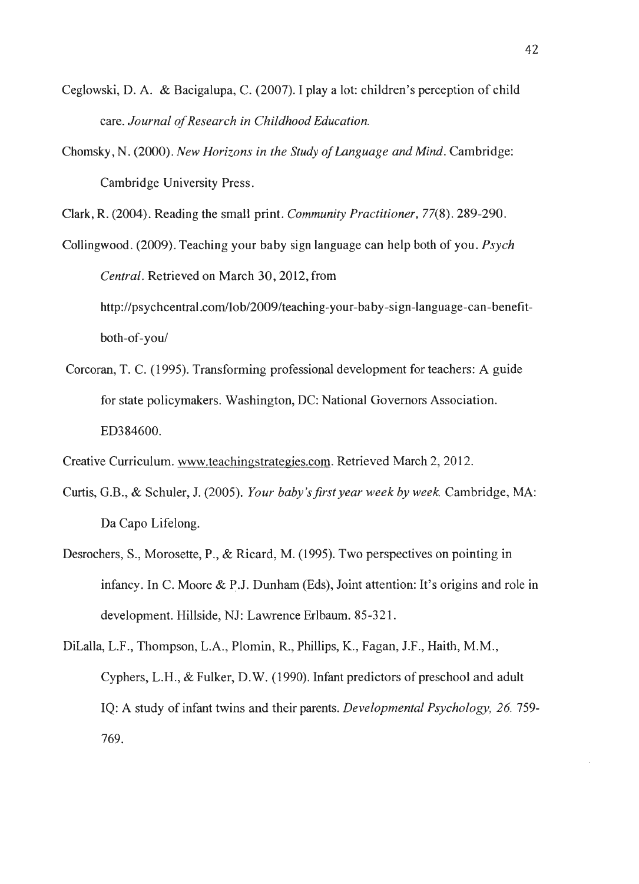Ceglowski, D. A. & Bacigalupa, C. (2007). I play a lot: children's perception of child care. *Journal of Research in Childhood Education.*

Chomsky, N. (2000). *New Horizons in the Study of Language and Mind.* Cambridge: Cambridge University Press.

Clark, R. (2004). Reading the small print. *Community Practitioner, 77*(8). 289-290.

Collingwood. (2009). Teaching your baby sign language can help both of you. *Psych Central*. Retrieved on March 30, 2012, from http://psychcentral.com/lob/2009/teaching-your-baby-sign-language-can-benefit-both-of-you/

Corcoran, T. C. (1995). Transforming professional development for teachers: A guide for state policymakers. Washington, DC: National Governors Association. ED384600.

Creative Curriculum. www.teachingstrategies.com. Retrieved March 2, 2012.

Curtis, G.B., & Schuler, J. (2005). *Your baby's first year week by week.* Cambridge, MA: Da Capo Lifelong.

Desrochers, S., Morosette, P., & Ricard, M. (1995). Two perspectives on pointing in infancy. In C. Moore & P.J. Dunham (Eds), Joint attention: It's origins and role in development. Hillside, NJ: Lawrence Erlbaum. 85-321.

DiLalla, L.F., Thompson, L.A., Plomin, R., Phillips, K., Fagan, J.F., Haith, M.M., Cyphers, L.H., & Fulker, D.W. (1990). Infant predictors of preschool and adult IQ: A study of infant twins and their parents. *Developmental Psychology, 26.* 759-769.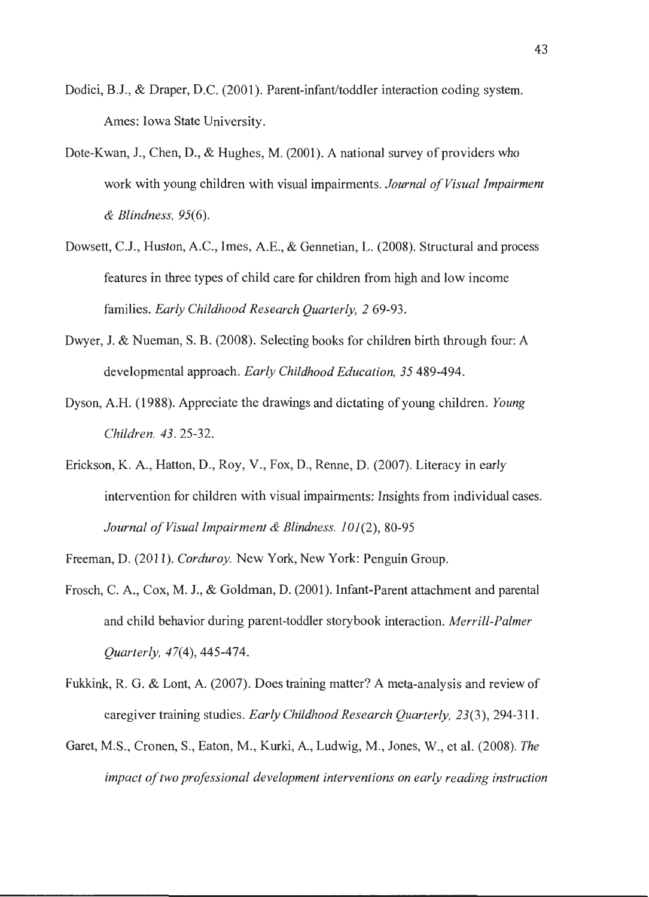Dodici, B.J., & Draper, D.C. (2001). Parent-infant/toddler interaction coding system. Ames: Iowa State University.

Dote-Kwan, J., Chen, D., & Hughes, M. (2001). A national survey of providers who work with young children with visual impairments. *Journal of Visual Impairment & Blindness, 95*(6).

Dowsett, C.J., Huston, A.C., Imes, A.E., & Gennetian, L. (2008). Structural and process features in three types of child care for children from high and low income families. *Early Childhood Research Quarterly, 2* 69-93.

Dwyer, J. & Nueman, S. B. (2008). Selecting books for children birth through four: A developmental approach. *Early Childhood Education, 35* 489-494.

Dyson, A.H. (1988). Appreciate the drawings and dictating of young children. *Young Children. 43*. 25-32.

Erickson, K. A., Hatton, D., Roy, V., Fox, D., Renne, D. (2007). Literacy in early intervention for children with visual impairments: Insights from individual cases. *Journal of Visual Impairment & Blindness. 101*(2), 80-95

Freeman, D. (2011). *Corduroy.* New York, New York: Penguin Group.

Frosch, C. A., Cox, M. J., & Goldman, D. (2001). Infant-Parent attachment and parental and child behavior during parent-toddler storybook interaction. *Merrill-Palmer Quarterly, 47*(4), 445-474.

Fukkink, R. G. & Lont, A. (2007). Does training matter? A meta-analysis and review of caregiver training studies. *Early Childhood Research Quarterly, 23*(3), 294-311.

Garet, M.S., Cronen, S., Eaton, M., Kurki, A., Ludwig, M., Jones, W., et al. (2008). *The impact of two professional development interventions on early reading instruction*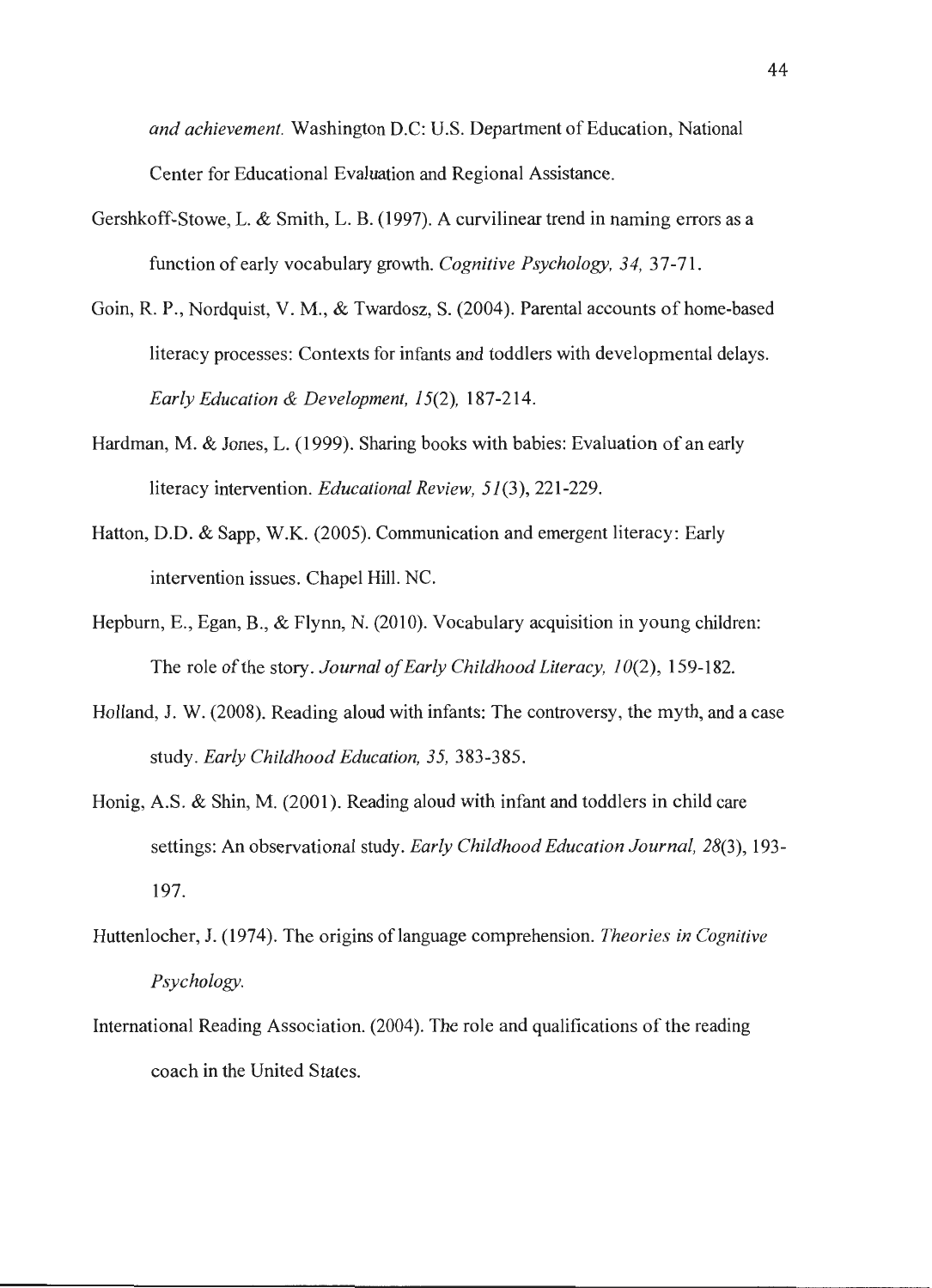*and achievement.* Washington D.C: U.S. Department of Education, National Center for Educational Evaluation and Regional Assistance.

Gershkoff-Stowe, L. & Smith, L. B. (1997). A curvilinear trend in naming errors as a function of early vocabulary growth. *Cognitive Psychology, 34,* 37-71.

Goin, R. P., Nordquist, V. M., & Twardosz, S. (2004). Parental accounts of home-based literacy processes: Contexts for infants and toddlers with developmental delays. *Early Education & Development, 15*(2), 187-214.

Hardman, M. & Jones, L. (1999). Sharing books with babies: Evaluation of an early literacy intervention. *Educational Review, 51*(3), 221-229.

Hatton, D.D. & Sapp, W.K. (2005). Communication and emergent literacy: Early intervention issues. Chapel Hill. NC.

Hepburn, E., Egan, B., & Flynn, N. (2010). Vocabulary acquisition in young children: The role of the story. *Journal of Early Childhood Literacy, 10*(2), 159-182.

Holland, J. W. (2008). Reading aloud with infants: The controversy, the myth, and a case study. *Early Childhood Education, 35,* 383-385.

Honig, A.S. & Shin, M. (2001). Reading aloud with infant and toddlers in child care settings: An observational study. *Early Childhood Education Journal, 28*(3), 193-197.

Huttenlocher, J. (1974). The origins of language comprehension. *Theories in Cognitive Psychology.*

International Reading Association. (2004). The role and qualifications of the reading coach in the United States.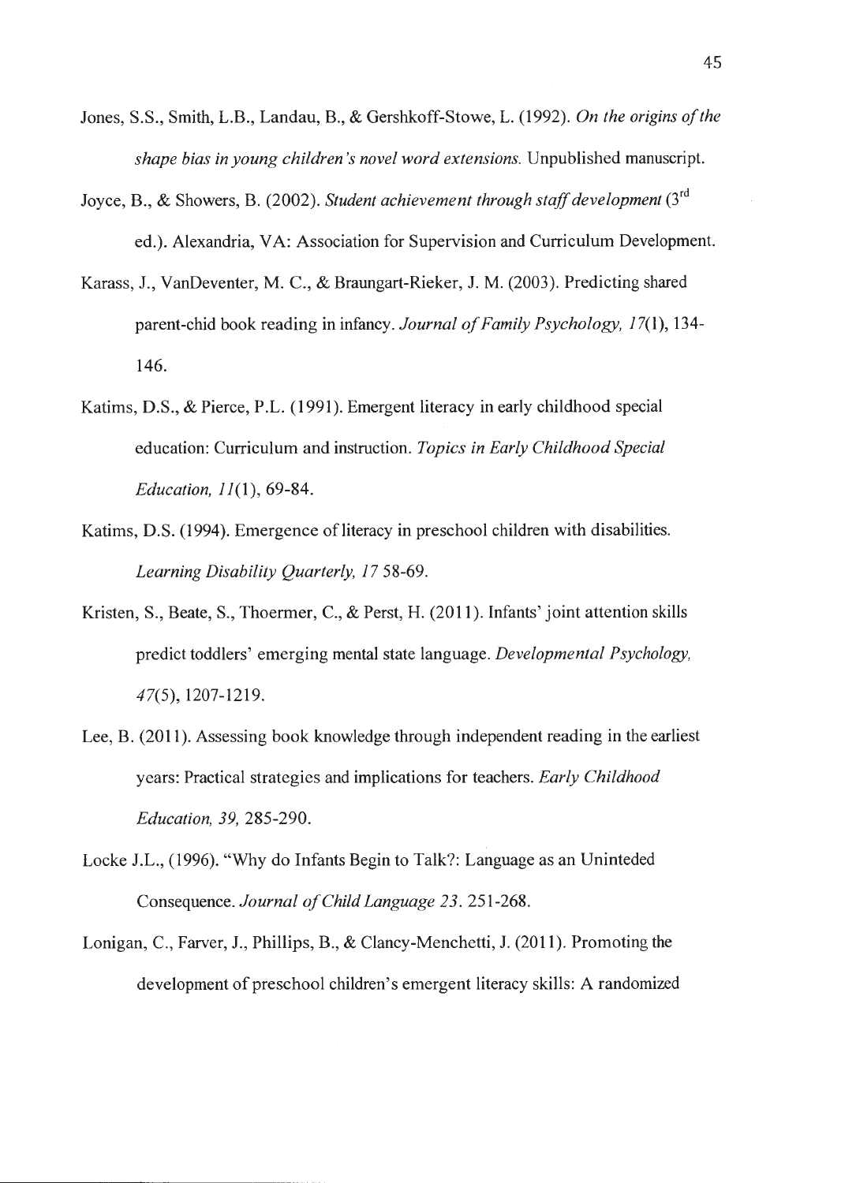Jones, S.S., Smith, L.B., Landau, B., & Gershkoff-Stowe, L. (1992). *On the origins of the shape bias in young children's novel word extensions.* Unpublished manuscript.

Joyce, B., & Showers, B. (2002). *Student achievement through staff development* (3rd ed.). Alexandria, VA: Association for Supervision and Curriculum Development.

Karass, J., VanDeventer, M. C., & Braungart-Rieker, J. M. (2003). Predicting shared parent-chid book reading in infancy. *Journal of Family Psychology, 17*(1), 134-146.

Katims, D.S., & Pierce, P.L. (1991). Emergent literacy in early childhood special education: Curriculum and instruction. *Topics in Early Childhood Special Education, 11*(1), 69-84.

Katims, D.S. (1994). Emergence of literacy in preschool children with disabilities. *Learning Disability Quarterly, 17* 58-69.

Kristen, S., Beate, S., Thoermer, C., & Perst, H. (2011). Infants' joint attention skills predict toddlers' emerging mental state language. *Developmental Psychology, 47*(5), 1207-1219.

Lee, B. (2011). Assessing book knowledge through independent reading in the earliest years: Practical strategies and implications for teachers. *Early Childhood Education, 39,* 285-290.

Locke J.L., (1996). "Why do Infants Begin to Talk?: Language as an Uninteded Consequence. *Journal of Child Language 23*. 251-268.

Lonigan, C., Farver, J., Phillips, B., & Clancy-Menchetti, J. (2011). Promoting the development of preschool children's emergent literacy skills: A randomized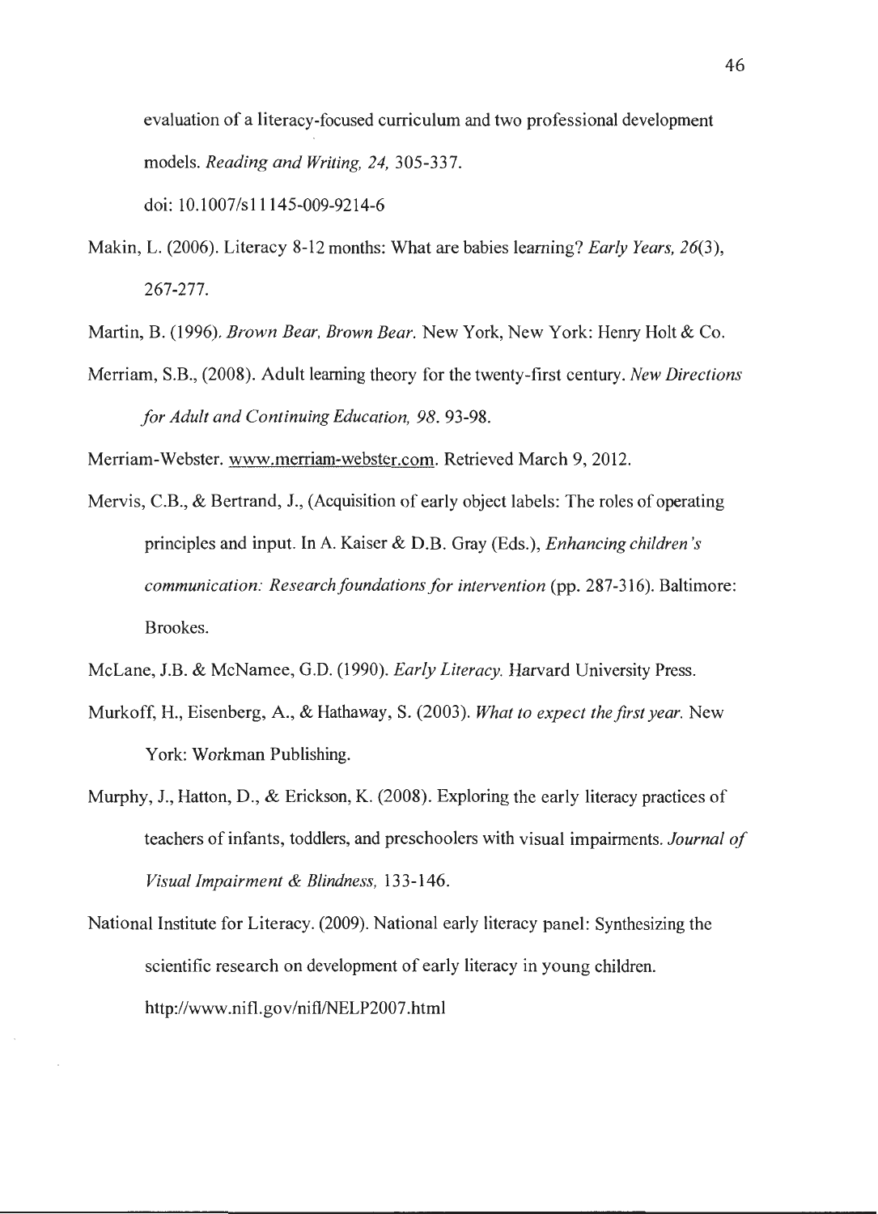evaluation of a literacy-focused curriculum and two professional development models. *Reading and Writing, 24,* 305-337. doi: 10.1007/s11145-009-9214-6

Makin, L. (2006). Literacy 8-12 months: What are babies learning? *Early Years, 26*(3), 267-277.

Martin, B. (1996). *Brown Bear, Brown Bear.* New York, New York: Henry Holt & Co.

Merriam, S.B., (2008). Adult learning theory for the twenty-first century. *New Directions for Adult and Continuing Education, 98.* 93-98.

Merriam-Webster. www.merriam-webster.com. Retrieved March 9, 2012.

Mervis, C.B., & Bertrand, J., (Acquisition of early object labels: The roles of operating principles and input. In A. Kaiser & D.B. Gray (Eds.), *Enhancing children's communication: Research foundations for intervention* (pp. 287-316). Baltimore: Brookes.

McLane, J.B. & McNamee, G.D. (1990). *Early Literacy.* Harvard University Press.

Murkoff, H., Eisenberg, A., & Hathaway, S. (2003). *What to expect the first year.* New York: Workman Publishing.

Murphy, J., Hatton, D., & Erickson, K. (2008). Exploring the early literacy practices of teachers of infants, toddlers, and preschoolers with visual impairments. *Journal of Visual Impairment & Blindness,* 133-146.

National Institute for Literacy. (2009). National early literacy panel: Synthesizing the scientific research on development of early literacy in young children. http://www.nifl.gov/nifl/NELP2007.html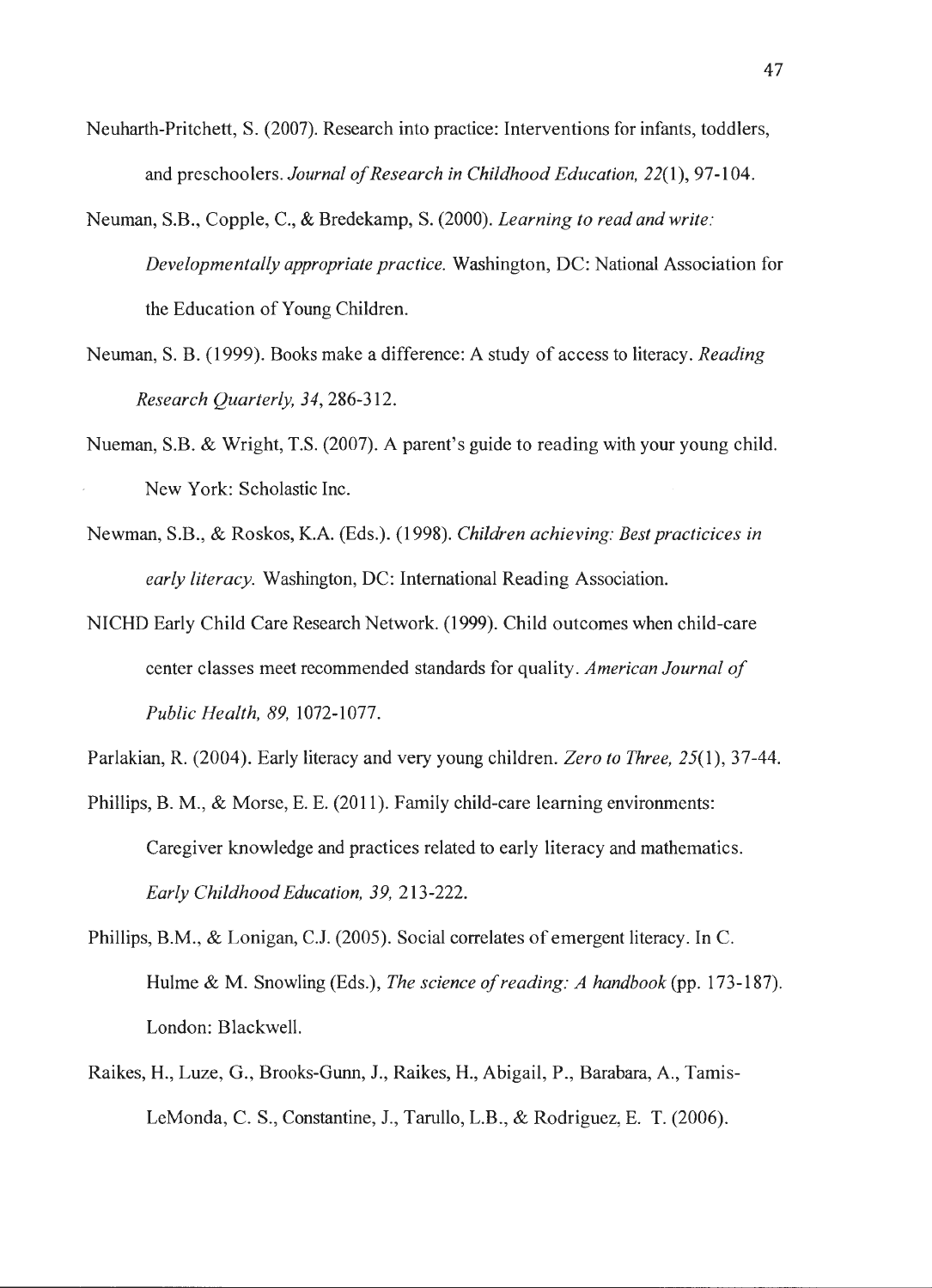Neuharth-Pritchett, S. (2007). Research into practice: Interventions for infants, toddlers, and preschoolers. *Journal of Research in Childhood Education, 22*(1), 97-104.

Neuman, S.B., Copple, C., & Bredekamp, S. (2000). *Learning to read and write: Developmentally appropriate practice.* Washington, DC: National Association for the Education of Young Children.

Neuman, S. B. (1999). Books make a difference: A study of access to literacy. *Reading Research Quarterly, 34*, 286-312.

Nueman, S.B. & Wright, T.S. (2007). A parent's guide to reading with your young child. New York: Scholastic Inc.

Newman, S.B., & Roskos, K.A. (Eds.). (1998). *Children achieving: Best practicices in early literacy.* Washington, DC: International Reading Association.

NICHD Early Child Care Research Network. (1999). Child outcomes when child-care center classes meet recommended standards for quality. *American Journal of Public Health, 89,* 1072-1077.

Parlakian, R. (2004). Early literacy and very young children. *Zero to Three, 25*(1), 37-44.

Phillips, B. M., & Morse, E. E. (2011). Family child-care learning environments: Caregiver knowledge and practices related to early literacy and mathematics. *Early Childhood Education, 39,* 213-222.

Phillips, B.M., & Lonigan, C.J. (2005). Social correlates of emergent literacy. In C. Hulme & M. Snowling (Eds.), *The science of reading: A handbook* (pp. 173-187). London: Blackwell.

Raikes, H., Luze, G., Brooks-Gunn, J., Raikes, H., Abigail, P., Barabara, A., Tamis-LeMonda, C. S., Constantine, J., Tarullo, L.B., & Rodriguez, E. T. (2006).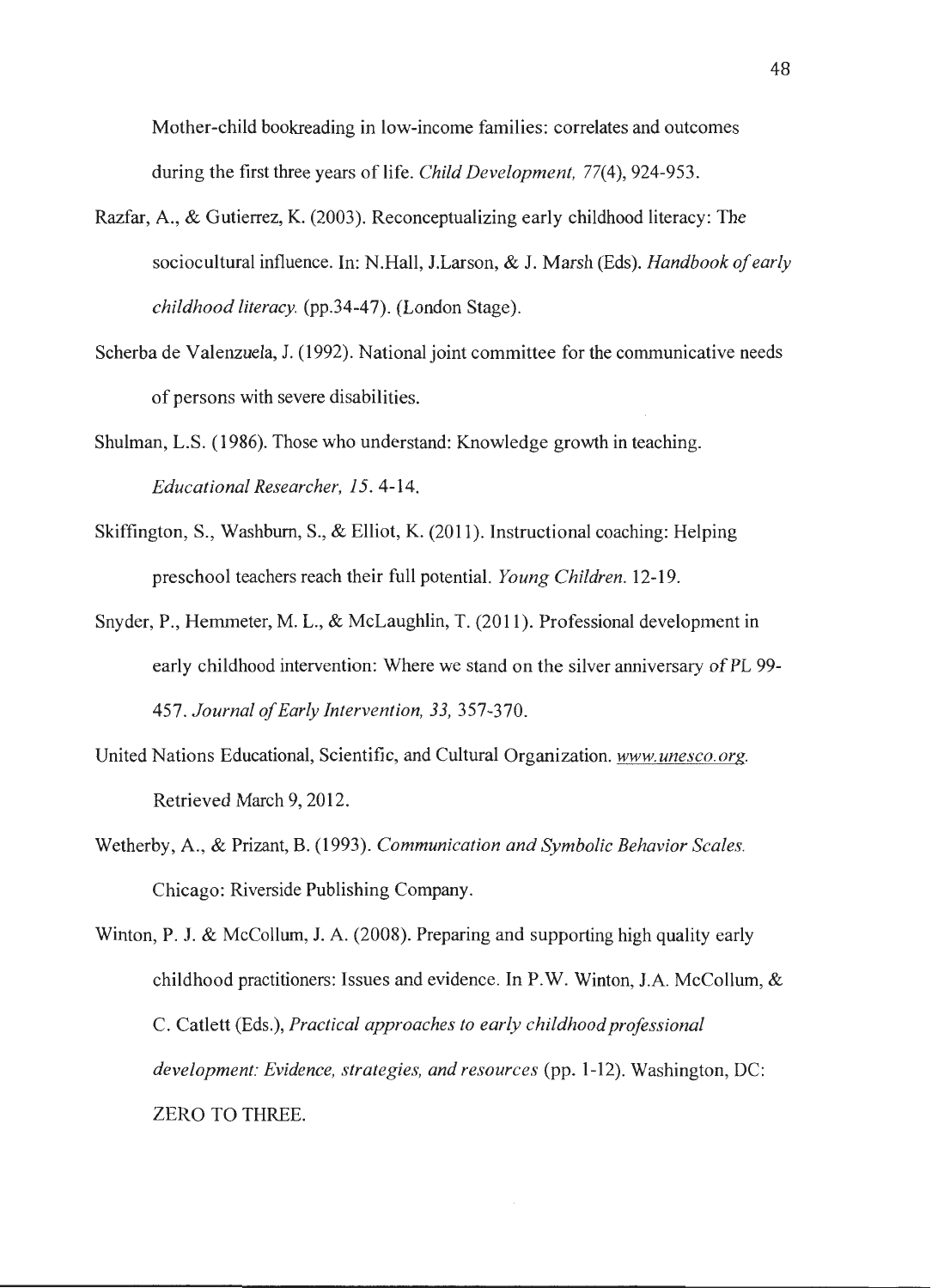Mother-child bookreading in low-income families: correlates and outcomes during the first three years of life. *Child Development, 77*(4), 924-953.

Razfar, A., & Gutierrez, K. (2003). Reconceptualizing early childhood literacy: The sociocultural influence. In: N.Hall, J.Larson, & J. Marsh (Eds). *Handbook of early childhood literacy.* (pp.34-47). (London Stage).

Scherba de Valenzuela, J. (1992). National joint committee for the communicative needs of persons with severe disabilities.

Shulman, L.S. (1986). Those who understand: Knowledge growth in teaching. *Educational Researcher, 15.* 4-14.

Skiffington, S., Washburn, S., & Elliot, K. (2011). Instructional coaching: Helping preschool teachers reach their full potential. *Young Children.* 12-19.

Snyder, P., Hemmeter, M. L., & McLaughlin, T. (2011). Professional development in early childhood intervention: Where we stand on the silver anniversary of PL 99-457. *Journal of Early Intervention, 33,* 357-370.

United Nations Educational, Scientific, and Cultural Organization. www.unesco.org. Retrieved March 9, 2012.

Wetherby, A., & Prizant, B. (1993). *Communication and Symbolic Behavior Scales.* Chicago: Riverside Publishing Company.

Winton, P. J. & McCollum, J. A. (2008). Preparing and supporting high quality early childhood practitioners: Issues and evidence. In P.W. Winton, J.A. McCollum, & C. Catlett (Eds.), *Practical approaches to early childhood professional development: Evidence, strategies, and resources* (pp. 1-12). Washington, DC: ZERO TO THREE.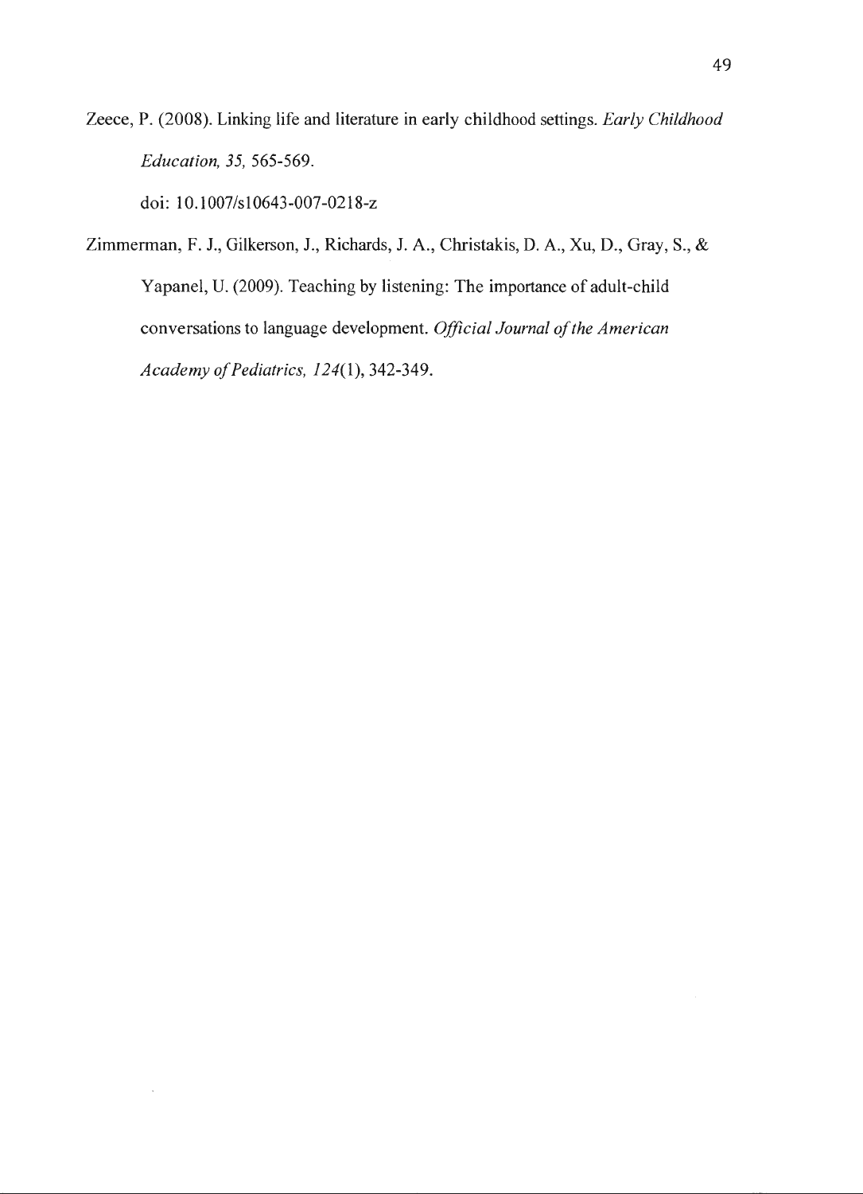Zeece, P. (2008). Linking life and literature in early childhood settings. *Early Childhood Education, 35,* 565-569.

doi: 10.1007/s10643-007-0218-z

Zimmerman, F. J., Gilkerson, J., Richards, J. A., Christakis, D. A., Xu, D., Gray, S., & Yapanel, U. (2009). Teaching by listening: The importance of adult-child conversations to language development. *Official Journal of the American Academy of Pediatrics, 124*(1), 342-349.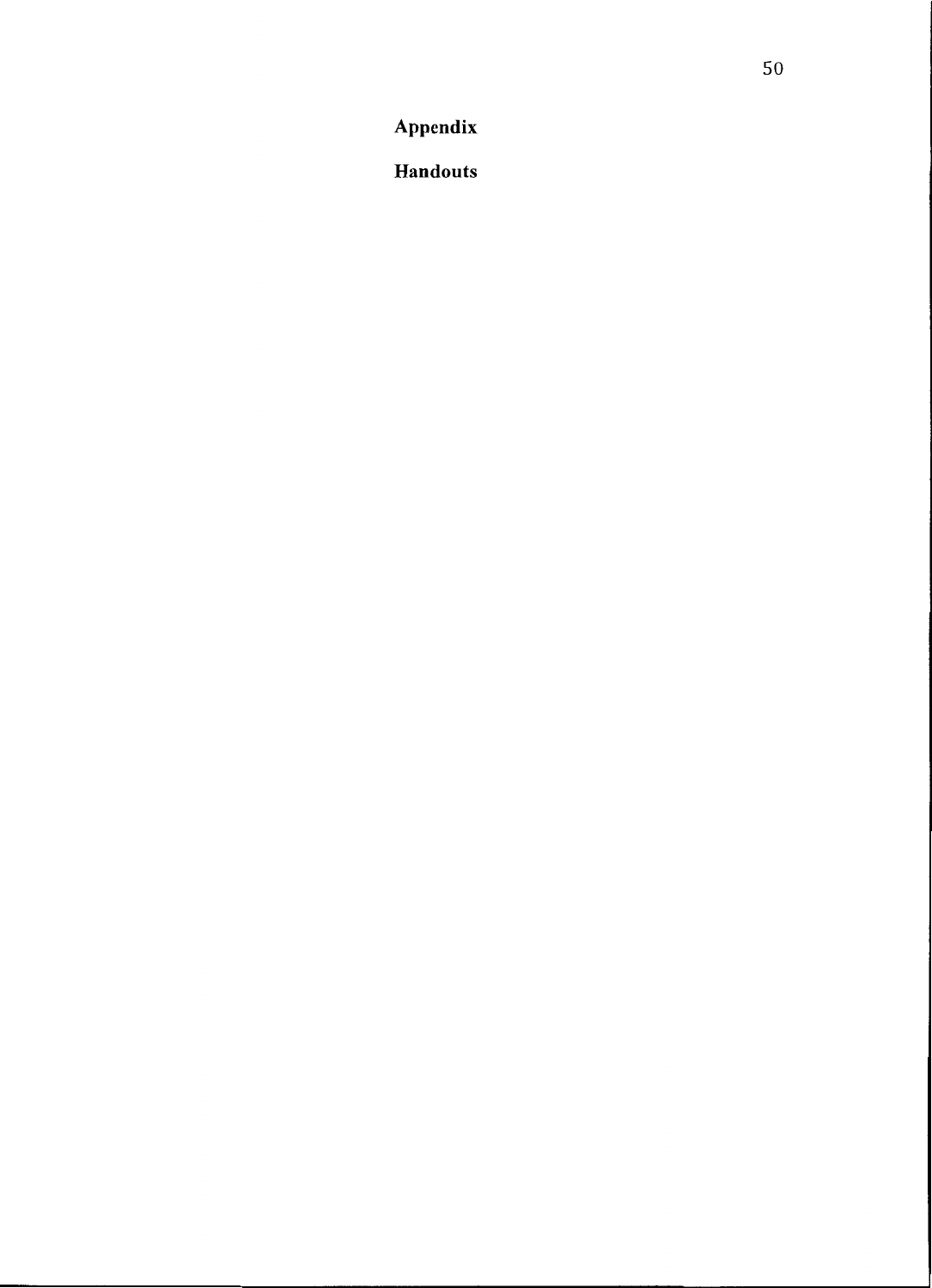## Appendix

### Handouts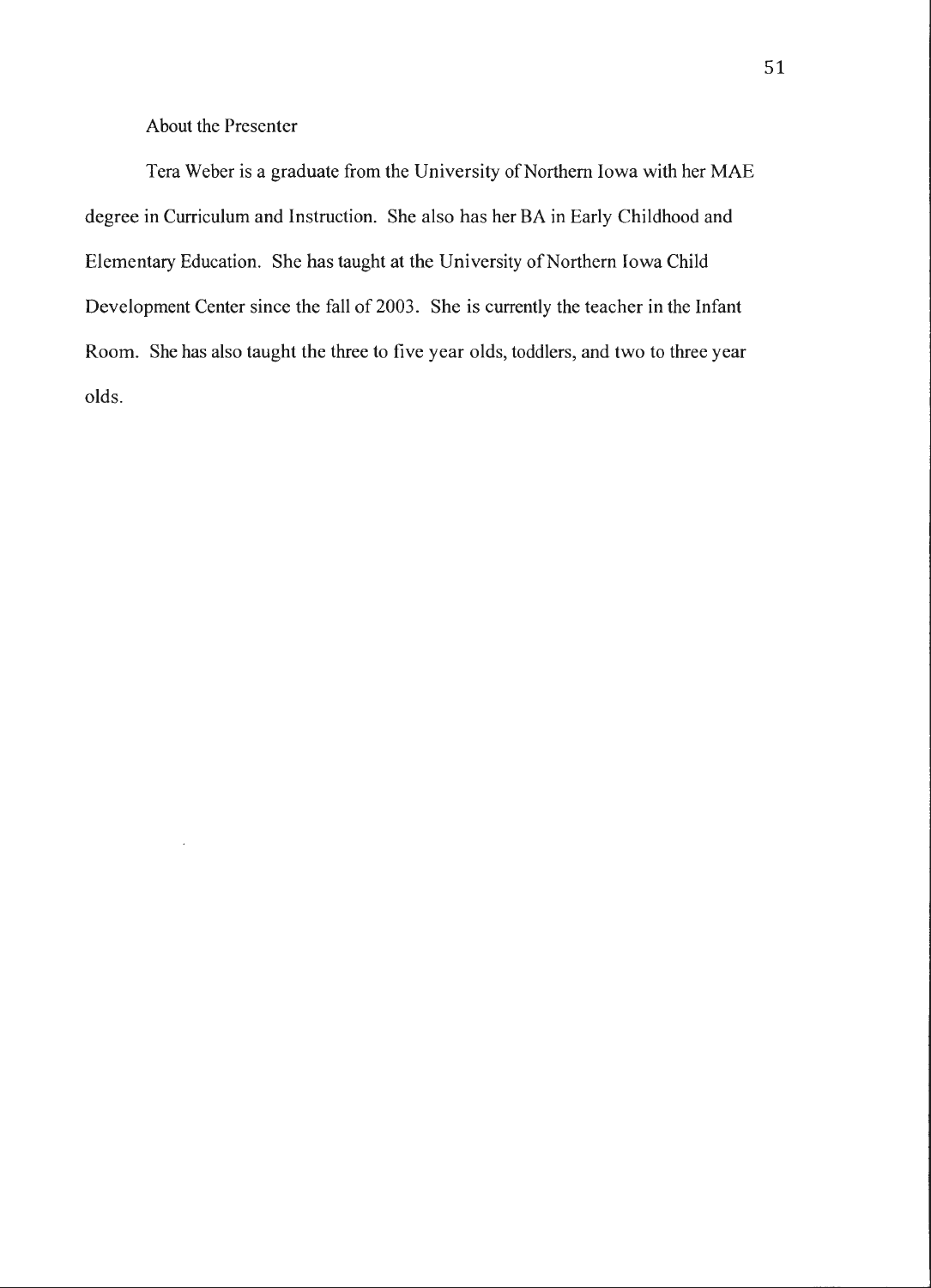## About the Presenter

Tera Weber is a graduate from the University of Northern Iowa with her MAE degree in Curriculum and Instruction. She also has her BA in Early Childhood and Elementary Education. She has taught at the University of Northern Iowa Child Development Center since the fall of 2003. She is currently the teacher in the Infant Room. She has also taught the three to five year olds, toddlers, and two to three year olds.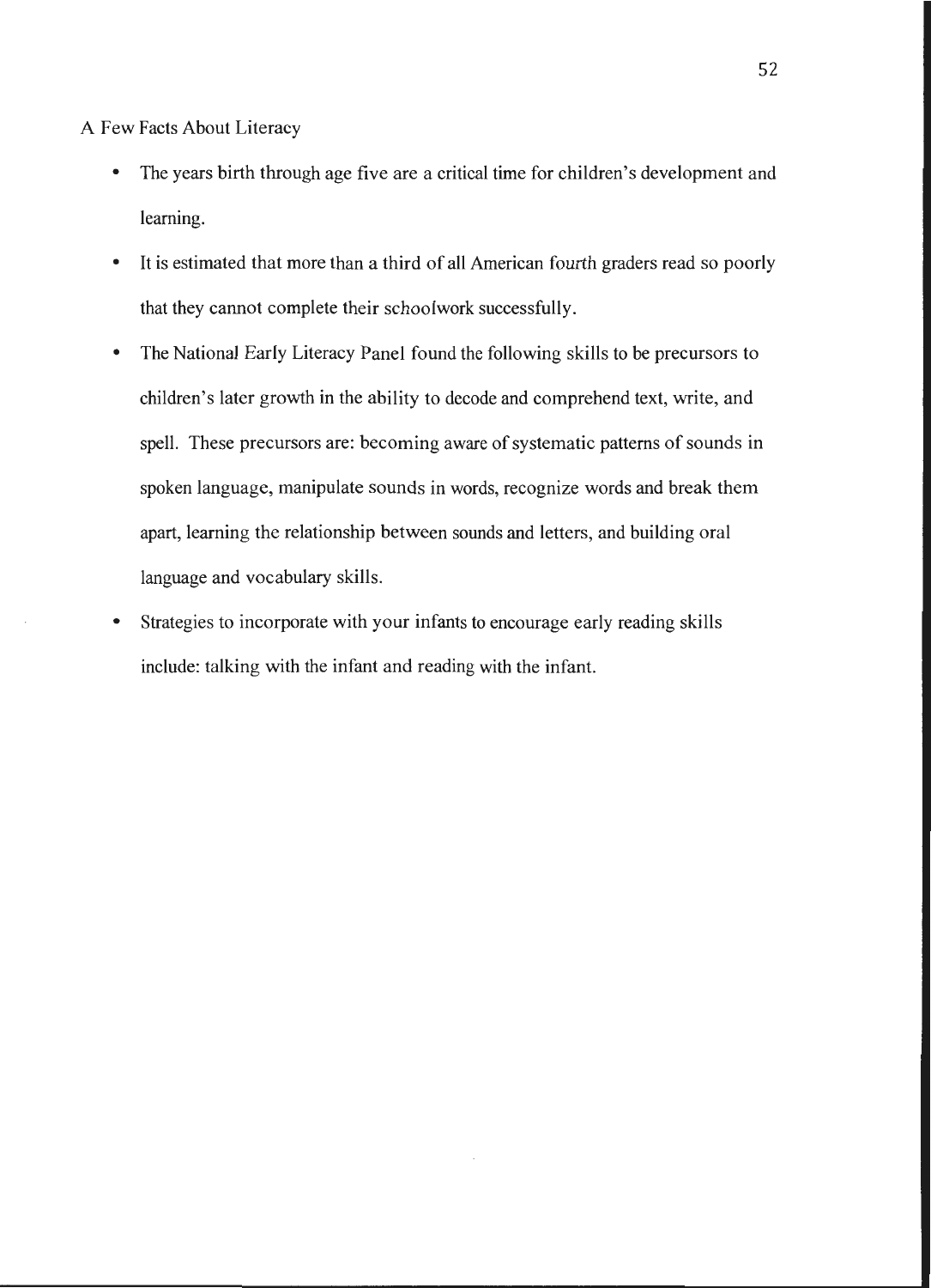A Few Facts About Literacy

- The years birth through age five are a critical time for children's development and learning.
- It is estimated that more than a third of all American fourth graders read so poorly that they cannot complete their schoolwork successfully.
- The National Early Literacy Panel found the following skills to be precursors to children's later growth in the ability to decode and comprehend text, write, and spell. These precursors are: becoming aware of systematic patterns of sounds in spoken language, manipulate sounds in words, recognize words and break them apart, learning the relationship between sounds and letters, and building oral language and vocabulary skills.
- Strategies to incorporate with your infants to encourage early reading skills include: talking with the infant and reading with the infant.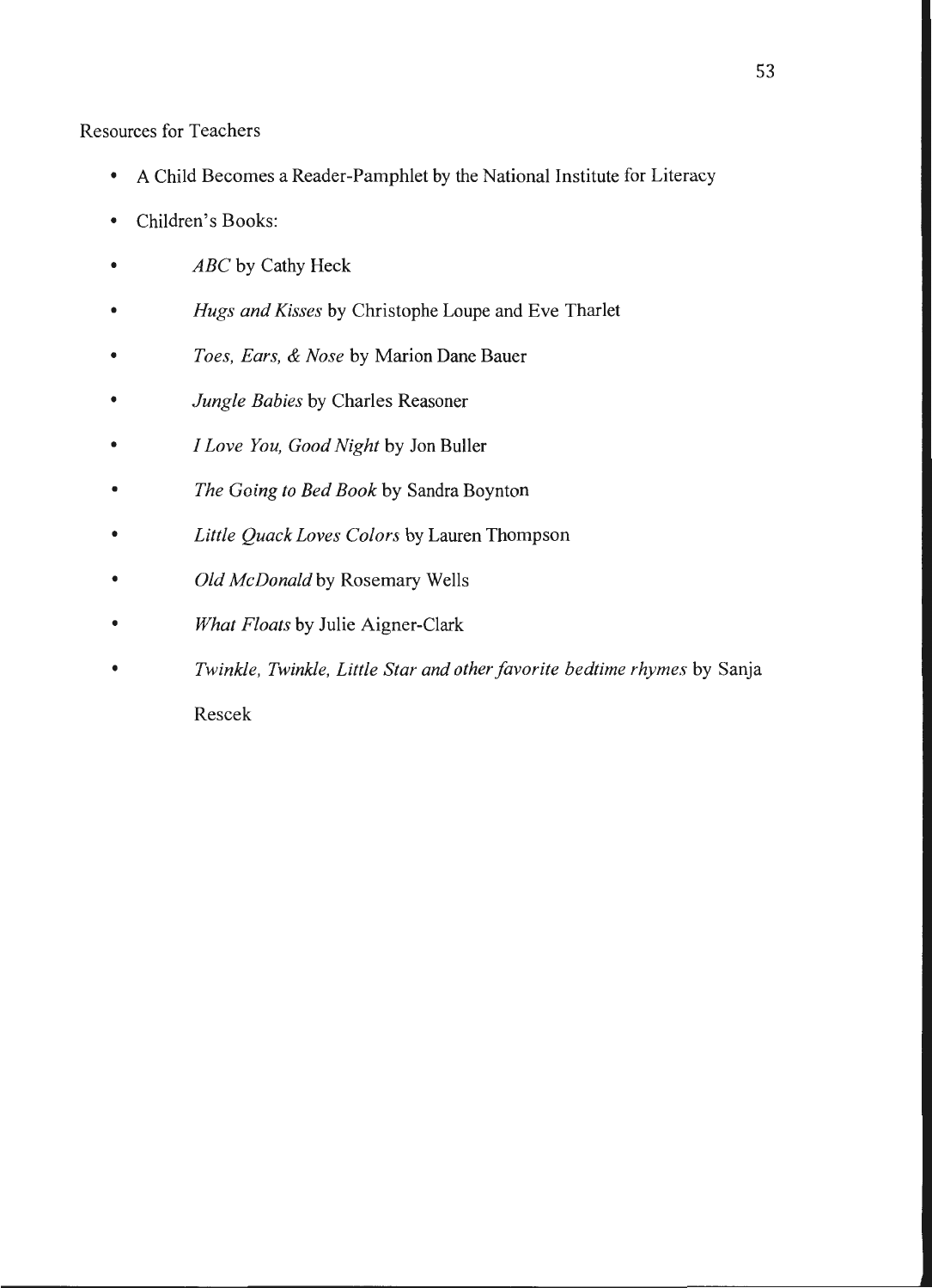Resources for Teachers

- A Child Becomes a Reader-Pamphlet by the National Institute for Literacy
- Children's Books:
- *ABC* by Cathy Heck
- *Hugs and Kisses* by Christophe Loupe and Eve Tharlet
- *Toes, Ears, & Nose* by Marion Dane Bauer
- *Jungle Babies* by Charles Reasoner
- *I Love You, Good Night* by Jon Buller
- *The Going to Bed Book* by Sandra Boynton
- *Little Quack Loves Colors* by Lauren Thompson
- *Old McDonald* by Rosemary Wells
- *What Floats* by Julie Aigner-Clark
- *Twinkle, Twinkle, Little Star and other favorite bedtime rhymes* by Sanja Rescek